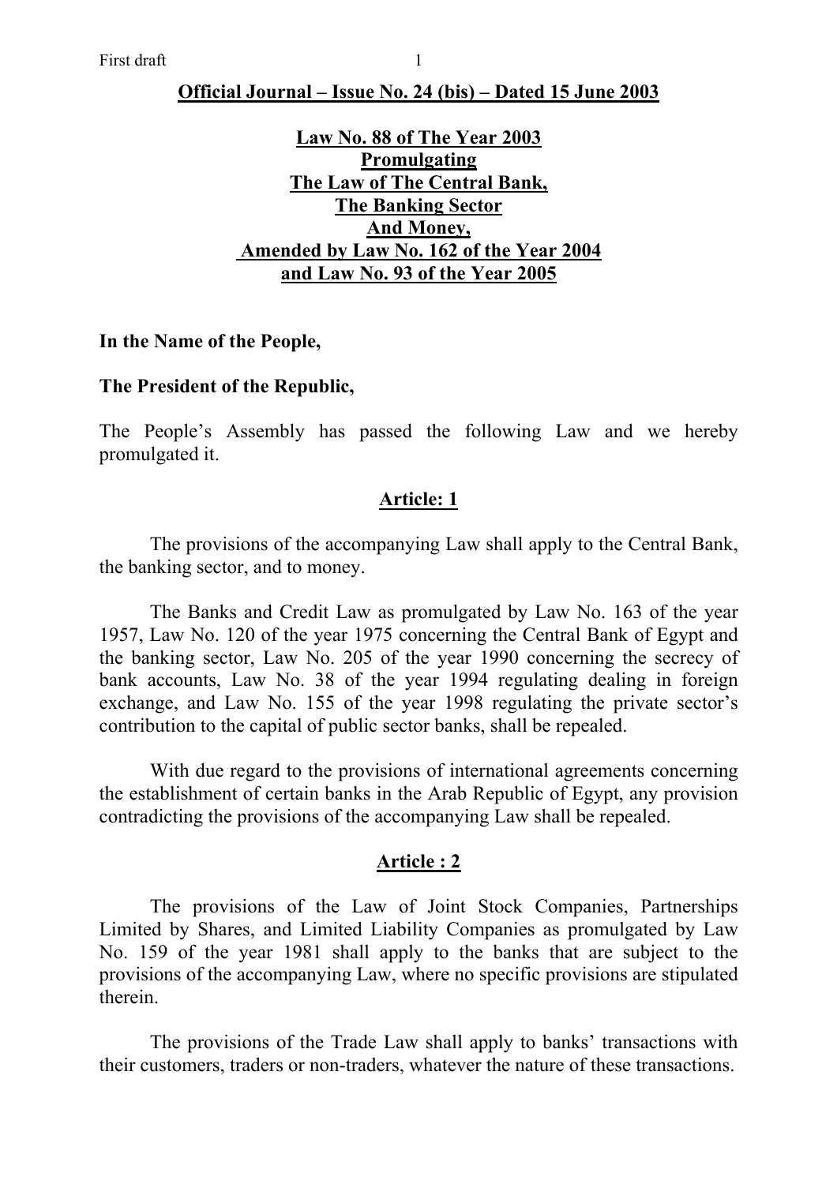**Official Journal – Issue No. 24 (bis) – Dated 15 June 2003**

# Law No. 88 of The Year 2003 Promulgating The Law of The Central Bank, The Banking Sector And Money, Amended by Law No. 162 of the Year 2004 and Law No. 93 of the Year 2005

**In the Name of the People,**

**The President of the Republic,**

The People's Assembly has passed the following Law and we hereby promulgated it.

## Article: 1

The provisions of the accompanying Law shall apply to the Central Bank, the banking sector, and to money.

The Banks and Credit Law as promulgated by Law No. 163 of the year 1957, Law No. 120 of the year 1975 concerning the Central Bank of Egypt and the banking sector, Law No. 205 of the year 1990 concerning the secrecy of bank accounts, Law No. 38 of the year 1994 regulating dealing in foreign exchange, and Law No. 155 of the year 1998 regulating the private sector's contribution to the capital of public sector banks, shall be repealed.

With due regard to the provisions of international agreements concerning the establishment of certain banks in the Arab Republic of Egypt, any provision contradicting the provisions of the accompanying Law shall be repealed.

## Article : 2

The provisions of the Law of Joint Stock Companies, Partnerships Limited by Shares, and Limited Liability Companies as promulgated by Law No. 159 of the year 1981 shall apply to the banks that are subject to the provisions of the accompanying Law, where no specific provisions are stipulated therein.

The provisions of the Trade Law shall apply to banks' transactions with their customers, traders or non-traders, whatever the nature of these transactions.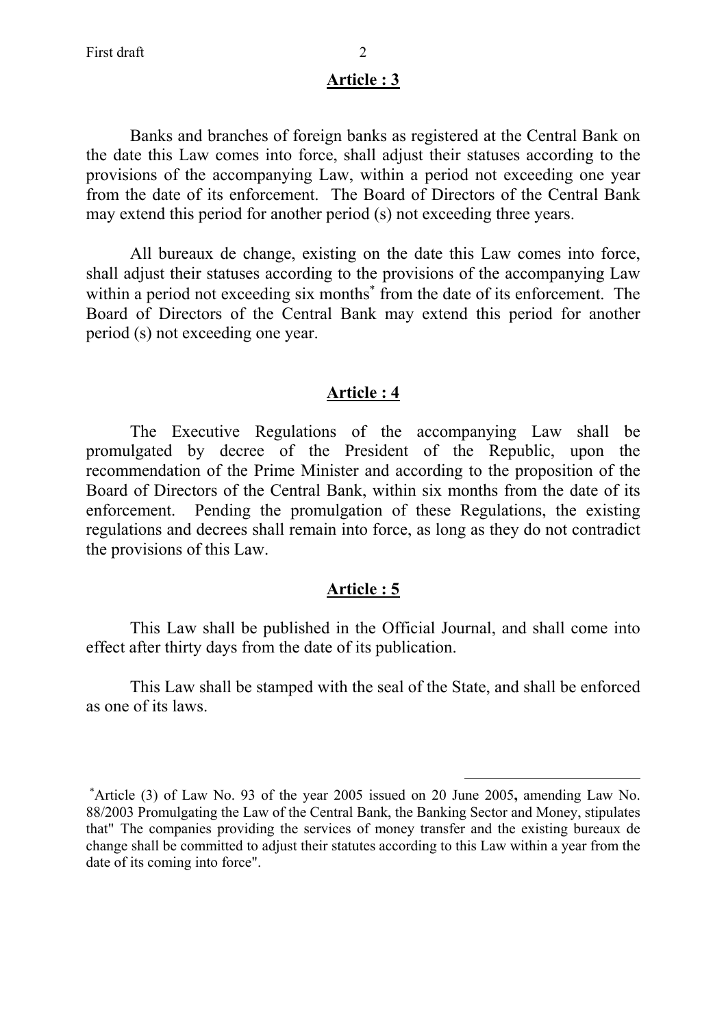## Article : 3

Banks and branches of foreign banks as registered at the Central Bank on the date this Law comes into force, shall adjust their statuses according to the provisions of the accompanying Law, within a period not exceeding one year from the date of its enforcement. The Board of Directors of the Central Bank may extend this period for another period (s) not exceeding three years.

All bureaux de change, existing on the date this Law comes into force, shall adjust their statuses according to the provisions of the accompanying Law within a period not exceeding six months[*] from the date of its enforcement. The Board of Directors of the Central Bank may extend this period for another period (s) not exceeding one year.

## Article : 4

The Executive Regulations of the accompanying Law shall be promulgated by decree of the President of the Republic, upon the recommendation of the Prime Minister and according to the proposition of the Board of Directors of the Central Bank, within six months from the date of its enforcement. Pending the promulgation of these Regulations, the existing regulations and decrees shall remain into force, as long as they do not contradict the provisions of this Law.

## Article : 5

This Law shall be published in the Official Journal, and shall come into effect after thirty days from the date of its publication.

This Law shall be stamped with the seal of the State, and shall be enforced as one of its laws.

---

[*] Article (3) of Law No. 93 of the year 2005 issued on 20 June 2005**,** amending Law No. 88/2003 Promulgating the Law of the Central Bank, the Banking Sector and Money, stipulates that" The companies providing the services of money transfer and the existing bureaux de change shall be committed to adjust their statutes according to this Law within a year from the date of its coming into force".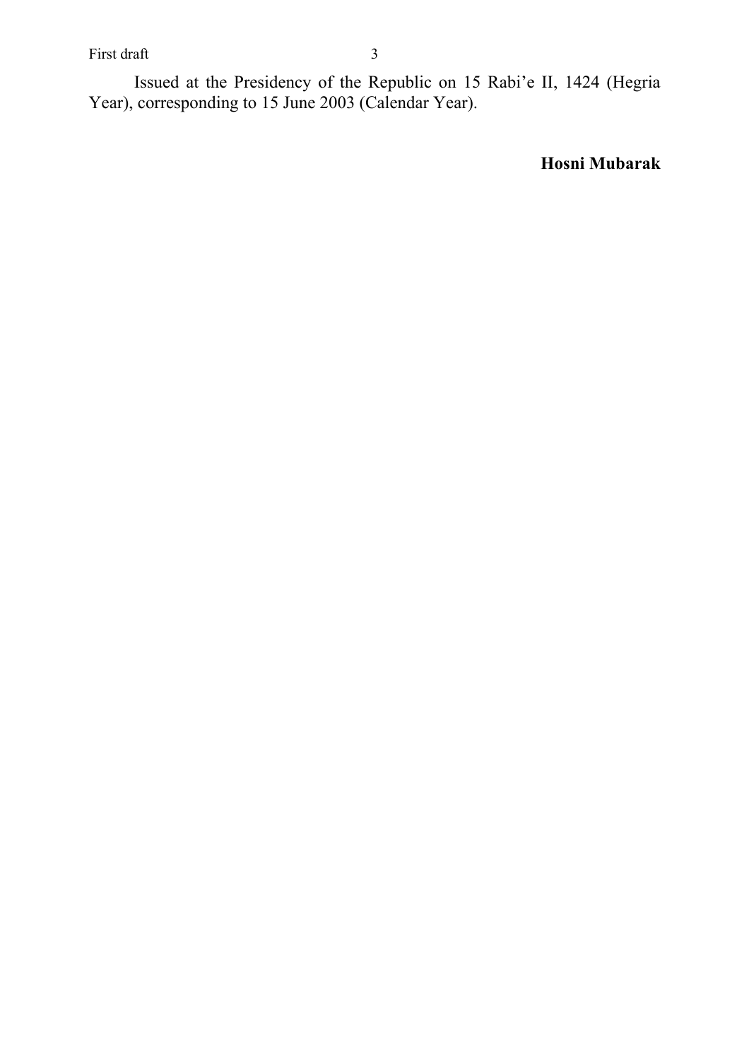Issued at the Presidency of the Republic on 15 Rabi'e II, 1424 (Hegria Year), corresponding to 15 June 2003 (Calendar Year).

**Hosni Mubarak**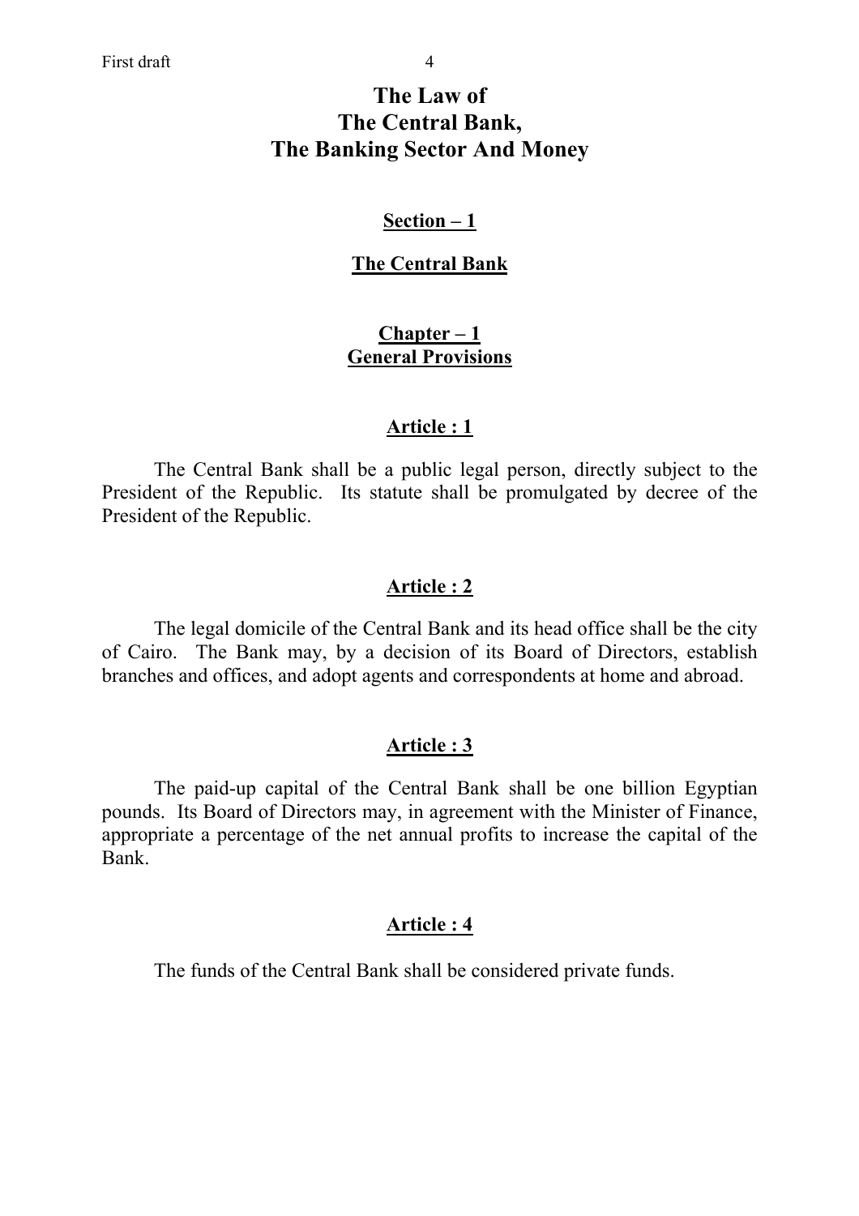# The Law of The Central Bank, The Banking Sector And Money

## Section – 1

## The Central Bank

### Chapter – 1
### General Provisions

#### Article : 1

The Central Bank shall be a public legal person, directly subject to the President of the Republic. Its statute shall be promulgated by decree of the President of the Republic.

#### Article : 2

The legal domicile of the Central Bank and its head office shall be the city of Cairo. The Bank may, by a decision of its Board of Directors, establish branches and offices, and adopt agents and correspondents at home and abroad.

#### Article : 3

The paid-up capital of the Central Bank shall be one billion Egyptian pounds. Its Board of Directors may, in agreement with the Minister of Finance, appropriate a percentage of the net annual profits to increase the capital of the Bank.

#### Article : 4

The funds of the Central Bank shall be considered private funds.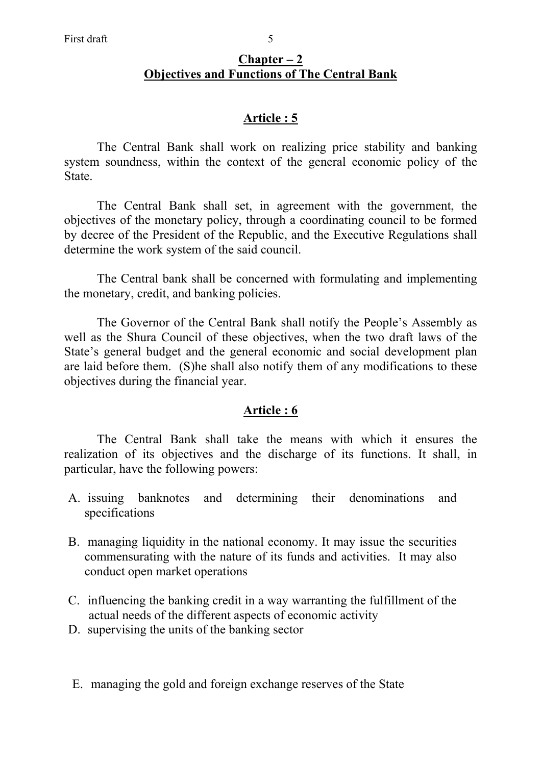## Chapter – 2
## Objectives and Functions of The Central Bank

### Article : 5

The Central Bank shall work on realizing price stability and banking system soundness, within the context of the general economic policy of the State.

The Central Bank shall set, in agreement with the government, the objectives of the monetary policy, through a coordinating council to be formed by decree of the President of the Republic, and the Executive Regulations shall determine the work system of the said council.

The Central bank shall be concerned with formulating and implementing the monetary, credit, and banking policies.

The Governor of the Central Bank shall notify the People's Assembly as well as the Shura Council of these objectives, when the two draft laws of the State's general budget and the general economic and social development plan are laid before them. (S)he shall also notify them of any modifications to these objectives during the financial year.

### Article : 6

The Central Bank shall take the means with which it ensures the realization of its objectives and the discharge of its functions. It shall, in particular, have the following powers:

A. issuing banknotes and determining their denominations and specifications

B. managing liquidity in the national economy. It may issue the securities commensurating with the nature of its funds and activities. It may also conduct open market operations

C. influencing the banking credit in a way warranting the fulfillment of the actual needs of the different aspects of economic activity

D. supervising the units of the banking sector

E. managing the gold and foreign exchange reserves of the State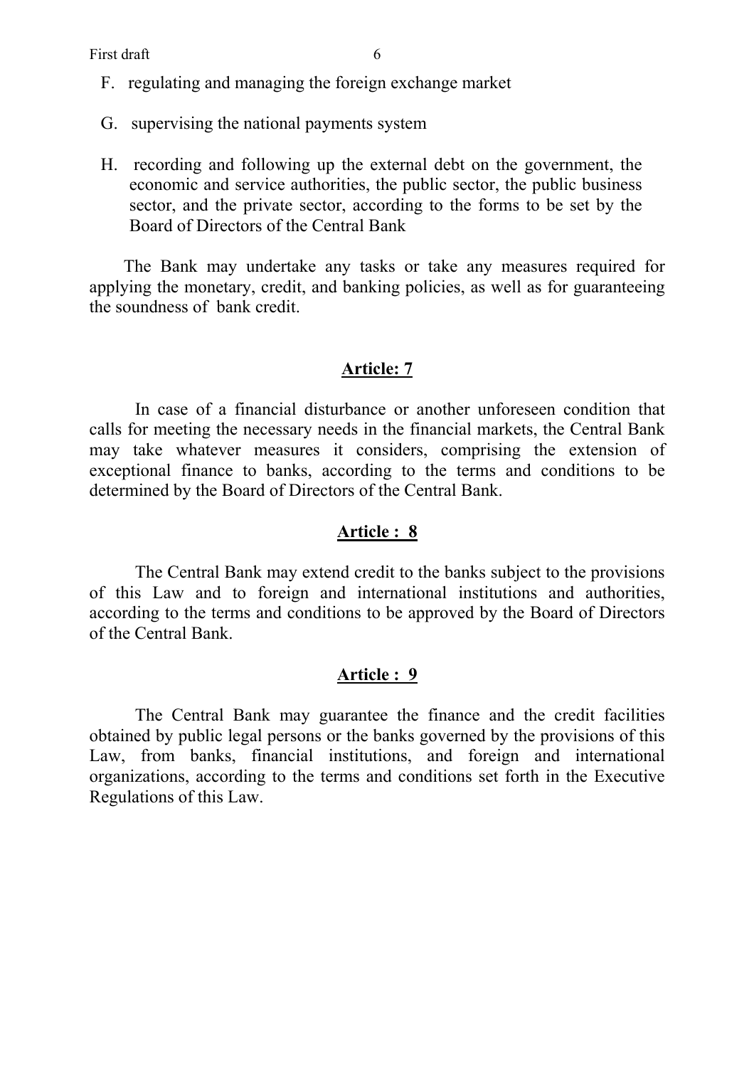F. regulating and managing the foreign exchange market

G. supervising the national payments system

H. recording and following up the external debt on the government, the economic and service authorities, the public sector, the public business sector, and the private sector, according to the forms to be set by the Board of Directors of the Central Bank

The Bank may undertake any tasks or take any measures required for applying the monetary, credit, and banking policies, as well as for guaranteeing the soundness of bank credit.

## Article: 7

In case of a financial disturbance or another unforeseen condition that calls for meeting the necessary needs in the financial markets, the Central Bank may take whatever measures it considers, comprising the extension of exceptional finance to banks, according to the terms and conditions to be determined by the Board of Directors of the Central Bank.

## Article : 8

The Central Bank may extend credit to the banks subject to the provisions of this Law and to foreign and international institutions and authorities, according to the terms and conditions to be approved by the Board of Directors of the Central Bank.

## Article : 9

The Central Bank may guarantee the finance and the credit facilities obtained by public legal persons or the banks governed by the provisions of this Law, from banks, financial institutions, and foreign and international organizations, according to the terms and conditions set forth in the Executive Regulations of this Law.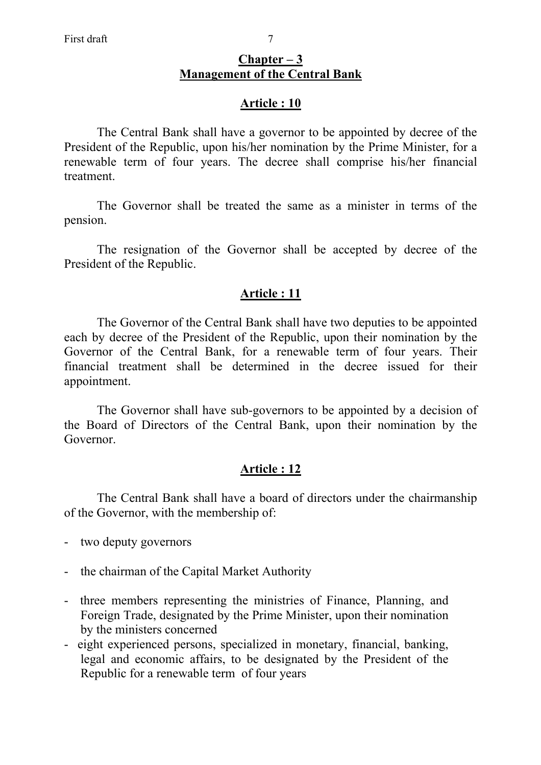## Chapter – 3
## Management of the Central Bank

### Article : 10

The Central Bank shall have a governor to be appointed by decree of the President of the Republic, upon his/her nomination by the Prime Minister, for a renewable term of four years. The decree shall comprise his/her financial treatment.

The Governor shall be treated the same as a minister in terms of the pension.

The resignation of the Governor shall be accepted by decree of the President of the Republic.

### Article : 11

The Governor of the Central Bank shall have two deputies to be appointed each by decree of the President of the Republic, upon their nomination by the Governor of the Central Bank, for a renewable term of four years. Their financial treatment shall be determined in the decree issued for their appointment.

The Governor shall have sub-governors to be appointed by a decision of the Board of Directors of the Central Bank, upon their nomination by the Governor.

### Article : 12

The Central Bank shall have a board of directors under the chairmanship of the Governor, with the membership of:

- two deputy governors
- the chairman of the Capital Market Authority
- three members representing the ministries of Finance, Planning, and Foreign Trade, designated by the Prime Minister, upon their nomination by the ministers concerned
- eight experienced persons, specialized in monetary, financial, banking, legal and economic affairs, to be designated by the President of the Republic for a renewable term of four years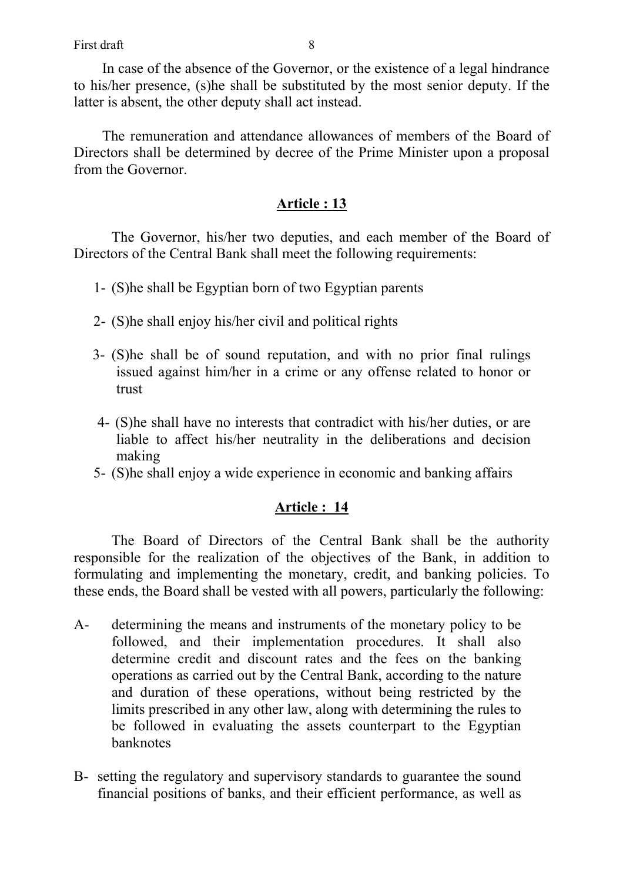In case of the absence of the Governor, or the existence of a legal hindrance to his/her presence, (s)he shall be substituted by the most senior deputy. If the latter is absent, the other deputy shall act instead.

The remuneration and attendance allowances of members of the Board of Directors shall be determined by decree of the Prime Minister upon a proposal from the Governor.

## Article : 13

The Governor, his/her two deputies, and each member of the Board of Directors of the Central Bank shall meet the following requirements:

1- (S)he shall be Egyptian born of two Egyptian parents

2- (S)he shall enjoy his/her civil and political rights

3- (S)he shall be of sound reputation, and with no prior final rulings issued against him/her in a crime or any offense related to honor or trust

4- (S)he shall have no interests that contradict with his/her duties, or are liable to affect his/her neutrality in the deliberations and decision making

5- (S)he shall enjoy a wide experience in economic and banking affairs

## Article : 14

The Board of Directors of the Central Bank shall be the authority responsible for the realization of the objectives of the Bank, in addition to formulating and implementing the monetary, credit, and banking policies. To these ends, the Board shall be vested with all powers, particularly the following:

A- determining the means and instruments of the monetary policy to be followed, and their implementation procedures. It shall also determine credit and discount rates and the fees on the banking operations as carried out by the Central Bank, according to the nature and duration of these operations, without being restricted by the limits prescribed in any other law, along with determining the rules to be followed in evaluating the assets counterpart to the Egyptian banknotes

B- setting the regulatory and supervisory standards to guarantee the sound financial positions of banks, and their efficient performance, as well as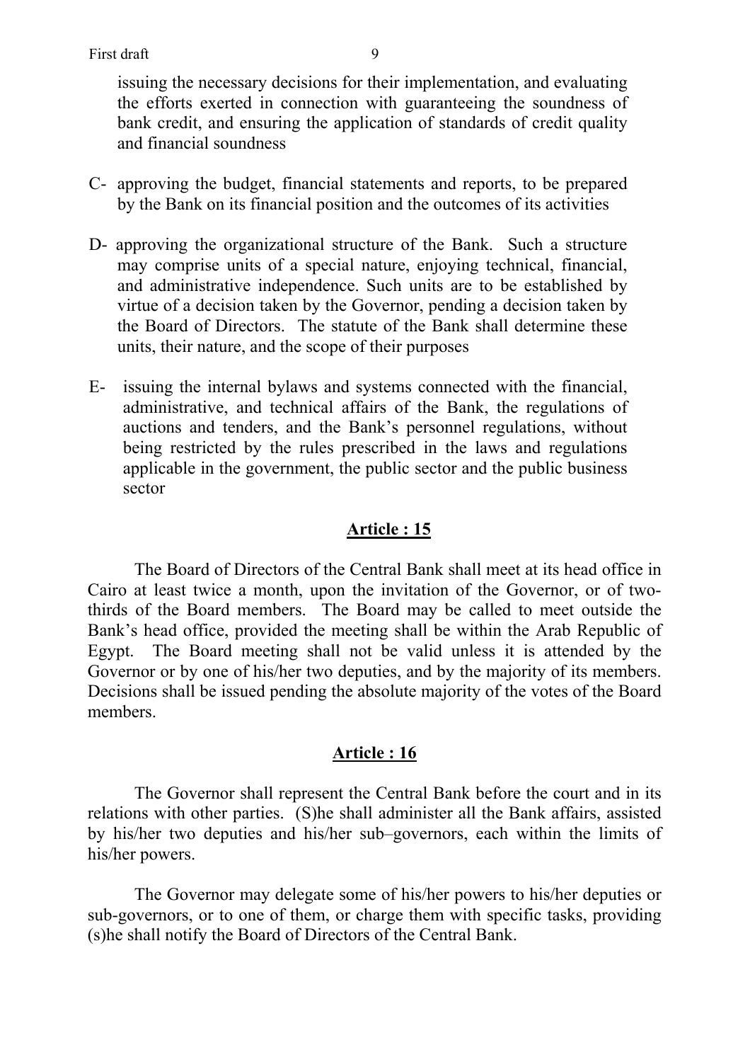issuing the necessary decisions for their implementation, and evaluating the efforts exerted in connection with guaranteeing the soundness of bank credit, and ensuring the application of standards of credit quality and financial soundness

C- approving the budget, financial statements and reports, to be prepared by the Bank on its financial position and the outcomes of its activities

D- approving the organizational structure of the Bank. Such a structure may comprise units of a special nature, enjoying technical, financial, and administrative independence. Such units are to be established by virtue of a decision taken by the Governor, pending a decision taken by the Board of Directors. The statute of the Bank shall determine these units, their nature, and the scope of their purposes

E- issuing the internal bylaws and systems connected with the financial, administrative, and technical affairs of the Bank, the regulations of auctions and tenders, and the Bank's personnel regulations, without being restricted by the rules prescribed in the laws and regulations applicable in the government, the public sector and the public business sector

## Article : 15

The Board of Directors of the Central Bank shall meet at its head office in Cairo at least twice a month, upon the invitation of the Governor, or of two-thirds of the Board members. The Board may be called to meet outside the Bank's head office, provided the meeting shall be within the Arab Republic of Egypt. The Board meeting shall not be valid unless it is attended by the Governor or by one of his/her two deputies, and by the majority of its members. Decisions shall be issued pending the absolute majority of the votes of the Board members.

## Article : 16

The Governor shall represent the Central Bank before the court and in its relations with other parties. (S)he shall administer all the Bank affairs, assisted by his/her two deputies and his/her sub–governors, each within the limits of his/her powers.

The Governor may delegate some of his/her powers to his/her deputies or sub-governors, or to one of them, or charge them with specific tasks, providing (s)he shall notify the Board of Directors of the Central Bank.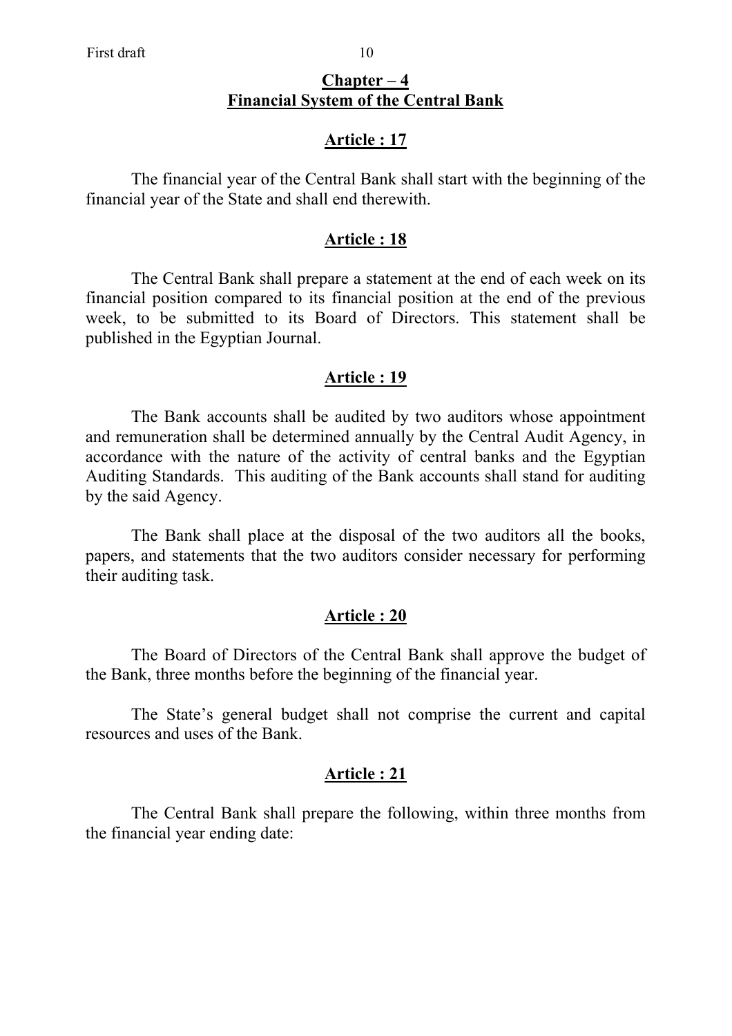## Chapter – 4
## Financial System of the Central Bank

### Article : 17

The financial year of the Central Bank shall start with the beginning of the financial year of the State and shall end therewith.

### Article : 18

The Central Bank shall prepare a statement at the end of each week on its financial position compared to its financial position at the end of the previous week, to be submitted to its Board of Directors. This statement shall be published in the Egyptian Journal.

### Article : 19

The Bank accounts shall be audited by two auditors whose appointment and remuneration shall be determined annually by the Central Audit Agency, in accordance with the nature of the activity of central banks and the Egyptian Auditing Standards. This auditing of the Bank accounts shall stand for auditing by the said Agency.

The Bank shall place at the disposal of the two auditors all the books, papers, and statements that the two auditors consider necessary for performing their auditing task.

### Article : 20

The Board of Directors of the Central Bank shall approve the budget of the Bank, three months before the beginning of the financial year.

The State's general budget shall not comprise the current and capital resources and uses of the Bank.

### Article : 21

The Central Bank shall prepare the following, within three months from the financial year ending date: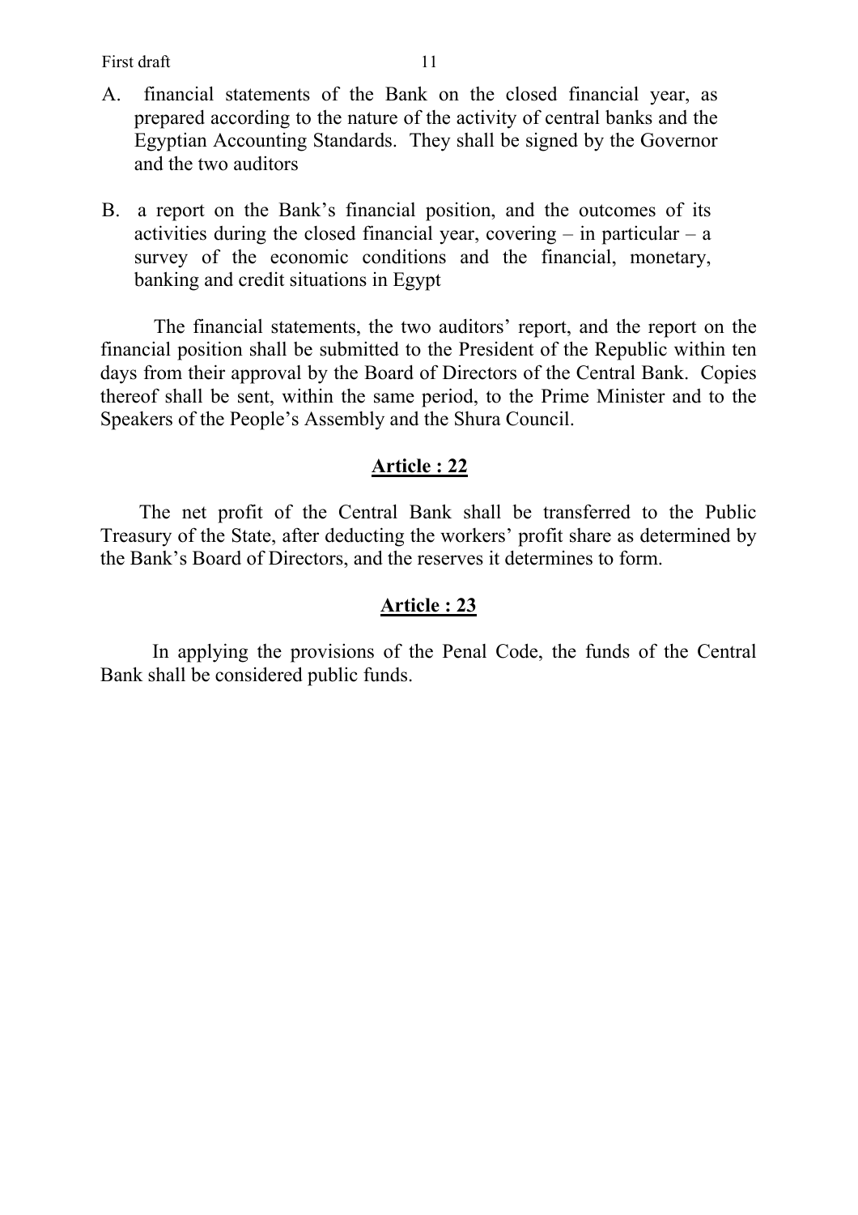A. financial statements of the Bank on the closed financial year, as prepared according to the nature of the activity of central banks and the Egyptian Accounting Standards. They shall be signed by the Governor and the two auditors

B. a report on the Bank's financial position, and the outcomes of its activities during the closed financial year, covering – in particular – a survey of the economic conditions and the financial, monetary, banking and credit situations in Egypt

The financial statements, the two auditors' report, and the report on the financial position shall be submitted to the President of the Republic within ten days from their approval by the Board of Directors of the Central Bank. Copies thereof shall be sent, within the same period, to the Prime Minister and to the Speakers of the People's Assembly and the Shura Council.

## Article : 22

The net profit of the Central Bank shall be transferred to the Public Treasury of the State, after deducting the workers' profit share as determined by the Bank's Board of Directors, and the reserves it determines to form.

## Article : 23

In applying the provisions of the Penal Code, the funds of the Central Bank shall be considered public funds.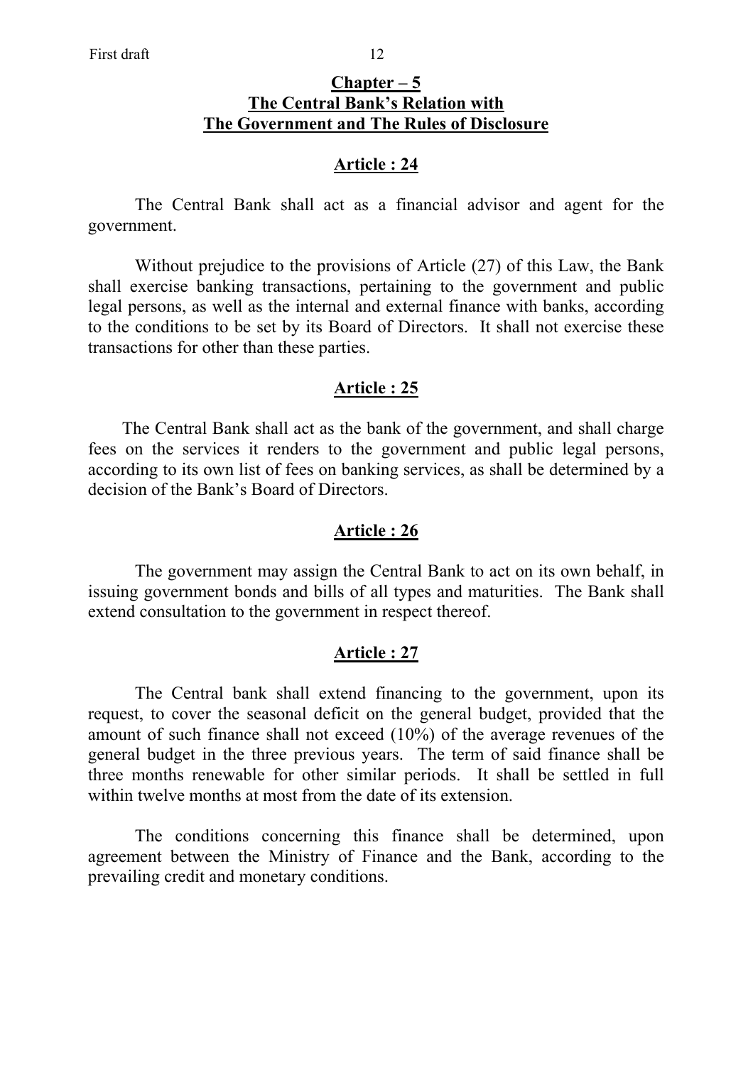## Chapter – 5
## The Central Bank's Relation with The Government and The Rules of Disclosure

### Article : 24

The Central Bank shall act as a financial advisor and agent for the government.

Without prejudice to the provisions of Article (27) of this Law, the Bank shall exercise banking transactions, pertaining to the government and public legal persons, as well as the internal and external finance with banks, according to the conditions to be set by its Board of Directors. It shall not exercise these transactions for other than these parties.

### Article : 25

The Central Bank shall act as the bank of the government, and shall charge fees on the services it renders to the government and public legal persons, according to its own list of fees on banking services, as shall be determined by a decision of the Bank's Board of Directors.

### Article : 26

The government may assign the Central Bank to act on its own behalf, in issuing government bonds and bills of all types and maturities. The Bank shall extend consultation to the government in respect thereof.

### Article : 27

The Central bank shall extend financing to the government, upon its request, to cover the seasonal deficit on the general budget, provided that the amount of such finance shall not exceed (10%) of the average revenues of the general budget in the three previous years. The term of said finance shall be three months renewable for other similar periods. It shall be settled in full within twelve months at most from the date of its extension.

The conditions concerning this finance shall be determined, upon agreement between the Ministry of Finance and the Bank, according to the prevailing credit and monetary conditions.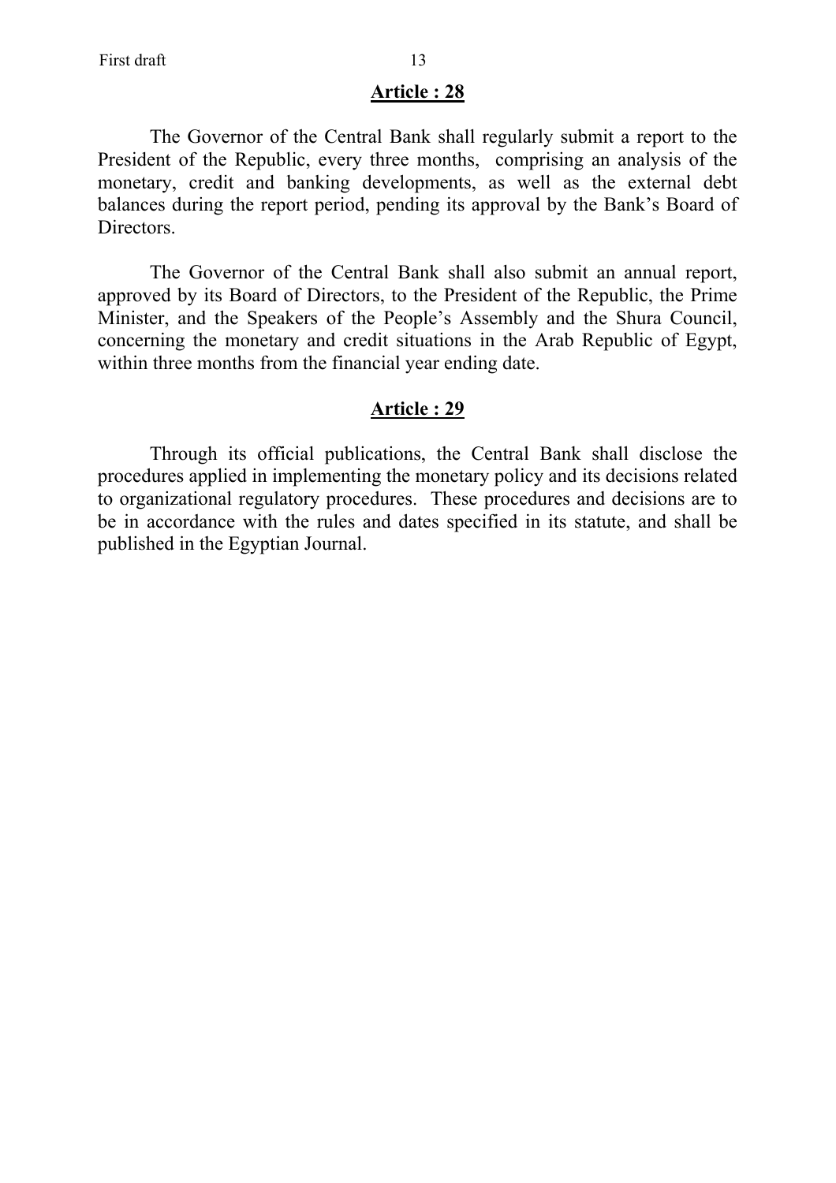**Article : 28**

The Governor of the Central Bank shall regularly submit a report to the President of the Republic, every three months, comprising an analysis of the monetary, credit and banking developments, as well as the external debt balances during the report period, pending its approval by the Bank's Board of Directors.

The Governor of the Central Bank shall also submit an annual report, approved by its Board of Directors, to the President of the Republic, the Prime Minister, and the Speakers of the People's Assembly and the Shura Council, concerning the monetary and credit situations in the Arab Republic of Egypt, within three months from the financial year ending date.

**Article : 29**

Through its official publications, the Central Bank shall disclose the procedures applied in implementing the monetary policy and its decisions related to organizational regulatory procedures. These procedures and decisions are to be in accordance with the rules and dates specified in its statute, and shall be published in the Egyptian Journal.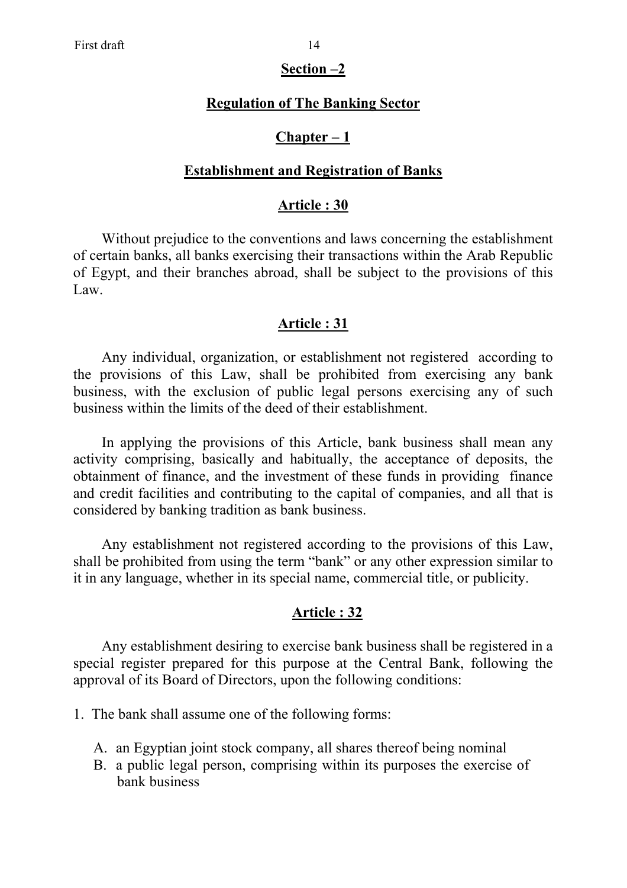## Section –2

## Regulation of The Banking Sector

### Chapter – 1

### Establishment and Registration of Banks

#### Article : 30

Without prejudice to the conventions and laws concerning the establishment of certain banks, all banks exercising their transactions within the Arab Republic of Egypt, and their branches abroad, shall be subject to the provisions of this Law.

#### Article : 31

Any individual, organization, or establishment not registered according to the provisions of this Law, shall be prohibited from exercising any bank business, with the exclusion of public legal persons exercising any of such business within the limits of the deed of their establishment.

In applying the provisions of this Article, bank business shall mean any activity comprising, basically and habitually, the acceptance of deposits, the obtainment of finance, and the investment of these funds in providing finance and credit facilities and contributing to the capital of companies, and all that is considered by banking tradition as bank business.

Any establishment not registered according to the provisions of this Law, shall be prohibited from using the term "bank" or any other expression similar to it in any language, whether in its special name, commercial title, or publicity.

#### Article : 32

Any establishment desiring to exercise bank business shall be registered in a special register prepared for this purpose at the Central Bank, following the approval of its Board of Directors, upon the following conditions:

1. The bank shall assume one of the following forms:

   A. an Egyptian joint stock company, all shares thereof being nominal
   B. a public legal person, comprising within its purposes the exercise of bank business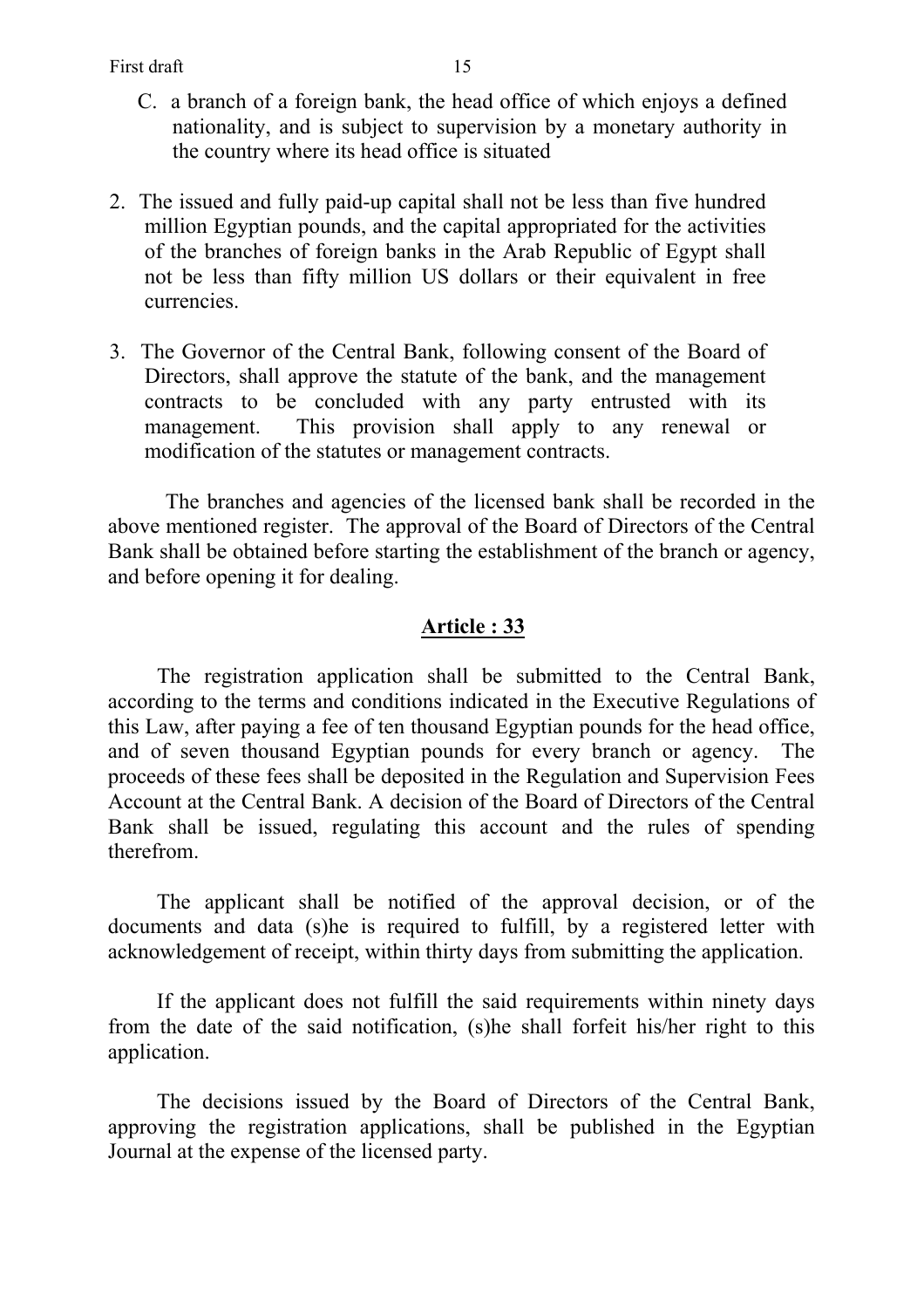C. a branch of a foreign bank, the head office of which enjoys a defined nationality, and is subject to supervision by a monetary authority in the country where its head office is situated

2. The issued and fully paid-up capital shall not be less than five hundred million Egyptian pounds, and the capital appropriated for the activities of the branches of foreign banks in the Arab Republic of Egypt shall not be less than fifty million US dollars or their equivalent in free currencies.

3. The Governor of the Central Bank, following consent of the Board of Directors, shall approve the statute of the bank, and the management contracts to be concluded with any party entrusted with its management. This provision shall apply to any renewal or modification of the statutes or management contracts.

The branches and agencies of the licensed bank shall be recorded in the above mentioned register. The approval of the Board of Directors of the Central Bank shall be obtained before starting the establishment of the branch or agency, and before opening it for dealing.

## Article : 33

The registration application shall be submitted to the Central Bank, according to the terms and conditions indicated in the Executive Regulations of this Law, after paying a fee of ten thousand Egyptian pounds for the head office, and of seven thousand Egyptian pounds for every branch or agency. The proceeds of these fees shall be deposited in the Regulation and Supervision Fees Account at the Central Bank. A decision of the Board of Directors of the Central Bank shall be issued, regulating this account and the rules of spending therefrom.

The applicant shall be notified of the approval decision, or of the documents and data (s)he is required to fulfill, by a registered letter with acknowledgement of receipt, within thirty days from submitting the application.

If the applicant does not fulfill the said requirements within ninety days from the date of the said notification, (s)he shall forfeit his/her right to this application.

The decisions issued by the Board of Directors of the Central Bank, approving the registration applications, shall be published in the Egyptian Journal at the expense of the licensed party.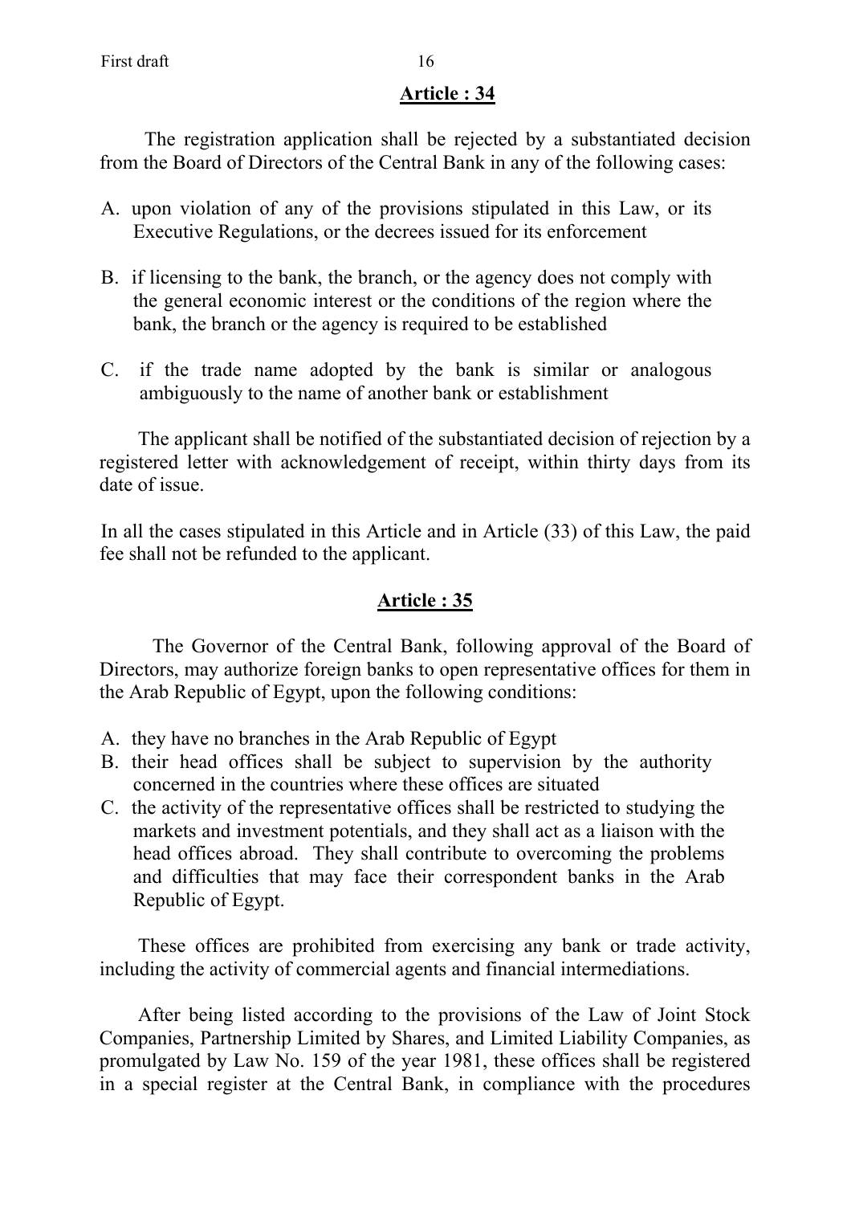## Article : 34

The registration application shall be rejected by a substantiated decision from the Board of Directors of the Central Bank in any of the following cases:

A. upon violation of any of the provisions stipulated in this Law, or its Executive Regulations, or the decrees issued for its enforcement

B. if licensing to the bank, the branch, or the agency does not comply with the general economic interest or the conditions of the region where the bank, the branch or the agency is required to be established

C. if the trade name adopted by the bank is similar or analogous ambiguously to the name of another bank or establishment

The applicant shall be notified of the substantiated decision of rejection by a registered letter with acknowledgement of receipt, within thirty days from its date of issue.

In all the cases stipulated in this Article and in Article (33) of this Law, the paid fee shall not be refunded to the applicant.

## Article : 35

The Governor of the Central Bank, following approval of the Board of Directors, may authorize foreign banks to open representative offices for them in the Arab Republic of Egypt, upon the following conditions:

A. they have no branches in the Arab Republic of Egypt
B. their head offices shall be subject to supervision by the authority concerned in the countries where these offices are situated
C. the activity of the representative offices shall be restricted to studying the markets and investment potentials, and they shall act as a liaison with the head offices abroad. They shall contribute to overcoming the problems and difficulties that may face their correspondent banks in the Arab Republic of Egypt.

These offices are prohibited from exercising any bank or trade activity, including the activity of commercial agents and financial intermediations.

After being listed according to the provisions of the Law of Joint Stock Companies, Partnership Limited by Shares, and Limited Liability Companies, as promulgated by Law No. 159 of the year 1981, these offices shall be registered in a special register at the Central Bank, in compliance with the procedures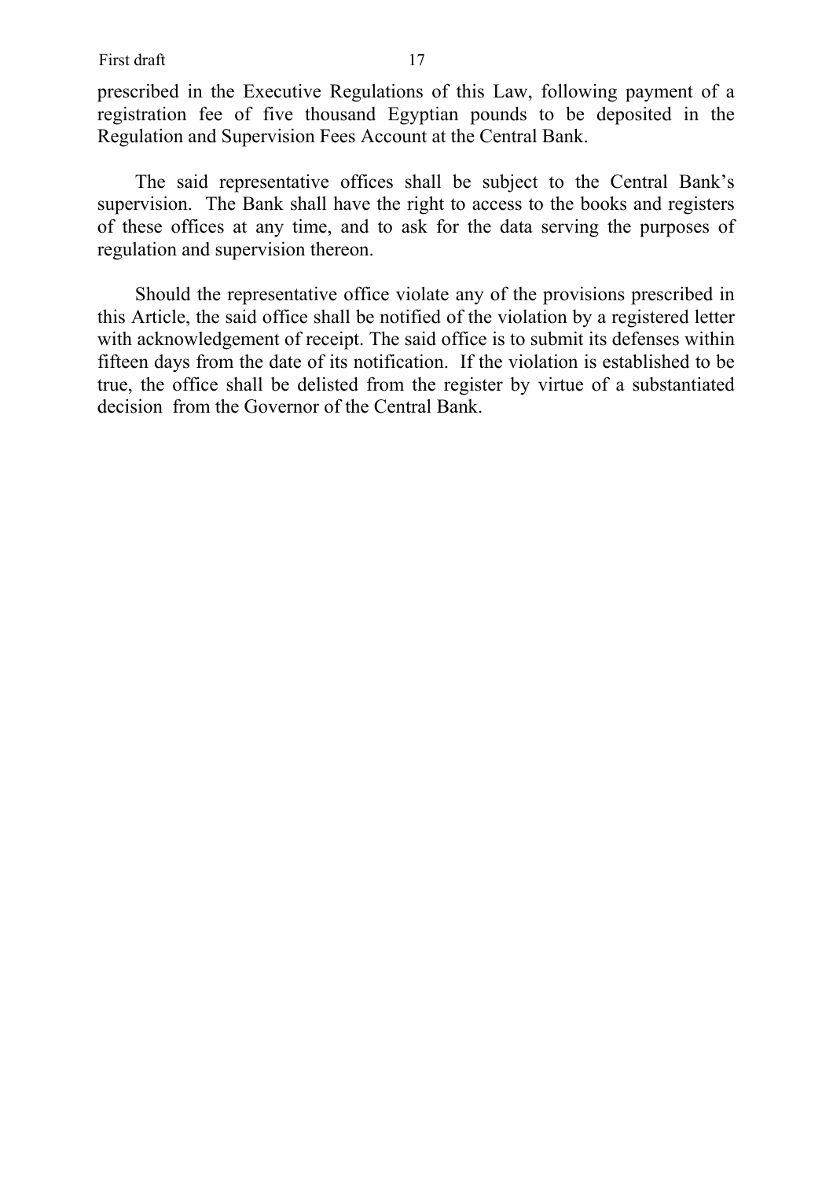prescribed in the Executive Regulations of this Law, following payment of a registration fee of five thousand Egyptian pounds to be deposited in the Regulation and Supervision Fees Account at the Central Bank.

The said representative offices shall be subject to the Central Bank's supervision. The Bank shall have the right to access to the books and registers of these offices at any time, and to ask for the data serving the purposes of regulation and supervision thereon.

Should the representative office violate any of the provisions prescribed in this Article, the said office shall be notified of the violation by a registered letter with acknowledgement of receipt. The said office is to submit its defenses within fifteen days from the date of its notification. If the violation is established to be true, the office shall be delisted from the register by virtue of a substantiated decision from the Governor of the Central Bank.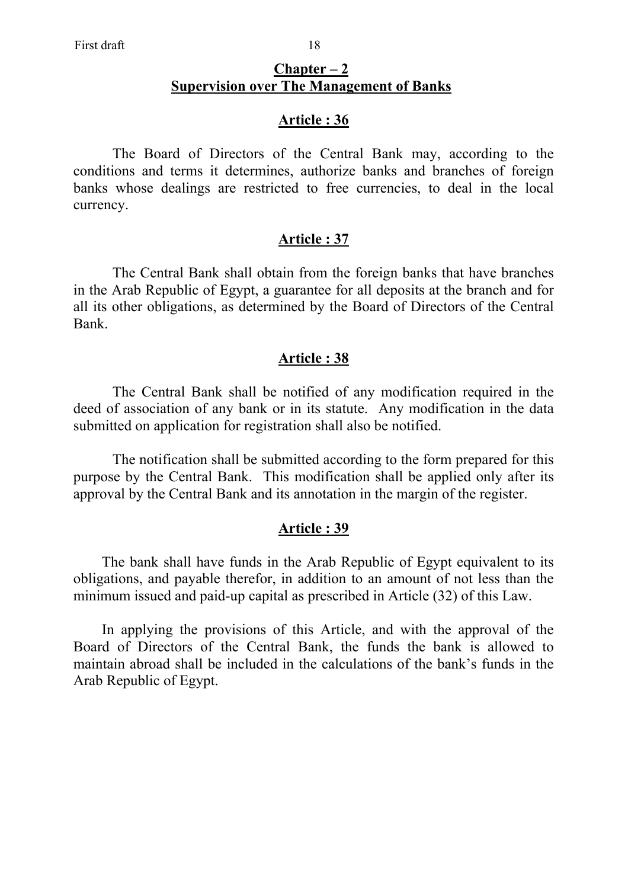## Chapter – 2
## Supervision over The Management of Banks

### Article : 36

The Board of Directors of the Central Bank may, according to the conditions and terms it determines, authorize banks and branches of foreign banks whose dealings are restricted to free currencies, to deal in the local currency.

### Article : 37

The Central Bank shall obtain from the foreign banks that have branches in the Arab Republic of Egypt, a guarantee for all deposits at the branch and for all its other obligations, as determined by the Board of Directors of the Central Bank.

### Article : 38

The Central Bank shall be notified of any modification required in the deed of association of any bank or in its statute. Any modification in the data submitted on application for registration shall also be notified.

The notification shall be submitted according to the form prepared for this purpose by the Central Bank. This modification shall be applied only after its approval by the Central Bank and its annotation in the margin of the register.

### Article : 39

The bank shall have funds in the Arab Republic of Egypt equivalent to its obligations, and payable therefor, in addition to an amount of not less than the minimum issued and paid-up capital as prescribed in Article (32) of this Law.

In applying the provisions of this Article, and with the approval of the Board of Directors of the Central Bank, the funds the bank is allowed to maintain abroad shall be included in the calculations of the bank's funds in the Arab Republic of Egypt.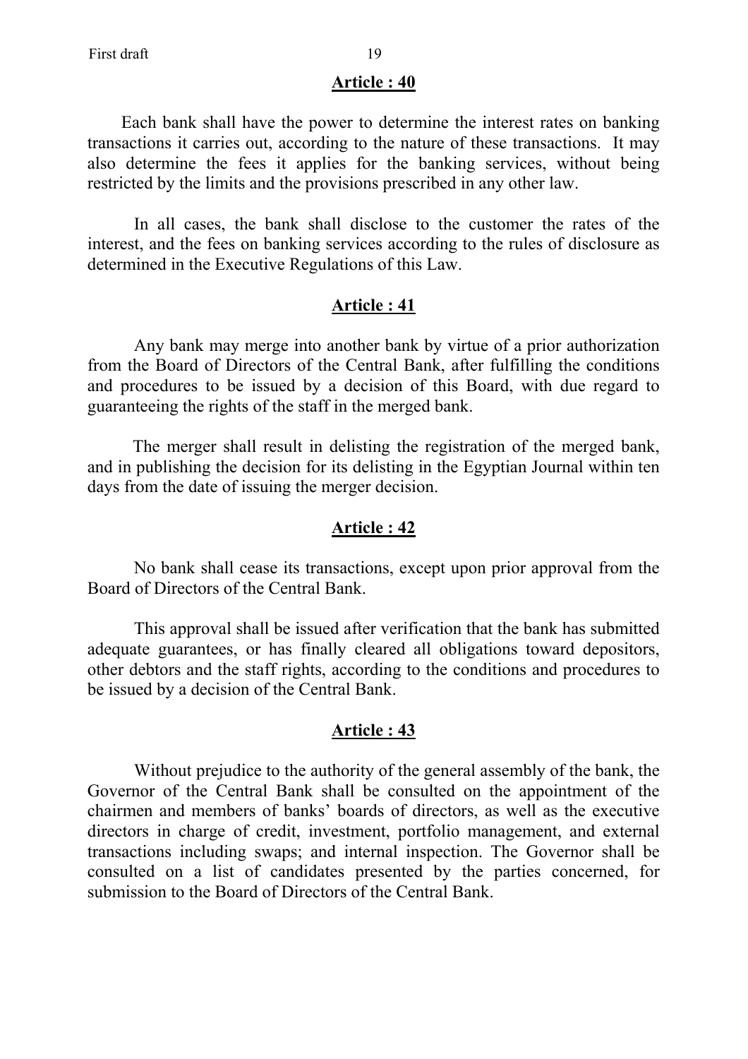## Article : 40

Each bank shall have the power to determine the interest rates on banking transactions it carries out, according to the nature of these transactions. It may also determine the fees it applies for the banking services, without being restricted by the limits and the provisions prescribed in any other law.

In all cases, the bank shall disclose to the customer the rates of the interest, and the fees on banking services according to the rules of disclosure as determined in the Executive Regulations of this Law.

## Article : 41

Any bank may merge into another bank by virtue of a prior authorization from the Board of Directors of the Central Bank, after fulfilling the conditions and procedures to be issued by a decision of this Board, with due regard to guaranteeing the rights of the staff in the merged bank.

The merger shall result in delisting the registration of the merged bank, and in publishing the decision for its delisting in the Egyptian Journal within ten days from the date of issuing the merger decision.

## Article : 42

No bank shall cease its transactions, except upon prior approval from the Board of Directors of the Central Bank.

This approval shall be issued after verification that the bank has submitted adequate guarantees, or has finally cleared all obligations toward depositors, other debtors and the staff rights, according to the conditions and procedures to be issued by a decision of the Central Bank.

## Article : 43

Without prejudice to the authority of the general assembly of the bank, the Governor of the Central Bank shall be consulted on the appointment of the chairmen and members of banks' boards of directors, as well as the executive directors in charge of credit, investment, portfolio management, and external transactions including swaps; and internal inspection. The Governor shall be consulted on a list of candidates presented by the parties concerned, for submission to the Board of Directors of the Central Bank.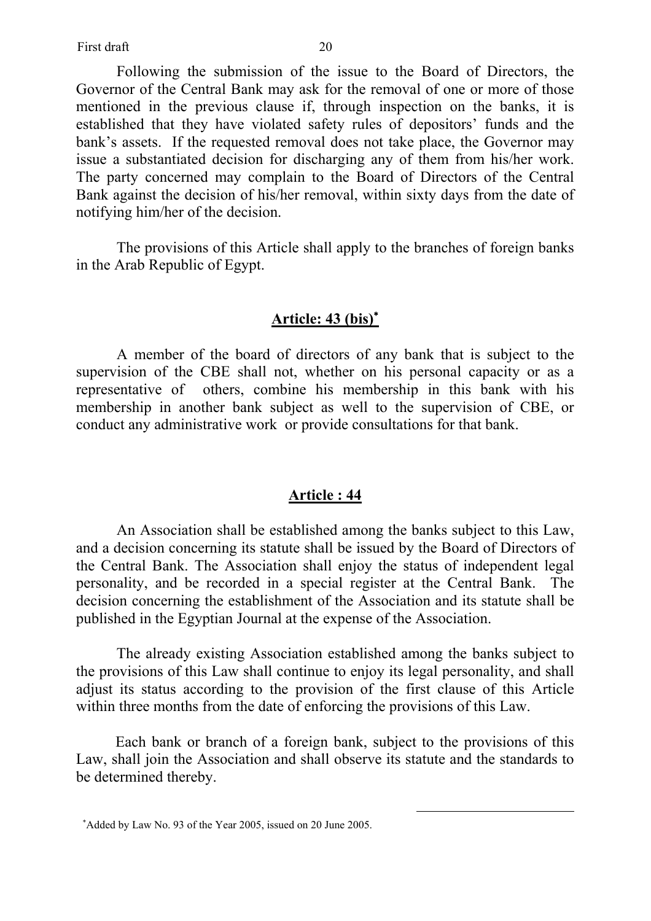Following the submission of the issue to the Board of Directors, the Governor of the Central Bank may ask for the removal of one or more of those mentioned in the previous clause if, through inspection on the banks, it is established that they have violated safety rules of depositors' funds and the bank's assets. If the requested removal does not take place, the Governor may issue a substantiated decision for discharging any of them from his/her work. The party concerned may complain to the Board of Directors of the Central Bank against the decision of his/her removal, within sixty days from the date of notifying him/her of the decision.

The provisions of this Article shall apply to the branches of foreign banks in the Arab Republic of Egypt.

## Article: 43 (bis)*

A member of the board of directors of any bank that is subject to the supervision of the CBE shall not, whether on his personal capacity or as a representative of others, combine his membership in this bank with his membership in another bank subject as well to the supervision of CBE, or conduct any administrative work or provide consultations for that bank.

## Article : 44

An Association shall be established among the banks subject to this Law, and a decision concerning its statute shall be issued by the Board of Directors of the Central Bank. The Association shall enjoy the status of independent legal personality, and be recorded in a special register at the Central Bank. The decision concerning the establishment of the Association and its statute shall be published in the Egyptian Journal at the expense of the Association.

The already existing Association established among the banks subject to the provisions of this Law shall continue to enjoy its legal personality, and shall adjust its status according to the provision of the first clause of this Article within three months from the date of enforcing the provisions of this Law.

Each bank or branch of a foreign bank, subject to the provisions of this Law, shall join the Association and shall observe its statute and the standards to be determined thereby.

---

*Added by Law No. 93 of the Year 2005, issued on 20 June 2005.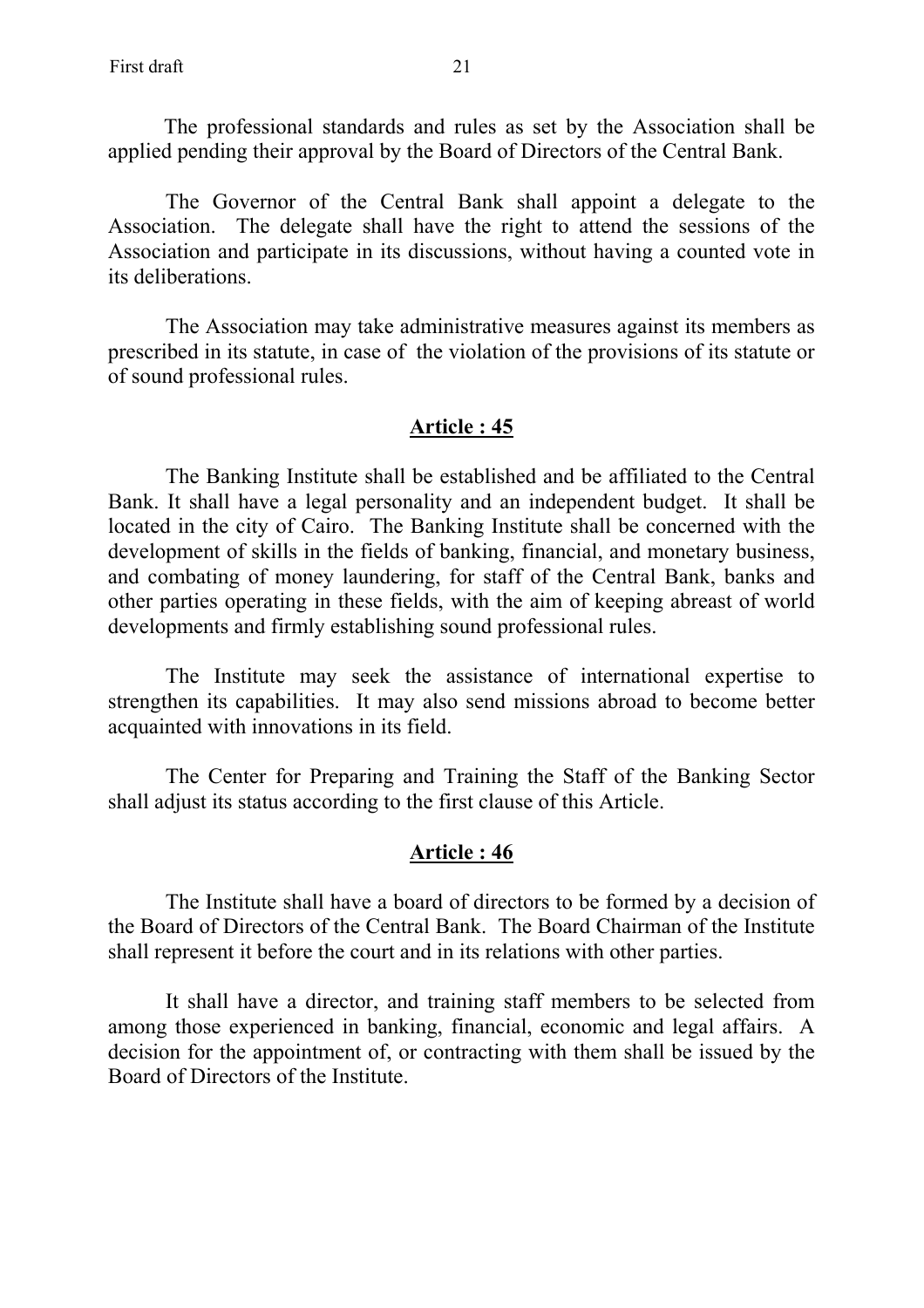The professional standards and rules as set by the Association shall be applied pending their approval by the Board of Directors of the Central Bank.

The Governor of the Central Bank shall appoint a delegate to the Association. The delegate shall have the right to attend the sessions of the Association and participate in its discussions, without having a counted vote in its deliberations.

The Association may take administrative measures against its members as prescribed in its statute, in case of the violation of the provisions of its statute or of sound professional rules.

## Article : 45

The Banking Institute shall be established and be affiliated to the Central Bank. It shall have a legal personality and an independent budget. It shall be located in the city of Cairo. The Banking Institute shall be concerned with the development of skills in the fields of banking, financial, and monetary business, and combating of money laundering, for staff of the Central Bank, banks and other parties operating in these fields, with the aim of keeping abreast of world developments and firmly establishing sound professional rules.

The Institute may seek the assistance of international expertise to strengthen its capabilities. It may also send missions abroad to become better acquainted with innovations in its field.

The Center for Preparing and Training the Staff of the Banking Sector shall adjust its status according to the first clause of this Article.

## Article : 46

The Institute shall have a board of directors to be formed by a decision of the Board of Directors of the Central Bank. The Board Chairman of the Institute shall represent it before the court and in its relations with other parties.

It shall have a director, and training staff members to be selected from among those experienced in banking, financial, economic and legal affairs. A decision for the appointment of, or contracting with them shall be issued by the Board of Directors of the Institute.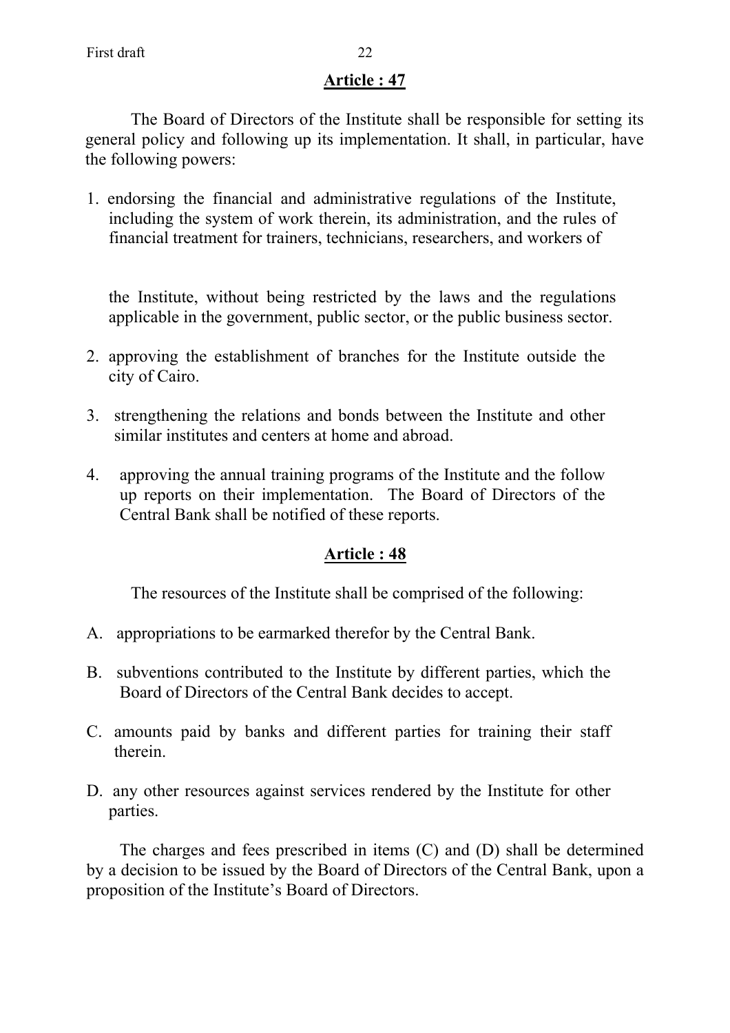## Article : 47

The Board of Directors of the Institute shall be responsible for setting its general policy and following up its implementation. It shall, in particular, have the following powers:

1. endorsing the financial and administrative regulations of the Institute, including the system of work therein, its administration, and the rules of financial treatment for trainers, technicians, researchers, and workers of the Institute, without being restricted by the laws and the regulations applicable in the government, public sector, or the public business sector.
2. approving the establishment of branches for the Institute outside the city of Cairo.
3. strengthening the relations and bonds between the Institute and other similar institutes and centers at home and abroad.
4. approving the annual training programs of the Institute and the follow up reports on their implementation. The Board of Directors of the Central Bank shall be notified of these reports.

## Article : 48

The resources of the Institute shall be comprised of the following:

A. appropriations to be earmarked therefor by the Central Bank.

B. subventions contributed to the Institute by different parties, which the Board of Directors of the Central Bank decides to accept.

C. amounts paid by banks and different parties for training their staff therein.

D. any other resources against services rendered by the Institute for other parties.

The charges and fees prescribed in items (C) and (D) shall be determined by a decision to be issued by the Board of Directors of the Central Bank, upon a proposition of the Institute's Board of Directors.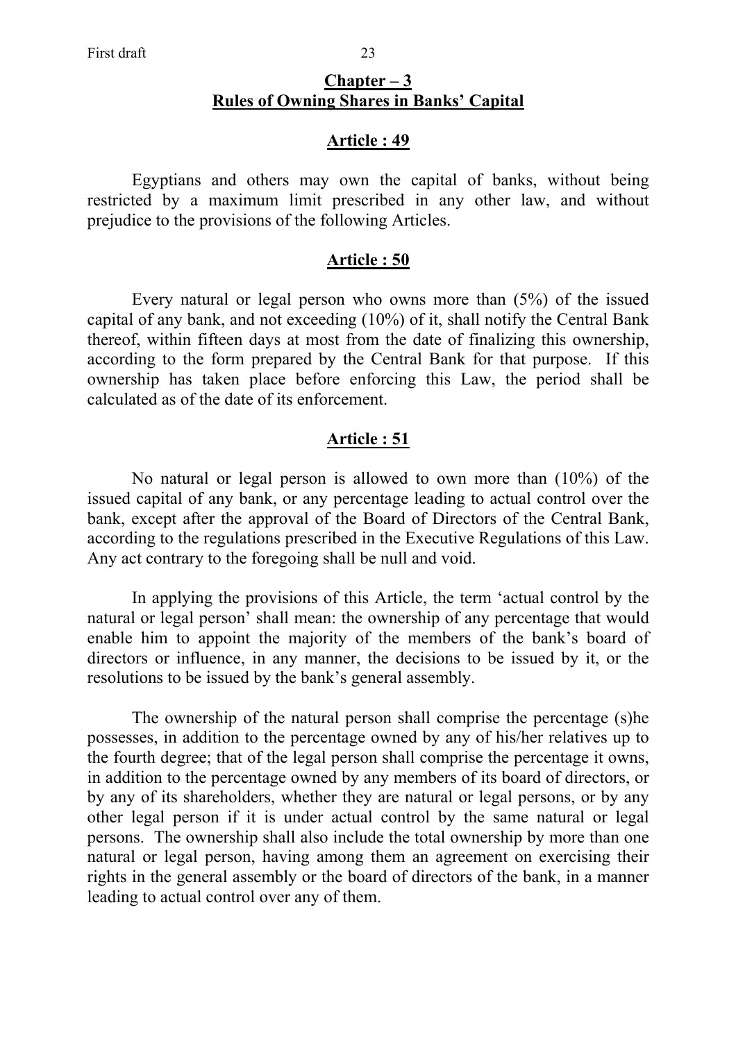## Chapter – 3
## Rules of Owning Shares in Banks' Capital

### Article : 49

Egyptians and others may own the capital of banks, without being restricted by a maximum limit prescribed in any other law, and without prejudice to the provisions of the following Articles.

### Article : 50

Every natural or legal person who owns more than (5%) of the issued capital of any bank, and not exceeding (10%) of it, shall notify the Central Bank thereof, within fifteen days at most from the date of finalizing this ownership, according to the form prepared by the Central Bank for that purpose. If this ownership has taken place before enforcing this Law, the period shall be calculated as of the date of its enforcement.

### Article : 51

No natural or legal person is allowed to own more than (10%) of the issued capital of any bank, or any percentage leading to actual control over the bank, except after the approval of the Board of Directors of the Central Bank, according to the regulations prescribed in the Executive Regulations of this Law. Any act contrary to the foregoing shall be null and void.

In applying the provisions of this Article, the term 'actual control by the natural or legal person' shall mean: the ownership of any percentage that would enable him to appoint the majority of the members of the bank's board of directors or influence, in any manner, the decisions to be issued by it, or the resolutions to be issued by the bank's general assembly.

The ownership of the natural person shall comprise the percentage (s)he possesses, in addition to the percentage owned by any of his/her relatives up to the fourth degree; that of the legal person shall comprise the percentage it owns, in addition to the percentage owned by any members of its board of directors, or by any of its shareholders, whether they are natural or legal persons, or by any other legal person if it is under actual control by the same natural or legal persons. The ownership shall also include the total ownership by more than one natural or legal person, having among them an agreement on exercising their rights in the general assembly or the board of directors of the bank, in a manner leading to actual control over any of them.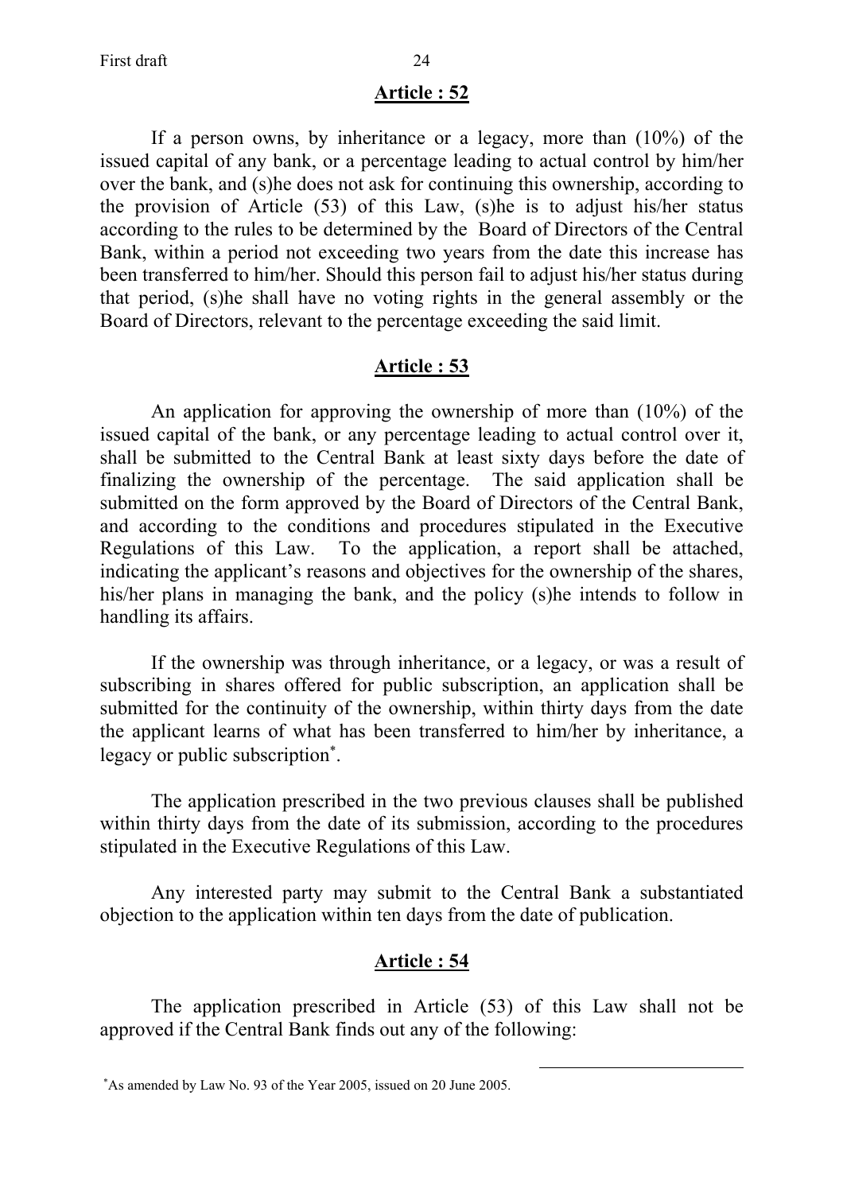## Article : 52

If a person owns, by inheritance or a legacy, more than (10%) of the issued capital of any bank, or a percentage leading to actual control by him/her over the bank, and (s)he does not ask for continuing this ownership, according to the provision of Article (53) of this Law, (s)he is to adjust his/her status according to the rules to be determined by the Board of Directors of the Central Bank, within a period not exceeding two years from the date this increase has been transferred to him/her. Should this person fail to adjust his/her status during that period, (s)he shall have no voting rights in the general assembly or the Board of Directors, relevant to the percentage exceeding the said limit.

## Article : 53

An application for approving the ownership of more than (10%) of the issued capital of the bank, or any percentage leading to actual control over it, shall be submitted to the Central Bank at least sixty days before the date of finalizing the ownership of the percentage. The said application shall be submitted on the form approved by the Board of Directors of the Central Bank, and according to the conditions and procedures stipulated in the Executive Regulations of this Law. To the application, a report shall be attached, indicating the applicant's reasons and objectives for the ownership of the shares, his/her plans in managing the bank, and the policy (s)he intends to follow in handling its affairs.

If the ownership was through inheritance, or a legacy, or was a result of subscribing in shares offered for public subscription, an application shall be submitted for the continuity of the ownership, within thirty days from the date the applicant learns of what has been transferred to him/her by inheritance, a legacy or public subscription[*].

The application prescribed in the two previous clauses shall be published within thirty days from the date of its submission, according to the procedures stipulated in the Executive Regulations of this Law.

Any interested party may submit to the Central Bank a substantiated objection to the application within ten days from the date of publication.

## Article : 54

The application prescribed in Article (53) of this Law shall not be approved if the Central Bank finds out any of the following:

---

[*] As amended by Law No. 93 of the Year 2005, issued on 20 June 2005.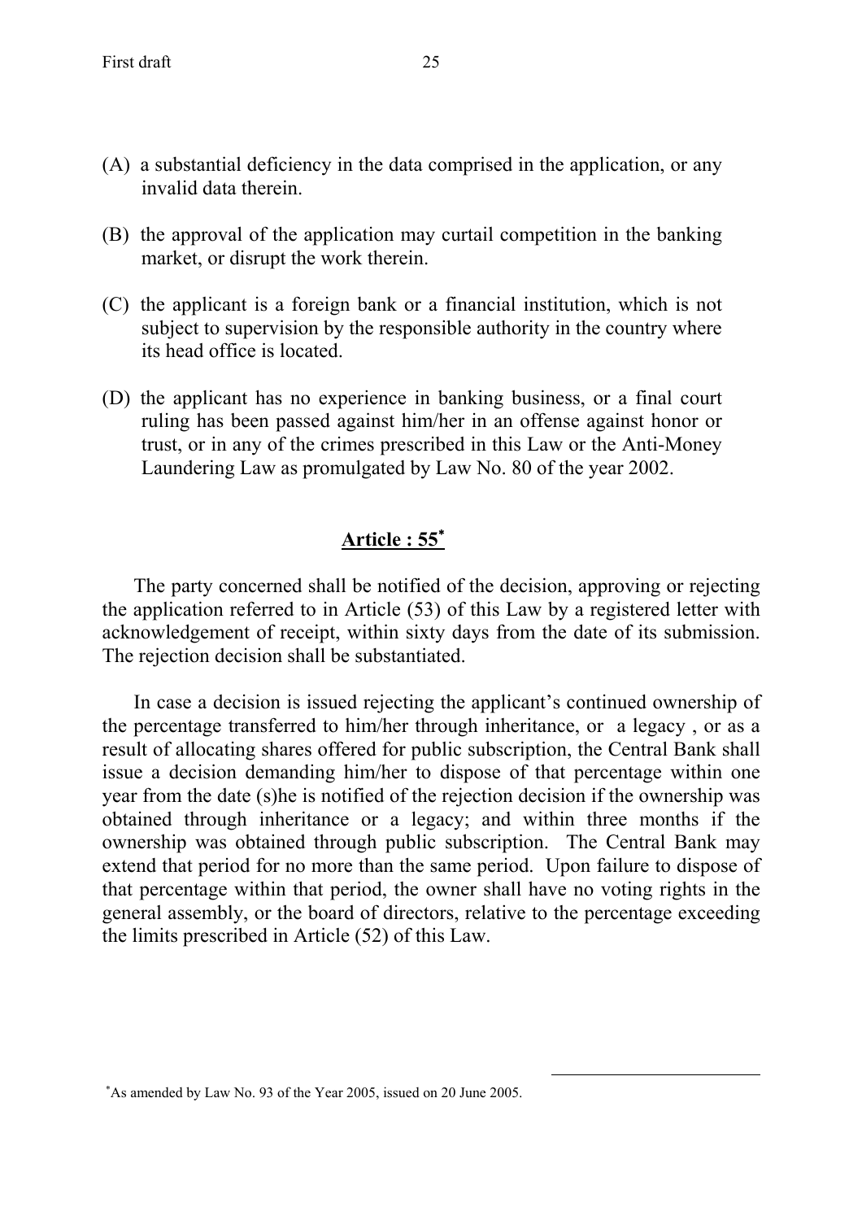(A) a substantial deficiency in the data comprised in the application, or any invalid data therein.

(B) the approval of the application may curtail competition in the banking market, or disrupt the work therein.

(C) the applicant is a foreign bank or a financial institution, which is not subject to supervision by the responsible authority in the country where its head office is located.

(D) the applicant has no experience in banking business, or a final court ruling has been passed against him/her in an offense against honor or trust, or in any of the crimes prescribed in this Law or the Anti-Money Laundering Law as promulgated by Law No. 80 of the year 2002.

## Article : 55[*]

The party concerned shall be notified of the decision, approving or rejecting the application referred to in Article (53) of this Law by a registered letter with acknowledgement of receipt, within sixty days from the date of its submission. The rejection decision shall be substantiated.

In case a decision is issued rejecting the applicant's continued ownership of the percentage transferred to him/her through inheritance, or a legacy , or as a result of allocating shares offered for public subscription, the Central Bank shall issue a decision demanding him/her to dispose of that percentage within one year from the date (s)he is notified of the rejection decision if the ownership was obtained through inheritance or a legacy; and within three months if the ownership was obtained through public subscription. The Central Bank may extend that period for no more than the same period. Upon failure to dispose of that percentage within that period, the owner shall have no voting rights in the general assembly, or the board of directors, relative to the percentage exceeding the limits prescribed in Article (52) of this Law.

[*] As amended by Law No. 93 of the Year 2005, issued on 20 June 2005.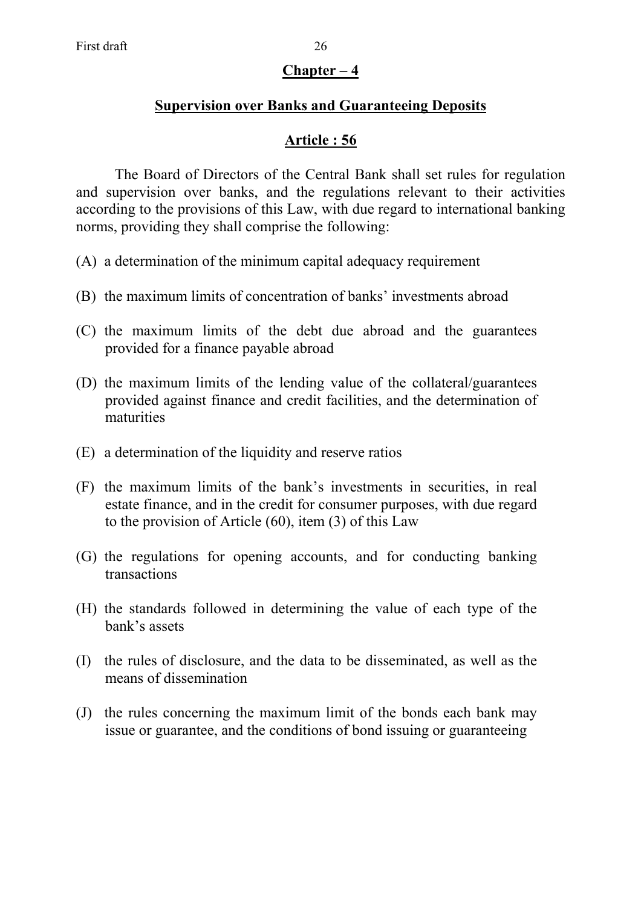## Chapter – 4

## Supervision over Banks and Guaranteeing Deposits

### Article : 56

The Board of Directors of the Central Bank shall set rules for regulation and supervision over banks, and the regulations relevant to their activities according to the provisions of this Law, with due regard to international banking norms, providing they shall comprise the following:

(A) a determination of the minimum capital adequacy requirement

(B) the maximum limits of concentration of banks' investments abroad

(C) the maximum limits of the debt due abroad and the guarantees provided for a finance payable abroad

(D) the maximum limits of the lending value of the collateral/guarantees provided against finance and credit facilities, and the determination of maturities

(E) a determination of the liquidity and reserve ratios

(F) the maximum limits of the bank's investments in securities, in real estate finance, and in the credit for consumer purposes, with due regard to the provision of Article (60), item (3) of this Law

(G) the regulations for opening accounts, and for conducting banking transactions

(H) the standards followed in determining the value of each type of the bank's assets

(I) the rules of disclosure, and the data to be disseminated, as well as the means of dissemination

(J) the rules concerning the maximum limit of the bonds each bank may issue or guarantee, and the conditions of bond issuing or guaranteeing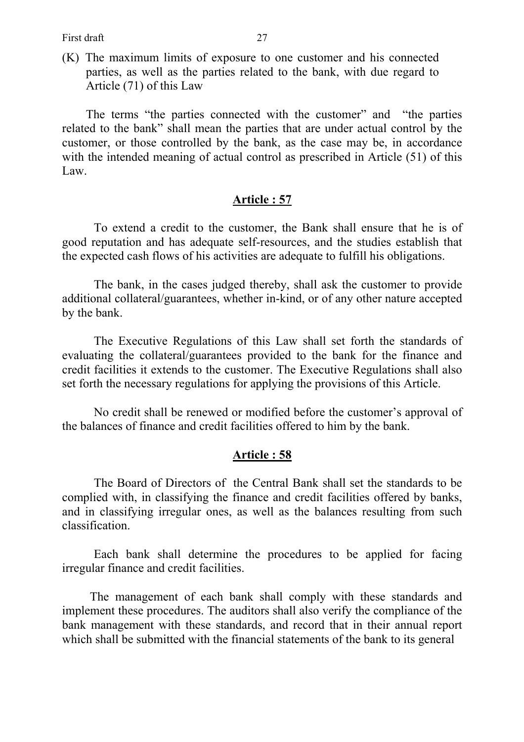(K) The maximum limits of exposure to one customer and his connected parties, as well as the parties related to the bank, with due regard to Article (71) of this Law

The terms "the parties connected with the customer" and "the parties related to the bank" shall mean the parties that are under actual control by the customer, or those controlled by the bank, as the case may be, in accordance with the intended meaning of actual control as prescribed in Article (51) of this Law.

## Article : 57

To extend a credit to the customer, the Bank shall ensure that he is of good reputation and has adequate self-resources, and the studies establish that the expected cash flows of his activities are adequate to fulfill his obligations.

The bank, in the cases judged thereby, shall ask the customer to provide additional collateral/guarantees, whether in-kind, or of any other nature accepted by the bank.

The Executive Regulations of this Law shall set forth the standards of evaluating the collateral/guarantees provided to the bank for the finance and credit facilities it extends to the customer. The Executive Regulations shall also set forth the necessary regulations for applying the provisions of this Article.

No credit shall be renewed or modified before the customer's approval of the balances of finance and credit facilities offered to him by the bank.

## Article : 58

The Board of Directors of the Central Bank shall set the standards to be complied with, in classifying the finance and credit facilities offered by banks, and in classifying irregular ones, as well as the balances resulting from such classification.

Each bank shall determine the procedures to be applied for facing irregular finance and credit facilities.

The management of each bank shall comply with these standards and implement these procedures. The auditors shall also verify the compliance of the bank management with these standards, and record that in their annual report which shall be submitted with the financial statements of the bank to its general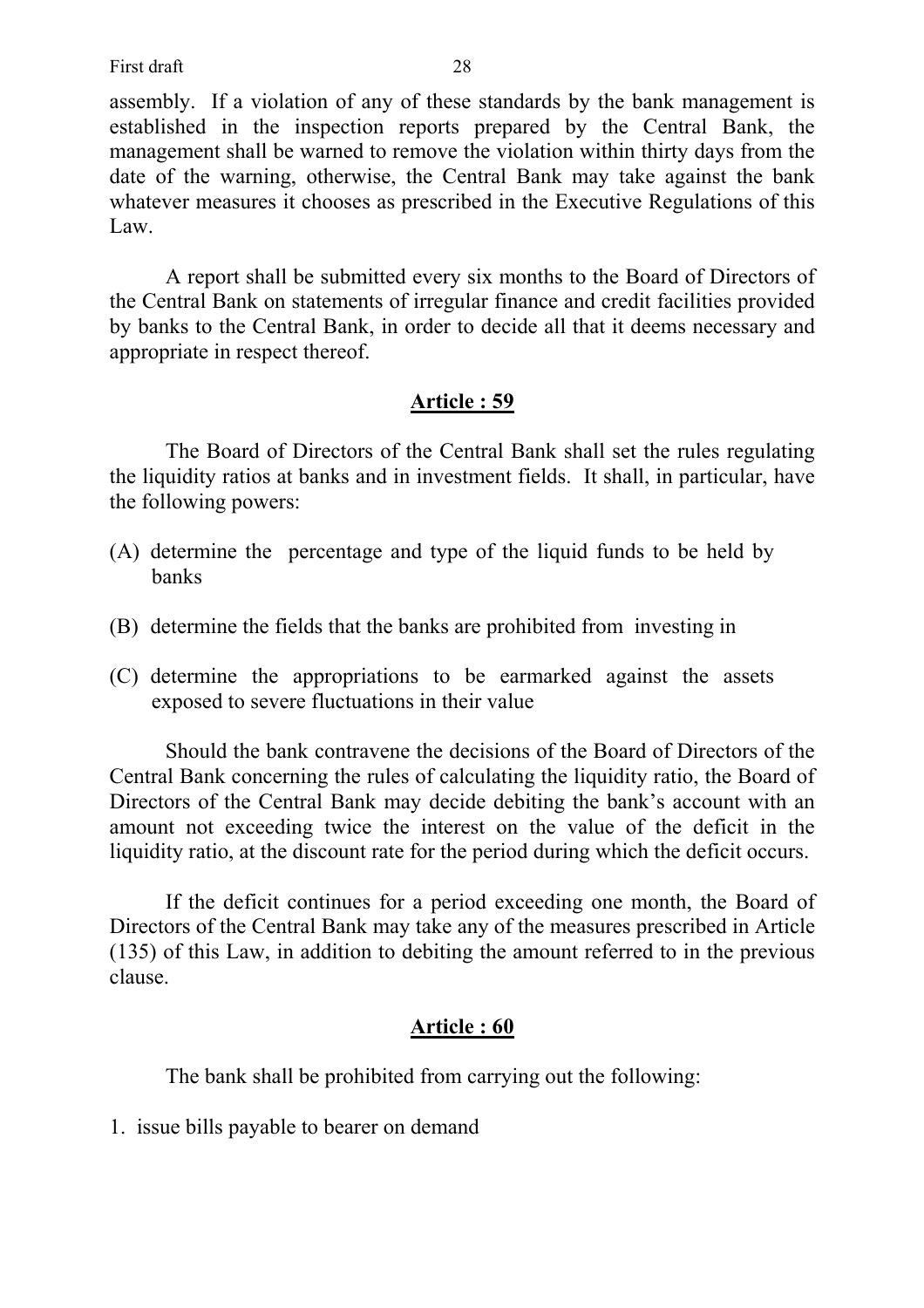assembly. If a violation of any of these standards by the bank management is established in the inspection reports prepared by the Central Bank, the management shall be warned to remove the violation within thirty days from the date of the warning, otherwise, the Central Bank may take against the bank whatever measures it chooses as prescribed in the Executive Regulations of this Law.

A report shall be submitted every six months to the Board of Directors of the Central Bank on statements of irregular finance and credit facilities provided by banks to the Central Bank, in order to decide all that it deems necessary and appropriate in respect thereof.

## Article : 59

The Board of Directors of the Central Bank shall set the rules regulating the liquidity ratios at banks and in investment fields. It shall, in particular, have the following powers:

(A) determine the percentage and type of the liquid funds to be held by banks

(B) determine the fields that the banks are prohibited from investing in

(C) determine the appropriations to be earmarked against the assets exposed to severe fluctuations in their value

Should the bank contravene the decisions of the Board of Directors of the Central Bank concerning the rules of calculating the liquidity ratio, the Board of Directors of the Central Bank may decide debiting the bank's account with an amount not exceeding twice the interest on the value of the deficit in the liquidity ratio, at the discount rate for the period during which the deficit occurs.

If the deficit continues for a period exceeding one month, the Board of Directors of the Central Bank may take any of the measures prescribed in Article (135) of this Law, in addition to debiting the amount referred to in the previous clause.

## Article : 60

The bank shall be prohibited from carrying out the following:

1. issue bills payable to bearer on demand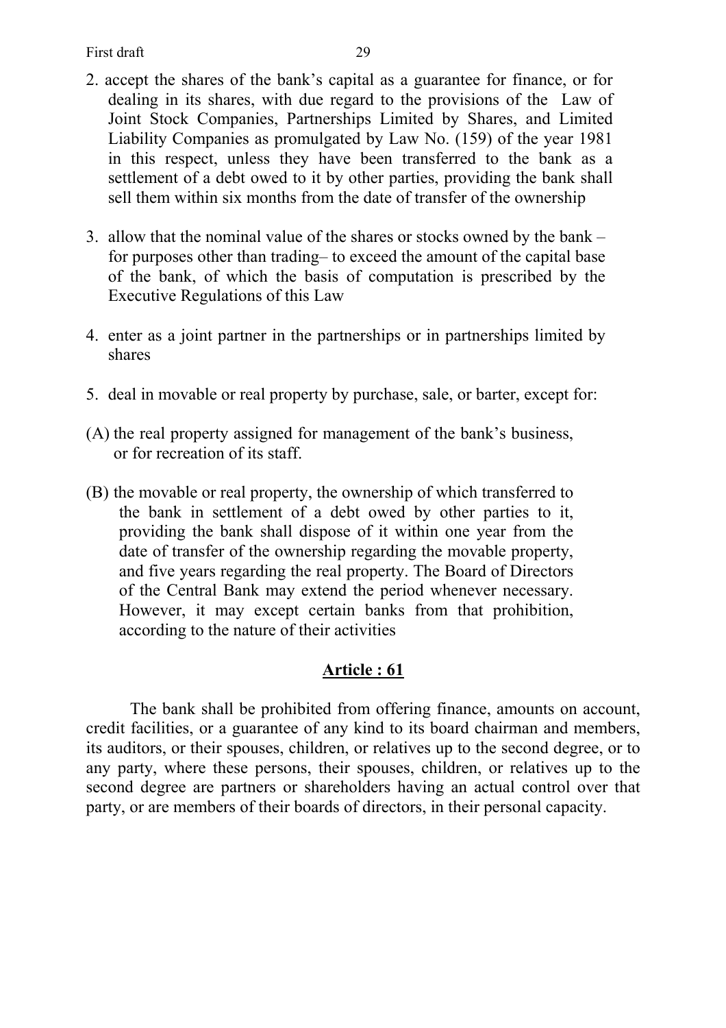2. accept the shares of the bank's capital as a guarantee for finance, or for dealing in its shares, with due regard to the provisions of the Law of Joint Stock Companies, Partnerships Limited by Shares, and Limited Liability Companies as promulgated by Law No. (159) of the year 1981 in this respect, unless they have been transferred to the bank as a settlement of a debt owed to it by other parties, providing the bank shall sell them within six months from the date of transfer of the ownership

3. allow that the nominal value of the shares or stocks owned by the bank – for purposes other than trading– to exceed the amount of the capital base of the bank, of which the basis of computation is prescribed by the Executive Regulations of this Law

4. enter as a joint partner in the partnerships or in partnerships limited by shares

5. deal in movable or real property by purchase, sale, or barter, except for:

(A) the real property assigned for management of the bank's business, or for recreation of its staff.

(B) the movable or real property, the ownership of which transferred to the bank in settlement of a debt owed by other parties to it, providing the bank shall dispose of it within one year from the date of transfer of the ownership regarding the movable property, and five years regarding the real property. The Board of Directors of the Central Bank may extend the period whenever necessary. However, it may except certain banks from that prohibition, according to the nature of their activities

## Article : 61

The bank shall be prohibited from offering finance, amounts on account, credit facilities, or a guarantee of any kind to its board chairman and members, its auditors, or their spouses, children, or relatives up to the second degree, or to any party, where these persons, their spouses, children, or relatives up to the second degree are partners or shareholders having an actual control over that party, or are members of their boards of directors, in their personal capacity.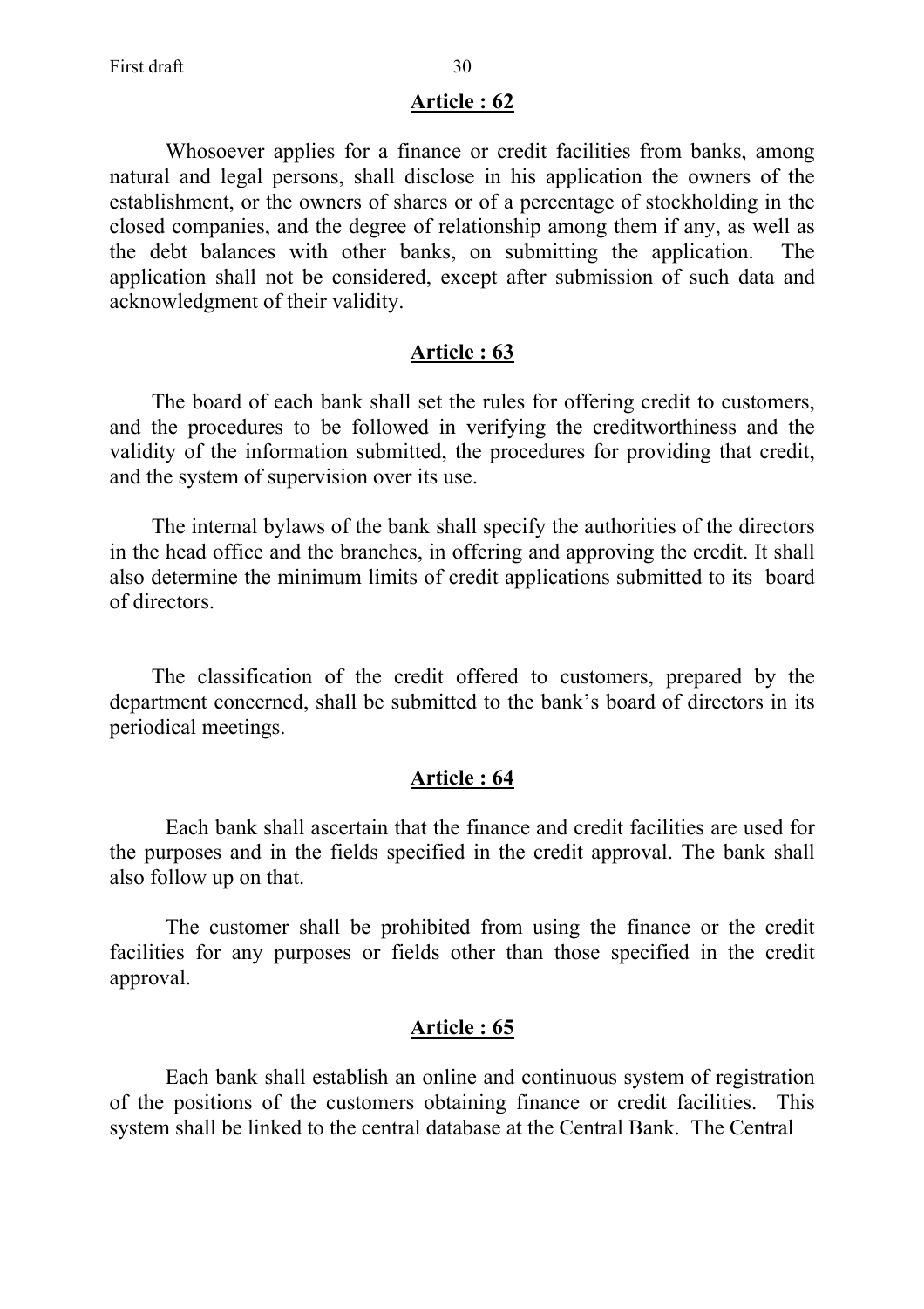## Article : 62

Whosoever applies for a finance or credit facilities from banks, among natural and legal persons, shall disclose in his application the owners of the establishment, or the owners of shares or of a percentage of stockholding in the closed companies, and the degree of relationship among them if any, as well as the debt balances with other banks, on submitting the application. The application shall not be considered, except after submission of such data and acknowledgment of their validity.

## Article : 63

The board of each bank shall set the rules for offering credit to customers, and the procedures to be followed in verifying the creditworthiness and the validity of the information submitted, the procedures for providing that credit, and the system of supervision over its use.

The internal bylaws of the bank shall specify the authorities of the directors in the head office and the branches, in offering and approving the credit. It shall also determine the minimum limits of credit applications submitted to its board of directors.

The classification of the credit offered to customers, prepared by the department concerned, shall be submitted to the bank's board of directors in its periodical meetings.

## Article : 64

Each bank shall ascertain that the finance and credit facilities are used for the purposes and in the fields specified in the credit approval. The bank shall also follow up on that.

The customer shall be prohibited from using the finance or the credit facilities for any purposes or fields other than those specified in the credit approval.

## Article : 65

Each bank shall establish an online and continuous system of registration of the positions of the customers obtaining finance or credit facilities. This system shall be linked to the central database at the Central Bank. The Central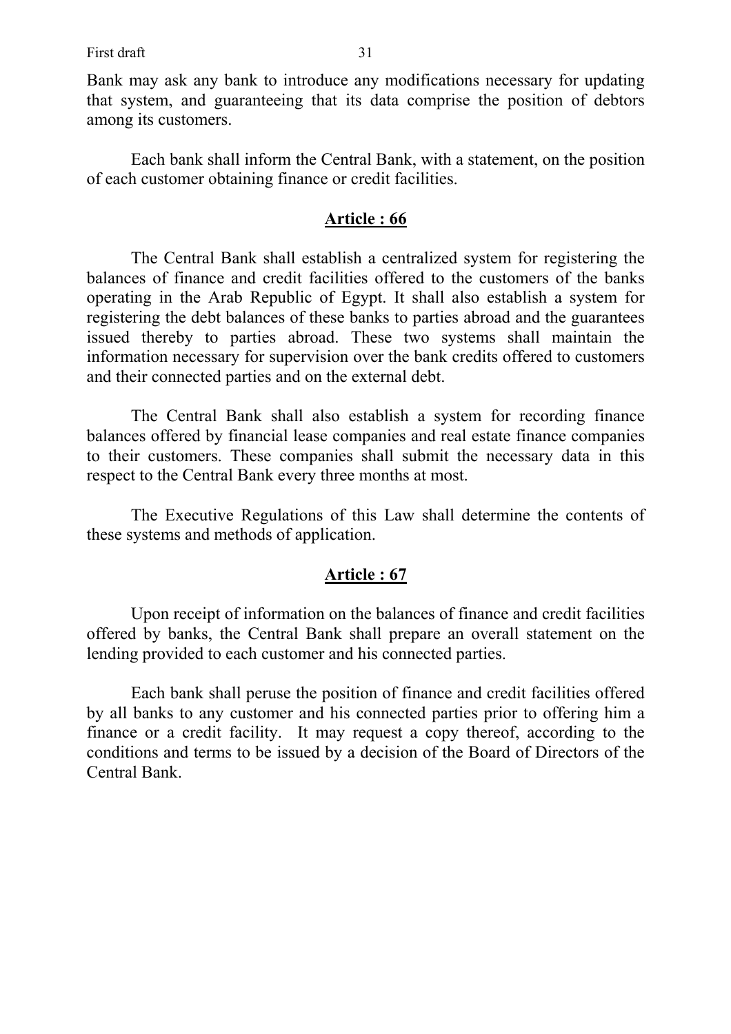Bank may ask any bank to introduce any modifications necessary for updating that system, and guaranteeing that its data comprise the position of debtors among its customers.

Each bank shall inform the Central Bank, with a statement, on the position of each customer obtaining finance or credit facilities.

## Article : 66

The Central Bank shall establish a centralized system for registering the balances of finance and credit facilities offered to the customers of the banks operating in the Arab Republic of Egypt. It shall also establish a system for registering the debt balances of these banks to parties abroad and the guarantees issued thereby to parties abroad. These two systems shall maintain the information necessary for supervision over the bank credits offered to customers and their connected parties and on the external debt.

The Central Bank shall also establish a system for recording finance balances offered by financial lease companies and real estate finance companies to their customers. These companies shall submit the necessary data in this respect to the Central Bank every three months at most.

The Executive Regulations of this Law shall determine the contents of these systems and methods of application.

## Article : 67

Upon receipt of information on the balances of finance and credit facilities offered by banks, the Central Bank shall prepare an overall statement on the lending provided to each customer and his connected parties.

Each bank shall peruse the position of finance and credit facilities offered by all banks to any customer and his connected parties prior to offering him a finance or a credit facility. It may request a copy thereof, according to the conditions and terms to be issued by a decision of the Board of Directors of the Central Bank.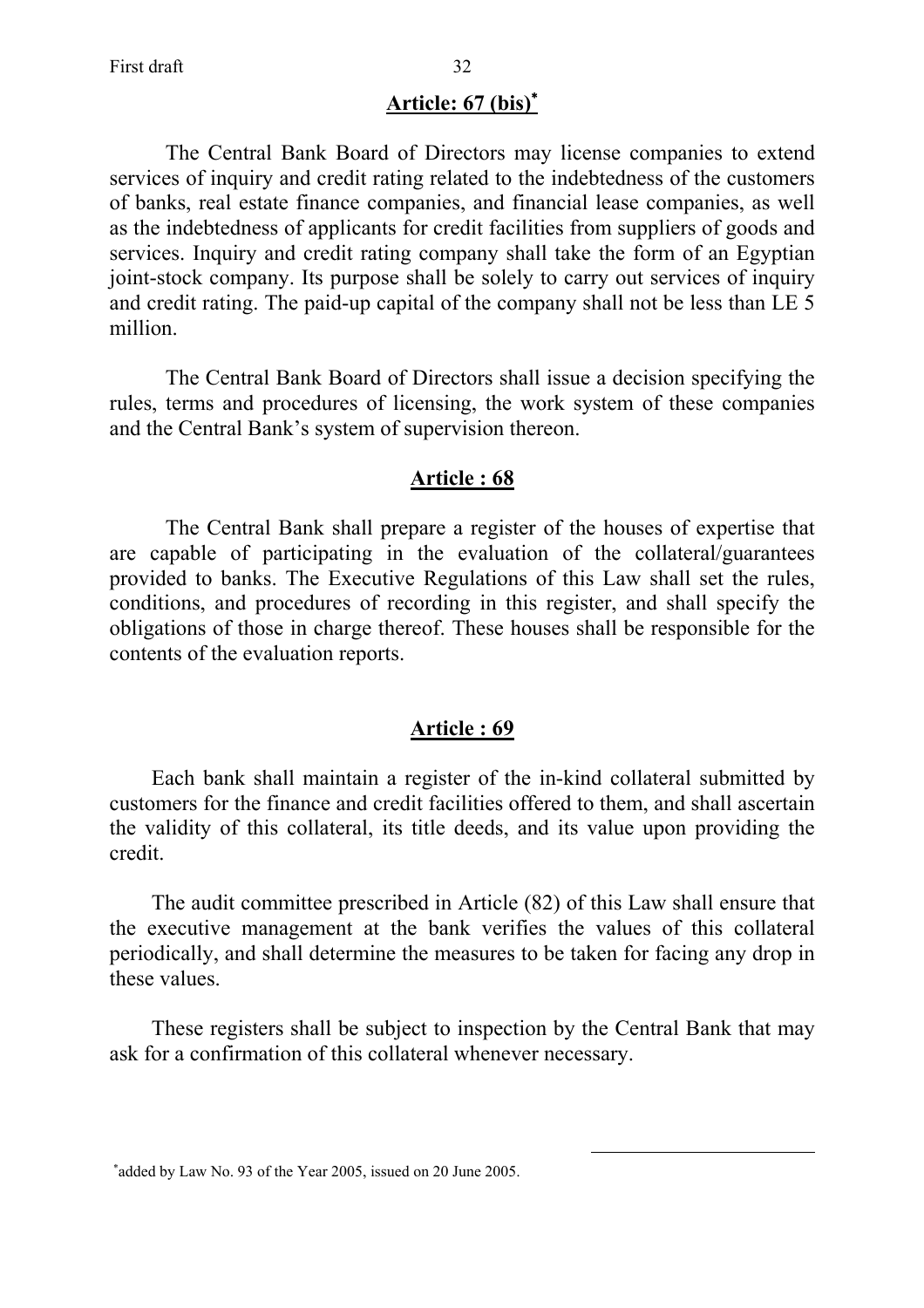## Article: 67 (bis)*

The Central Bank Board of Directors may license companies to extend services of inquiry and credit rating related to the indebtedness of the customers of banks, real estate finance companies, and financial lease companies, as well as the indebtedness of applicants for credit facilities from suppliers of goods and services. Inquiry and credit rating company shall take the form of an Egyptian joint-stock company. Its purpose shall be solely to carry out services of inquiry and credit rating. The paid-up capital of the company shall not be less than LE 5 million.

The Central Bank Board of Directors shall issue a decision specifying the rules, terms and procedures of licensing, the work system of these companies and the Central Bank's system of supervision thereon.

## Article : 68

The Central Bank shall prepare a register of the houses of expertise that are capable of participating in the evaluation of the collateral/guarantees provided to banks. The Executive Regulations of this Law shall set the rules, conditions, and procedures of recording in this register, and shall specify the obligations of those in charge thereof. These houses shall be responsible for the contents of the evaluation reports.

## Article : 69

Each bank shall maintain a register of the in-kind collateral submitted by customers for the finance and credit facilities offered to them, and shall ascertain the validity of this collateral, its title deeds, and its value upon providing the credit.

The audit committee prescribed in Article (82) of this Law shall ensure that the executive management at the bank verifies the values of this collateral periodically, and shall determine the measures to be taken for facing any drop in these values.

These registers shall be subject to inspection by the Central Bank that may ask for a confirmation of this collateral whenever necessary.

---

*added by Law No. 93 of the Year 2005, issued on 20 June 2005.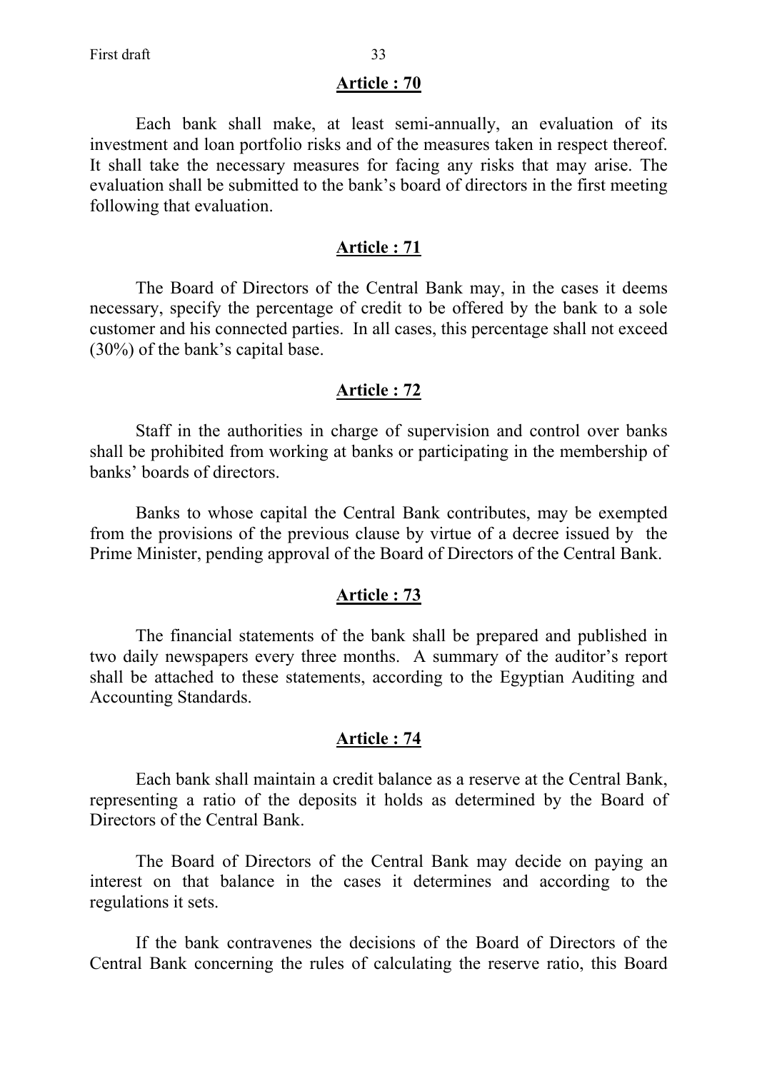## Article : 70

Each bank shall make, at least semi-annually, an evaluation of its investment and loan portfolio risks and of the measures taken in respect thereof. It shall take the necessary measures for facing any risks that may arise. The evaluation shall be submitted to the bank's board of directors in the first meeting following that evaluation.

## Article : 71

The Board of Directors of the Central Bank may, in the cases it deems necessary, specify the percentage of credit to be offered by the bank to a sole customer and his connected parties. In all cases, this percentage shall not exceed (30%) of the bank's capital base.

## Article : 72

Staff in the authorities in charge of supervision and control over banks shall be prohibited from working at banks or participating in the membership of banks' boards of directors.

Banks to whose capital the Central Bank contributes, may be exempted from the provisions of the previous clause by virtue of a decree issued by the Prime Minister, pending approval of the Board of Directors of the Central Bank.

## Article : 73

The financial statements of the bank shall be prepared and published in two daily newspapers every three months. A summary of the auditor's report shall be attached to these statements, according to the Egyptian Auditing and Accounting Standards.

## Article : 74

Each bank shall maintain a credit balance as a reserve at the Central Bank, representing a ratio of the deposits it holds as determined by the Board of Directors of the Central Bank.

The Board of Directors of the Central Bank may decide on paying an interest on that balance in the cases it determines and according to the regulations it sets.

If the bank contravenes the decisions of the Board of Directors of the Central Bank concerning the rules of calculating the reserve ratio, this Board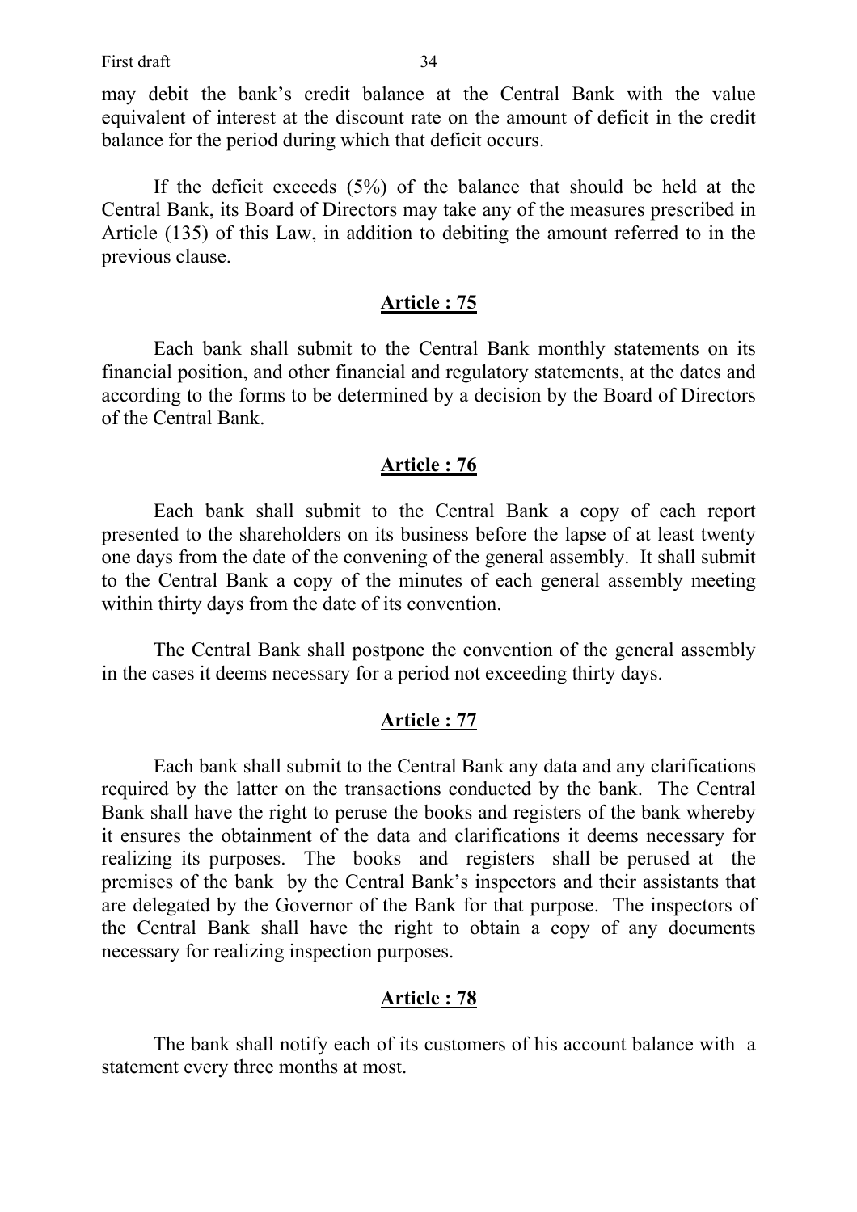may debit the bank's credit balance at the Central Bank with the value equivalent of interest at the discount rate on the amount of deficit in the credit balance for the period during which that deficit occurs.

If the deficit exceeds (5%) of the balance that should be held at the Central Bank, its Board of Directors may take any of the measures prescribed in Article (135) of this Law, in addition to debiting the amount referred to in the previous clause.

## Article : 75

Each bank shall submit to the Central Bank monthly statements on its financial position, and other financial and regulatory statements, at the dates and according to the forms to be determined by a decision by the Board of Directors of the Central Bank.

## Article : 76

Each bank shall submit to the Central Bank a copy of each report presented to the shareholders on its business before the lapse of at least twenty one days from the date of the convening of the general assembly. It shall submit to the Central Bank a copy of the minutes of each general assembly meeting within thirty days from the date of its convention.

The Central Bank shall postpone the convention of the general assembly in the cases it deems necessary for a period not exceeding thirty days.

## Article : 77

Each bank shall submit to the Central Bank any data and any clarifications required by the latter on the transactions conducted by the bank. The Central Bank shall have the right to peruse the books and registers of the bank whereby it ensures the obtainment of the data and clarifications it deems necessary for realizing its purposes. The books and registers shall be perused at the premises of the bank by the Central Bank's inspectors and their assistants that are delegated by the Governor of the Bank for that purpose. The inspectors of the Central Bank shall have the right to obtain a copy of any documents necessary for realizing inspection purposes.

## Article : 78

The bank shall notify each of its customers of his account balance with a statement every three months at most.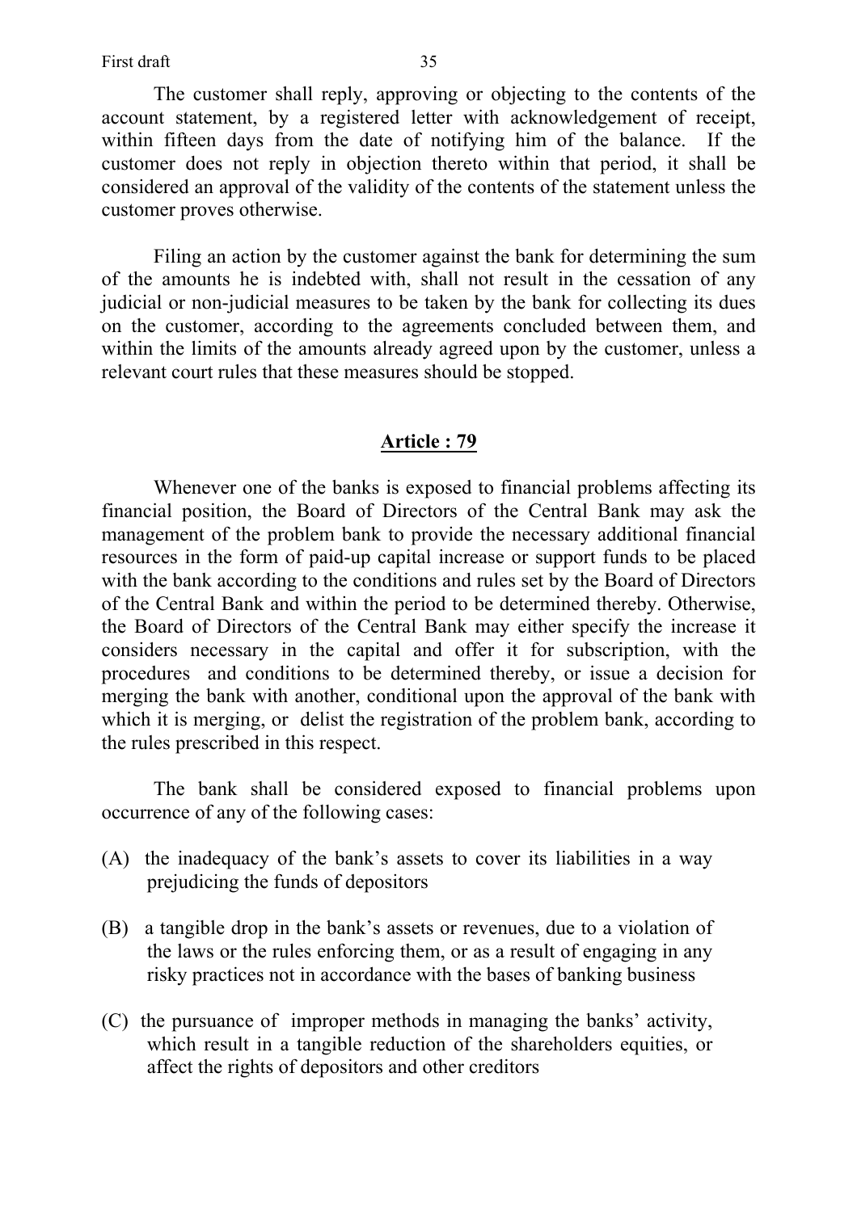The customer shall reply, approving or objecting to the contents of the account statement, by a registered letter with acknowledgement of receipt, within fifteen days from the date of notifying him of the balance. If the customer does not reply in objection thereto within that period, it shall be considered an approval of the validity of the contents of the statement unless the customer proves otherwise.

Filing an action by the customer against the bank for determining the sum of the amounts he is indebted with, shall not result in the cessation of any judicial or non-judicial measures to be taken by the bank for collecting its dues on the customer, according to the agreements concluded between them, and within the limits of the amounts already agreed upon by the customer, unless a relevant court rules that these measures should be stopped.

## Article : 79

Whenever one of the banks is exposed to financial problems affecting its financial position, the Board of Directors of the Central Bank may ask the management of the problem bank to provide the necessary additional financial resources in the form of paid-up capital increase or support funds to be placed with the bank according to the conditions and rules set by the Board of Directors of the Central Bank and within the period to be determined thereby. Otherwise, the Board of Directors of the Central Bank may either specify the increase it considers necessary in the capital and offer it for subscription, with the procedures and conditions to be determined thereby, or issue a decision for merging the bank with another, conditional upon the approval of the bank with which it is merging, or delist the registration of the problem bank, according to the rules prescribed in this respect.

The bank shall be considered exposed to financial problems upon occurrence of any of the following cases:

(A) the inadequacy of the bank's assets to cover its liabilities in a way prejudicing the funds of depositors

(B) a tangible drop in the bank's assets or revenues, due to a violation of the laws or the rules enforcing them, or as a result of engaging in any risky practices not in accordance with the bases of banking business

(C) the pursuance of improper methods in managing the banks' activity, which result in a tangible reduction of the shareholders equities, or affect the rights of depositors and other creditors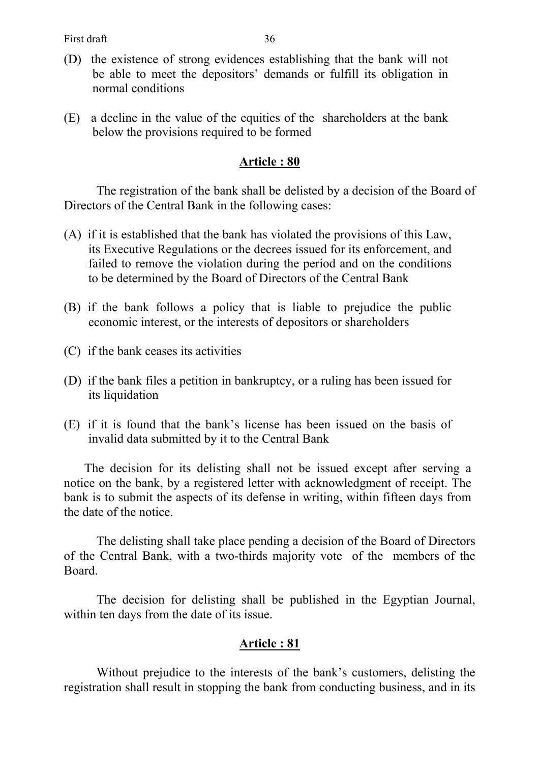(D) the existence of strong evidences establishing that the bank will not be able to meet the depositors' demands or fulfill its obligation in normal conditions

(E) a decline in the value of the equities of the shareholders at the bank below the provisions required to be formed

## Article : 80

The registration of the bank shall be delisted by a decision of the Board of Directors of the Central Bank in the following cases:

(A) if it is established that the bank has violated the provisions of this Law, its Executive Regulations or the decrees issued for its enforcement, and failed to remove the violation during the period and on the conditions to be determined by the Board of Directors of the Central Bank

(B) if the bank follows a policy that is liable to prejudice the public economic interest, or the interests of depositors or shareholders

(C) if the bank ceases its activities

(D) if the bank files a petition in bankruptcy, or a ruling has been issued for its liquidation

(E) if it is found that the bank's license has been issued on the basis of invalid data submitted by it to the Central Bank

The decision for its delisting shall not be issued except after serving a notice on the bank, by a registered letter with acknowledgment of receipt. The bank is to submit the aspects of its defense in writing, within fifteen days from the date of the notice.

The delisting shall take place pending a decision of the Board of Directors of the Central Bank, with a two-thirds majority vote of the members of the Board.

The decision for delisting shall be published in the Egyptian Journal, within ten days from the date of its issue.

## Article : 81

Without prejudice to the interests of the bank's customers, delisting the registration shall result in stopping the bank from conducting business, and in its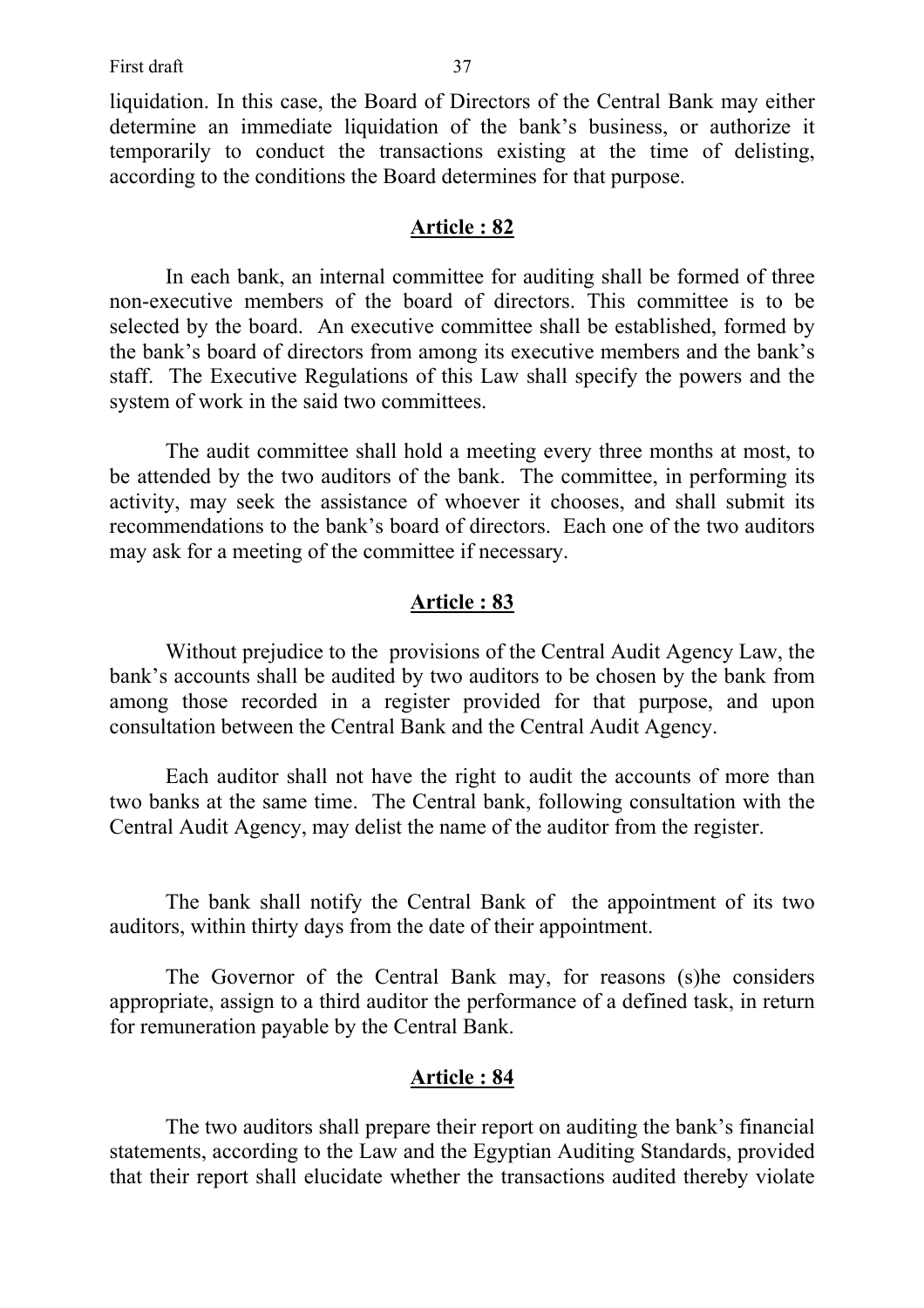liquidation. In this case, the Board of Directors of the Central Bank may either determine an immediate liquidation of the bank's business, or authorize it temporarily to conduct the transactions existing at the time of delisting, according to the conditions the Board determines for that purpose.

## Article : 82

In each bank, an internal committee for auditing shall be formed of three non-executive members of the board of directors. This committee is to be selected by the board. An executive committee shall be established, formed by the bank's board of directors from among its executive members and the bank's staff. The Executive Regulations of this Law shall specify the powers and the system of work in the said two committees.

The audit committee shall hold a meeting every three months at most, to be attended by the two auditors of the bank. The committee, in performing its activity, may seek the assistance of whoever it chooses, and shall submit its recommendations to the bank's board of directors. Each one of the two auditors may ask for a meeting of the committee if necessary.

## Article : 83

Without prejudice to the provisions of the Central Audit Agency Law, the bank's accounts shall be audited by two auditors to be chosen by the bank from among those recorded in a register provided for that purpose, and upon consultation between the Central Bank and the Central Audit Agency.

Each auditor shall not have the right to audit the accounts of more than two banks at the same time. The Central bank, following consultation with the Central Audit Agency, may delist the name of the auditor from the register.

The bank shall notify the Central Bank of the appointment of its two auditors, within thirty days from the date of their appointment.

The Governor of the Central Bank may, for reasons (s)he considers appropriate, assign to a third auditor the performance of a defined task, in return for remuneration payable by the Central Bank.

## Article : 84

The two auditors shall prepare their report on auditing the bank's financial statements, according to the Law and the Egyptian Auditing Standards, provided that their report shall elucidate whether the transactions audited thereby violate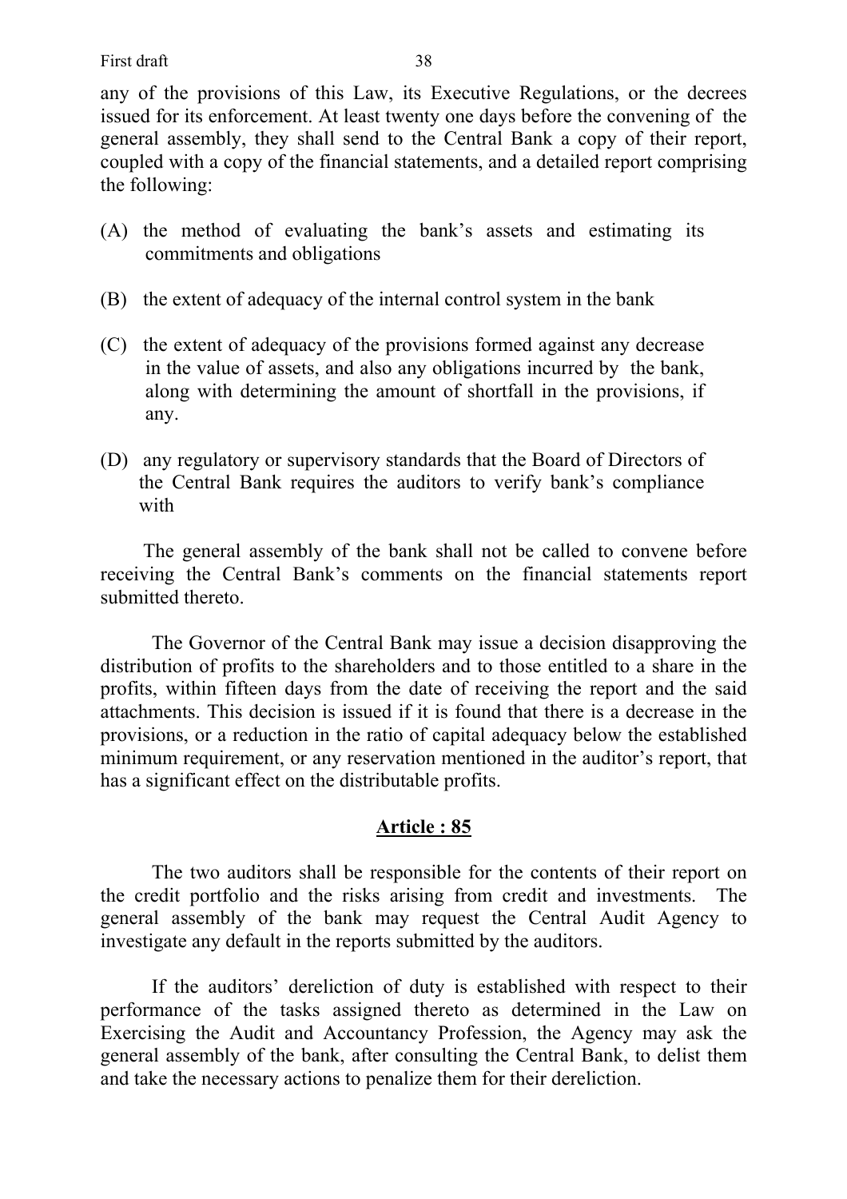any of the provisions of this Law, its Executive Regulations, or the decrees issued for its enforcement. At least twenty one days before the convening of the general assembly, they shall send to the Central Bank a copy of their report, coupled with a copy of the financial statements, and a detailed report comprising the following:

(A) the method of evaluating the bank's assets and estimating its commitments and obligations

(B) the extent of adequacy of the internal control system in the bank

(C) the extent of adequacy of the provisions formed against any decrease in the value of assets, and also any obligations incurred by the bank, along with determining the amount of shortfall in the provisions, if any.

(D) any regulatory or supervisory standards that the Board of Directors of the Central Bank requires the auditors to verify bank's compliance with

The general assembly of the bank shall not be called to convene before receiving the Central Bank's comments on the financial statements report submitted thereto.

The Governor of the Central Bank may issue a decision disapproving the distribution of profits to the shareholders and to those entitled to a share in the profits, within fifteen days from the date of receiving the report and the said attachments. This decision is issued if it is found that there is a decrease in the provisions, or a reduction in the ratio of capital adequacy below the established minimum requirement, or any reservation mentioned in the auditor's report, that has a significant effect on the distributable profits.

## Article : 85

The two auditors shall be responsible for the contents of their report on the credit portfolio and the risks arising from credit and investments. The general assembly of the bank may request the Central Audit Agency to investigate any default in the reports submitted by the auditors.

If the auditors' dereliction of duty is established with respect to their performance of the tasks assigned thereto as determined in the Law on Exercising the Audit and Accountancy Profession, the Agency may ask the general assembly of the bank, after consulting the Central Bank, to delist them and take the necessary actions to penalize them for their dereliction.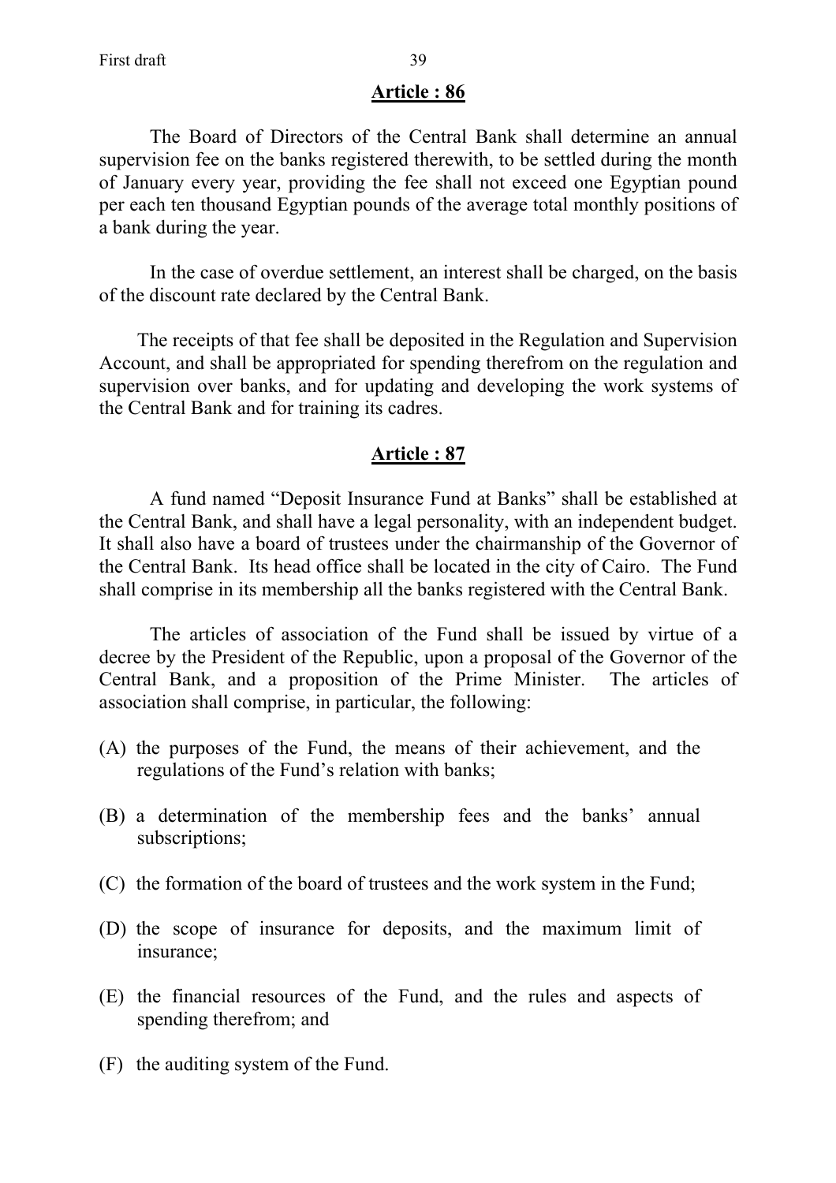## Article : 86

The Board of Directors of the Central Bank shall determine an annual supervision fee on the banks registered therewith, to be settled during the month of January every year, providing the fee shall not exceed one Egyptian pound per each ten thousand Egyptian pounds of the average total monthly positions of a bank during the year.

In the case of overdue settlement, an interest shall be charged, on the basis of the discount rate declared by the Central Bank.

The receipts of that fee shall be deposited in the Regulation and Supervision Account, and shall be appropriated for spending therefrom on the regulation and supervision over banks, and for updating and developing the work systems of the Central Bank and for training its cadres.

## Article : 87

A fund named "Deposit Insurance Fund at Banks" shall be established at the Central Bank, and shall have a legal personality, with an independent budget. It shall also have a board of trustees under the chairmanship of the Governor of the Central Bank. Its head office shall be located in the city of Cairo. The Fund shall comprise in its membership all the banks registered with the Central Bank.

The articles of association of the Fund shall be issued by virtue of a decree by the President of the Republic, upon a proposal of the Governor of the Central Bank, and a proposition of the Prime Minister. The articles of association shall comprise, in particular, the following:

(A) the purposes of the Fund, the means of their achievement, and the regulations of the Fund's relation with banks;

(B) a determination of the membership fees and the banks' annual subscriptions;

(C) the formation of the board of trustees and the work system in the Fund;

(D) the scope of insurance for deposits, and the maximum limit of insurance;

(E) the financial resources of the Fund, and the rules and aspects of spending therefrom; and

(F) the auditing system of the Fund.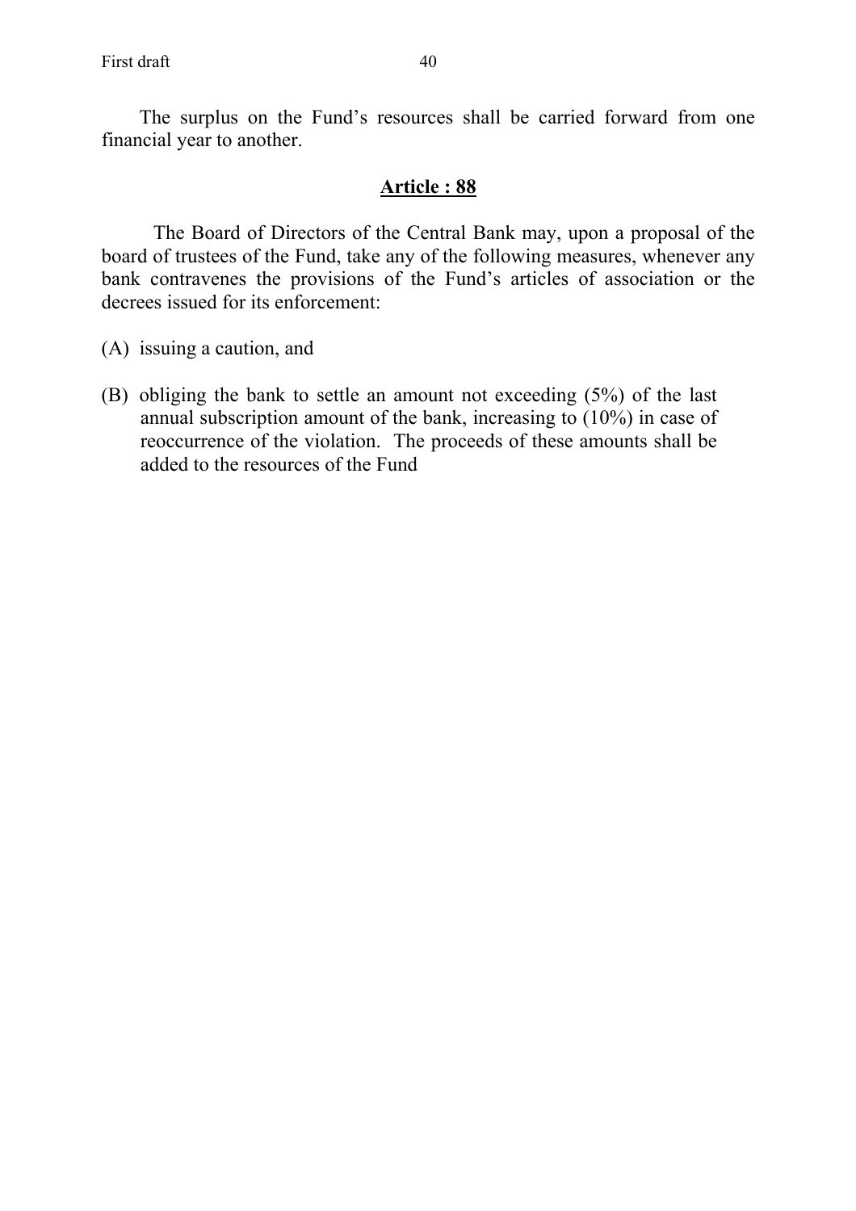The surplus on the Fund's resources shall be carried forward from one financial year to another.

## Article : 88

The Board of Directors of the Central Bank may, upon a proposal of the board of trustees of the Fund, take any of the following measures, whenever any bank contravenes the provisions of the Fund's articles of association or the decrees issued for its enforcement:

(A) issuing a caution, and

(B) obliging the bank to settle an amount not exceeding (5%) of the last annual subscription amount of the bank, increasing to (10%) in case of reoccurrence of the violation. The proceeds of these amounts shall be added to the resources of the Fund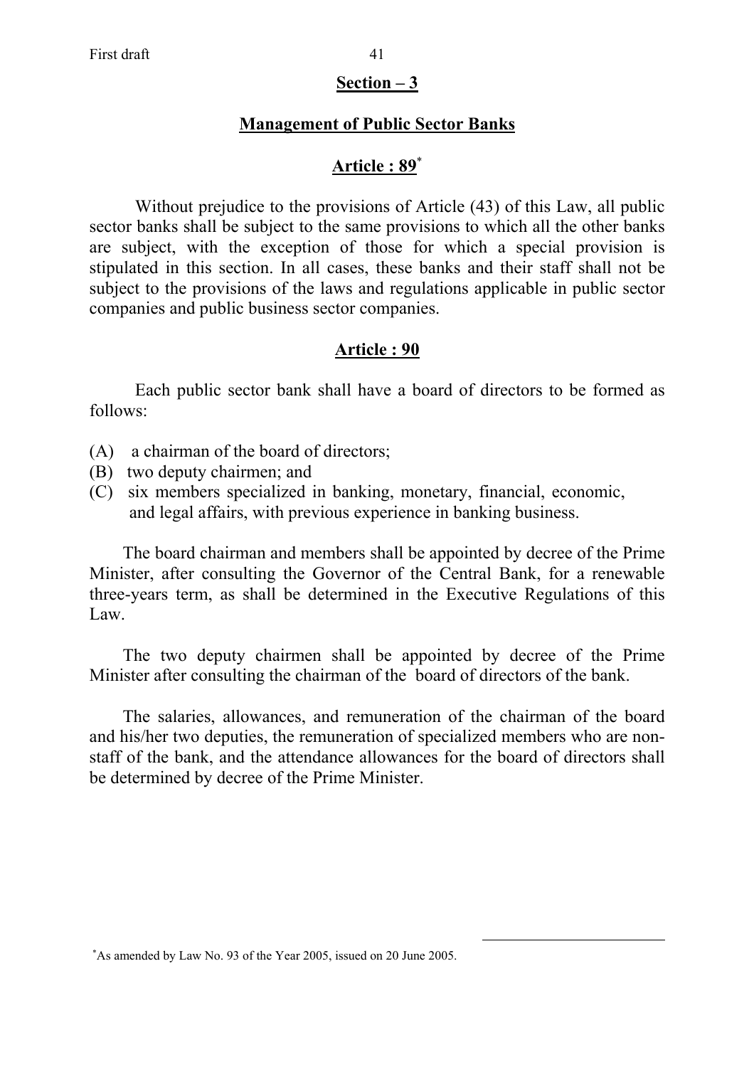## Section – 3

## Management of Public Sector Banks

### Article : 89*

Without prejudice to the provisions of Article (43) of this Law, all public sector banks shall be subject to the same provisions to which all the other banks are subject, with the exception of those for which a special provision is stipulated in this section. In all cases, these banks and their staff shall not be subject to the provisions of the laws and regulations applicable in public sector companies and public business sector companies.

### Article : 90

Each public sector bank shall have a board of directors to be formed as follows:

(A) a chairman of the board of directors;
(B) two deputy chairmen; and
(C) six members specialized in banking, monetary, financial, economic, and legal affairs, with previous experience in banking business.

The board chairman and members shall be appointed by decree of the Prime Minister, after consulting the Governor of the Central Bank, for a renewable three-years term, as shall be determined in the Executive Regulations of this Law.

The two deputy chairmen shall be appointed by decree of the Prime Minister after consulting the chairman of the board of directors of the bank.

The salaries, allowances, and remuneration of the chairman of the board and his/her two deputies, the remuneration of specialized members who are non-staff of the bank, and the attendance allowances for the board of directors shall be determined by decree of the Prime Minister.

---

*As amended by Law No. 93 of the Year 2005, issued on 20 June 2005.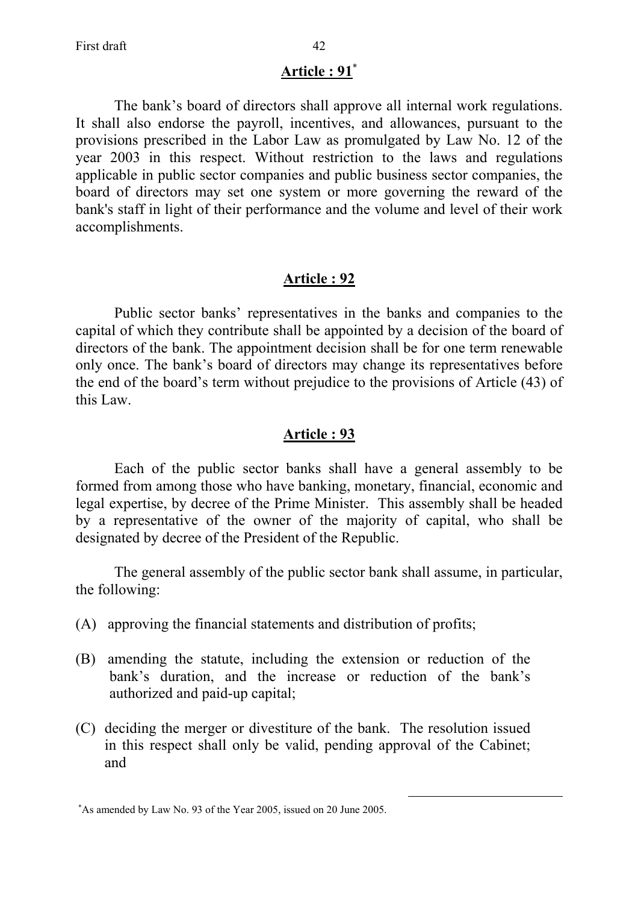## Article : 91[*]

The bank's board of directors shall approve all internal work regulations. It shall also endorse the payroll, incentives, and allowances, pursuant to the provisions prescribed in the Labor Law as promulgated by Law No. 12 of the year 2003 in this respect. Without restriction to the laws and regulations applicable in public sector companies and public business sector companies, the board of directors may set one system or more governing the reward of the bank's staff in light of their performance and the volume and level of their work accomplishments.

## Article : 92

Public sector banks' representatives in the banks and companies to the capital of which they contribute shall be appointed by a decision of the board of directors of the bank. The appointment decision shall be for one term renewable only once. The bank's board of directors may change its representatives before the end of the board's term without prejudice to the provisions of Article (43) of this Law.

## Article : 93

Each of the public sector banks shall have a general assembly to be formed from among those who have banking, monetary, financial, economic and legal expertise, by decree of the Prime Minister. This assembly shall be headed by a representative of the owner of the majority of capital, who shall be designated by decree of the President of the Republic.

The general assembly of the public sector bank shall assume, in particular, the following:

(A) approving the financial statements and distribution of profits;

(B) amending the statute, including the extension or reduction of the bank's duration, and the increase or reduction of the bank's authorized and paid-up capital;

(C) deciding the merger or divestiture of the bank. The resolution issued in this respect shall only be valid, pending approval of the Cabinet; and

---

[*] As amended by Law No. 93 of the Year 2005, issued on 20 June 2005.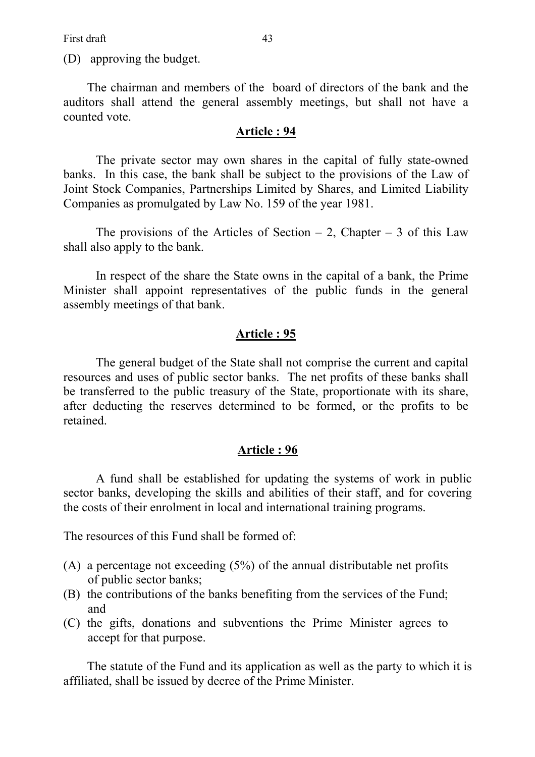(D) approving the budget.

The chairman and members of the board of directors of the bank and the auditors shall attend the general assembly meetings, but shall not have a counted vote.

## **Article : 94**

The private sector may own shares in the capital of fully state-owned banks. In this case, the bank shall be subject to the provisions of the Law of Joint Stock Companies, Partnerships Limited by Shares, and Limited Liability Companies as promulgated by Law No. 159 of the year 1981.

The provisions of the Articles of Section – 2, Chapter – 3 of this Law shall also apply to the bank.

In respect of the share the State owns in the capital of a bank, the Prime Minister shall appoint representatives of the public funds in the general assembly meetings of that bank.

## **Article : 95**

The general budget of the State shall not comprise the current and capital resources and uses of public sector banks. The net profits of these banks shall be transferred to the public treasury of the State, proportionate with its share, after deducting the reserves determined to be formed, or the profits to be retained.

## **Article : 96**

A fund shall be established for updating the systems of work in public sector banks, developing the skills and abilities of their staff, and for covering the costs of their enrolment in local and international training programs.

The resources of this Fund shall be formed of:

(A) a percentage not exceeding (5%) of the annual distributable net profits of public sector banks;
(B) the contributions of the banks benefiting from the services of the Fund; and
(C) the gifts, donations and subventions the Prime Minister agrees to accept for that purpose.

The statute of the Fund and its application as well as the party to which it is affiliated, shall be issued by decree of the Prime Minister.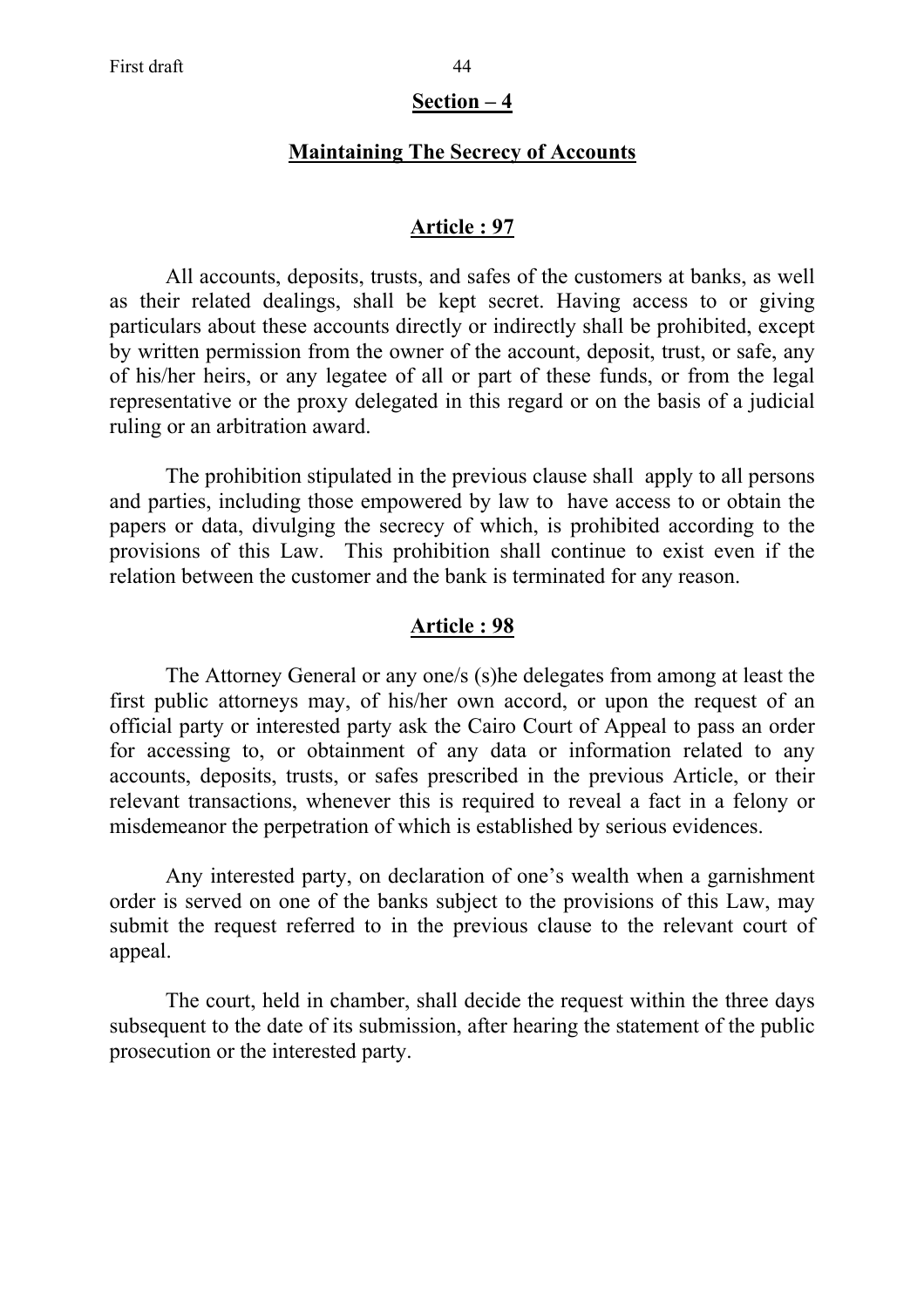## Section – 4

## Maintaining The Secrecy of Accounts

### Article : 97

All accounts, deposits, trusts, and safes of the customers at banks, as well as their related dealings, shall be kept secret. Having access to or giving particulars about these accounts directly or indirectly shall be prohibited, except by written permission from the owner of the account, deposit, trust, or safe, any of his/her heirs, or any legatee of all or part of these funds, or from the legal representative or the proxy delegated in this regard or on the basis of a judicial ruling or an arbitration award.

The prohibition stipulated in the previous clause shall apply to all persons and parties, including those empowered by law to have access to or obtain the papers or data, divulging the secrecy of which, is prohibited according to the provisions of this Law. This prohibition shall continue to exist even if the relation between the customer and the bank is terminated for any reason.

### Article : 98

The Attorney General or any one/s (s)he delegates from among at least the first public attorneys may, of his/her own accord, or upon the request of an official party or interested party ask the Cairo Court of Appeal to pass an order for accessing to, or obtainment of any data or information related to any accounts, deposits, trusts, or safes prescribed in the previous Article, or their relevant transactions, whenever this is required to reveal a fact in a felony or misdemeanor the perpetration of which is established by serious evidences.

Any interested party, on declaration of one's wealth when a garnishment order is served on one of the banks subject to the provisions of this Law, may submit the request referred to in the previous clause to the relevant court of appeal.

The court, held in chamber, shall decide the request within the three days subsequent to the date of its submission, after hearing the statement of the public prosecution or the interested party.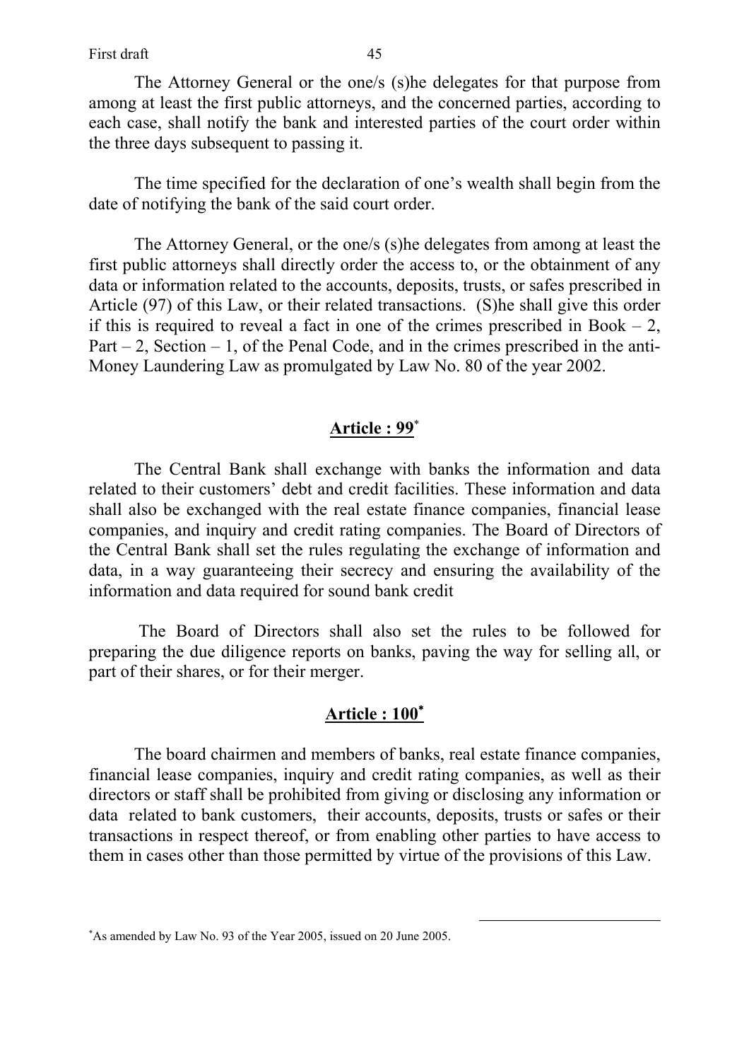The Attorney General or the one/s (s)he delegates for that purpose from among at least the first public attorneys, and the concerned parties, according to each case, shall notify the bank and interested parties of the court order within the three days subsequent to passing it.

The time specified for the declaration of one's wealth shall begin from the date of notifying the bank of the said court order.

The Attorney General, or the one/s (s)he delegates from among at least the first public attorneys shall directly order the access to, or the obtainment of any data or information related to the accounts, deposits, trusts, or safes prescribed in Article (97) of this Law, or their related transactions. (S)he shall give this order if this is required to reveal a fact in one of the crimes prescribed in Book – 2, Part – 2, Section – 1, of the Penal Code, and in the crimes prescribed in the anti-Money Laundering Law as promulgated by Law No. 80 of the year 2002.

## **Article : 99***

The Central Bank shall exchange with banks the information and data related to their customers' debt and credit facilities. These information and data shall also be exchanged with the real estate finance companies, financial lease companies, and inquiry and credit rating companies. The Board of Directors of the Central Bank shall set the rules regulating the exchange of information and data, in a way guaranteeing their secrecy and ensuring the availability of the information and data required for sound bank credit

The Board of Directors shall also set the rules to be followed for preparing the due diligence reports on banks, paving the way for selling all, or part of their shares, or for their merger.

## **Article : 100***

The board chairmen and members of banks, real estate finance companies, financial lease companies, inquiry and credit rating companies, as well as their directors or staff shall be prohibited from giving or disclosing any information or data related to bank customers, their accounts, deposits, trusts or safes or their transactions in respect thereof, or from enabling other parties to have access to them in cases other than those permitted by virtue of the provisions of this Law.

---

*As amended by Law No. 93 of the Year 2005, issued on 20 June 2005.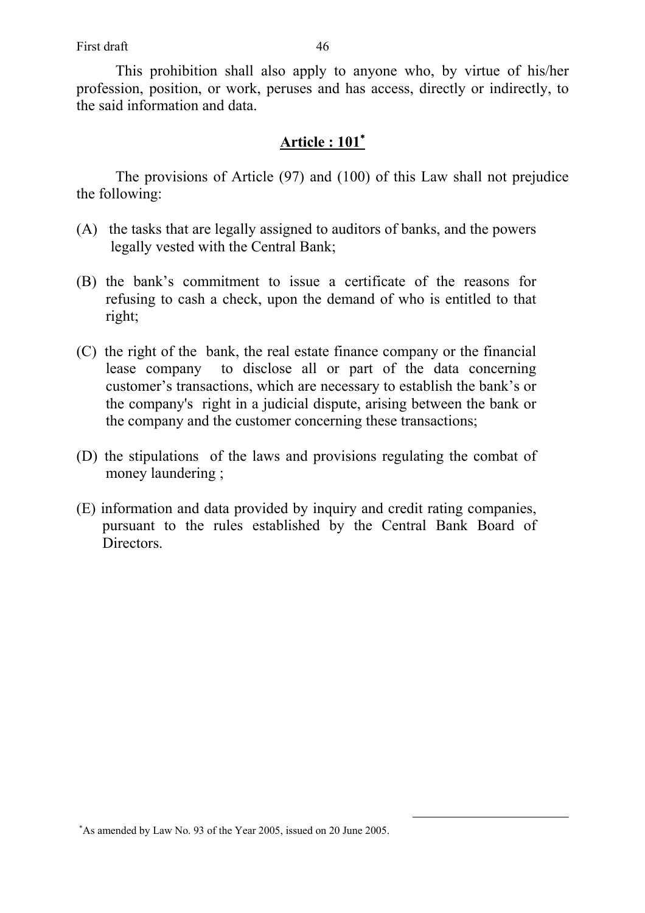This prohibition shall also apply to anyone who, by virtue of his/her profession, position, or work, peruses and has access, directly or indirectly, to the said information and data.

## Article : 101[*]

The provisions of Article (97) and (100) of this Law shall not prejudice the following:

(A) the tasks that are legally assigned to auditors of banks, and the powers legally vested with the Central Bank;

(B) the bank's commitment to issue a certificate of the reasons for refusing to cash a check, upon the demand of who is entitled to that right;

(C) the right of the bank, the real estate finance company or the financial lease company to disclose all or part of the data concerning customer's transactions, which are necessary to establish the bank's or the company's right in a judicial dispute, arising between the bank or the company and the customer concerning these transactions;

(D) the stipulations of the laws and provisions regulating the combat of money laundering ;

(E) information and data provided by inquiry and credit rating companies, pursuant to the rules established by the Central Bank Board of Directors.

---

[*] As amended by Law No. 93 of the Year 2005, issued on 20 June 2005.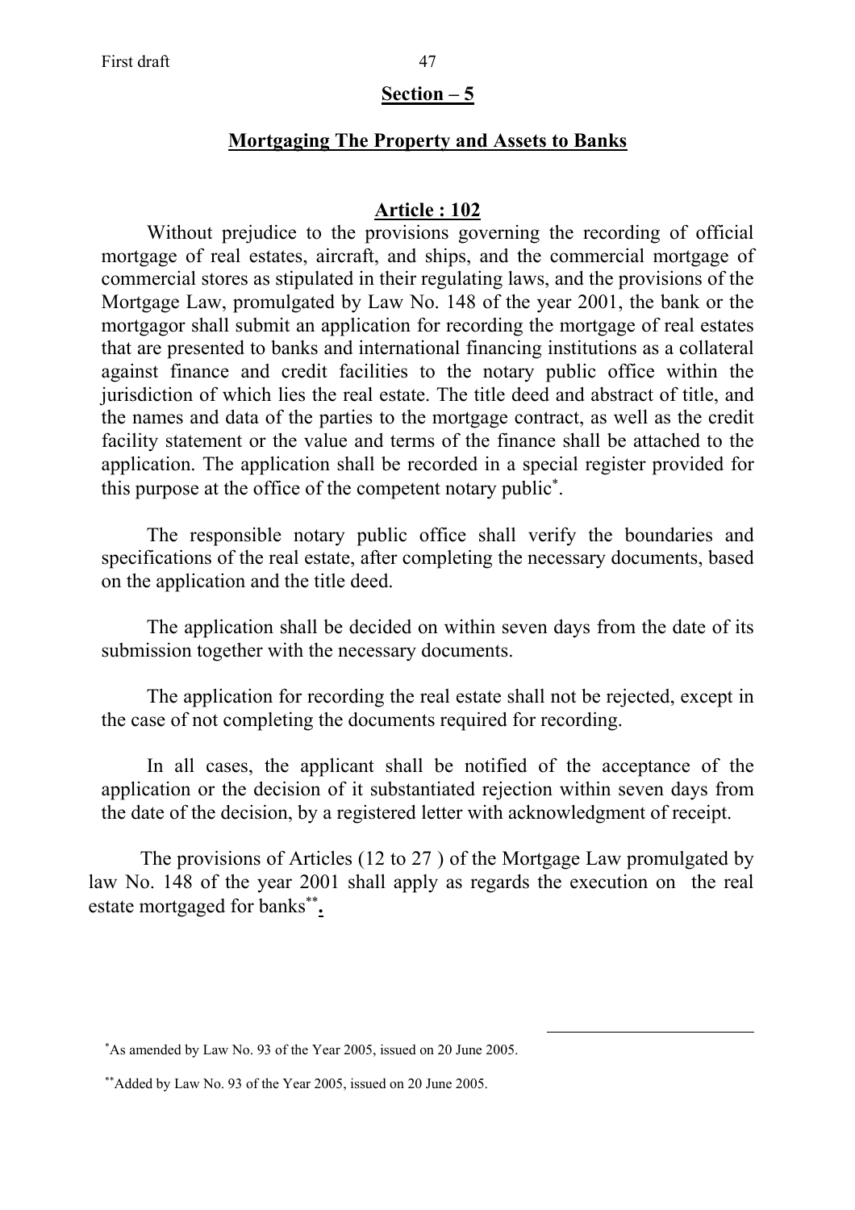## Section – 5

## Mortgaging The Property and Assets to Banks

### Article : 102

Without prejudice to the provisions governing the recording of official mortgage of real estates, aircraft, and ships, and the commercial mortgage of commercial stores as stipulated in their regulating laws, and the provisions of the Mortgage Law, promulgated by Law No. 148 of the year 2001, the bank or the mortgagor shall submit an application for recording the mortgage of real estates that are presented to banks and international financing institutions as a collateral against finance and credit facilities to the notary public office within the jurisdiction of which lies the real estate. The title deed and abstract of title, and the names and data of the parties to the mortgage contract, as well as the credit facility statement or the value and terms of the finance shall be attached to the application. The application shall be recorded in a special register provided for this purpose at the office of the competent notary public[*].

The responsible notary public office shall verify the boundaries and specifications of the real estate, after completing the necessary documents, based on the application and the title deed.

The application shall be decided on within seven days from the date of its submission together with the necessary documents.

The application for recording the real estate shall not be rejected, except in the case of not completing the documents required for recording.

In all cases, the applicant shall be notified of the acceptance of the application or the decision of it substantiated rejection within seven days from the date of the decision, by a registered letter with acknowledgment of receipt.

The provisions of Articles (12 to 27 ) of the Mortgage Law promulgated by law No. 148 of the year 2001 shall apply as regards the execution on the real estate mortgaged for banks[**].

---

[*] As amended by Law No. 93 of the Year 2005, issued on 20 June 2005.

[**] Added by Law No. 93 of the Year 2005, issued on 20 June 2005.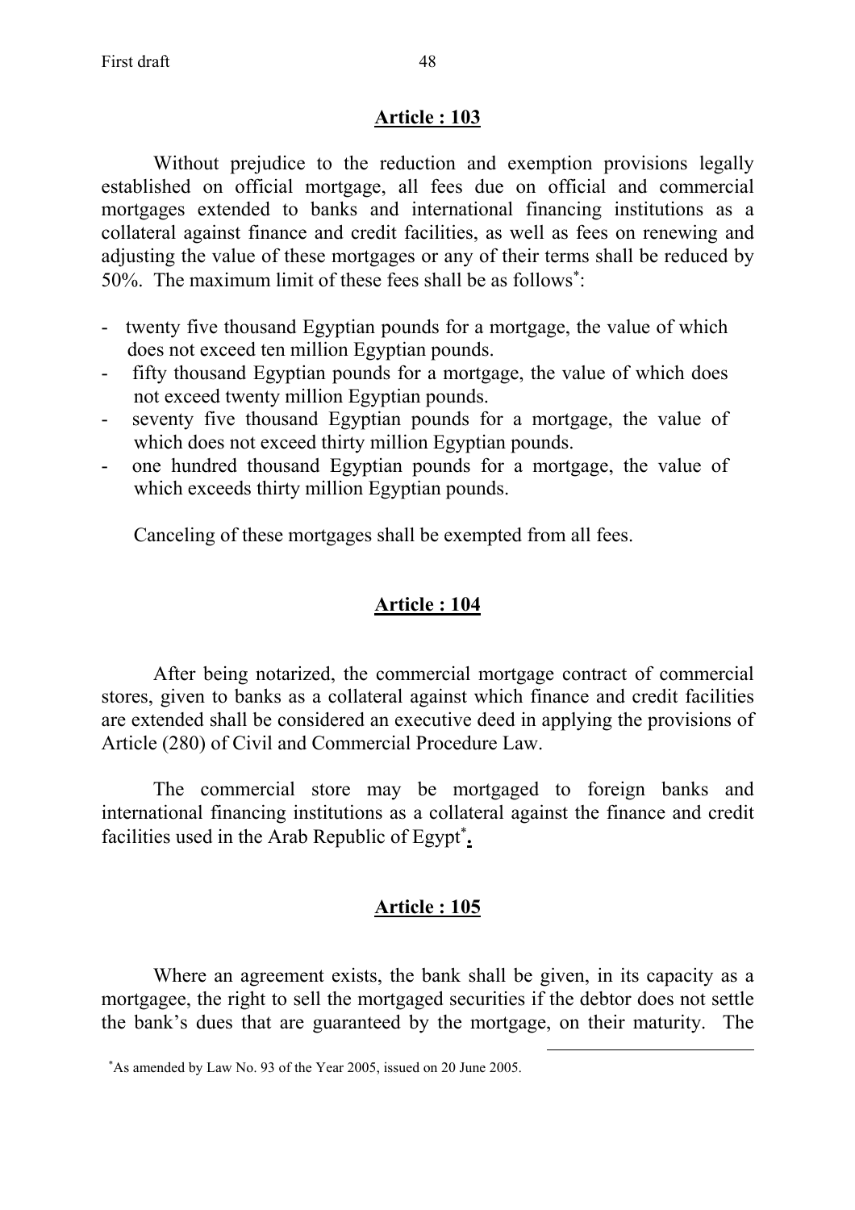## Article : 103

Without prejudice to the reduction and exemption provisions legally established on official mortgage, all fees due on official and commercial mortgages extended to banks and international financing institutions as a collateral against finance and credit facilities, as well as fees on renewing and adjusting the value of these mortgages or any of their terms shall be reduced by 50%. The maximum limit of these fees shall be as follows*:

- twenty five thousand Egyptian pounds for a mortgage, the value of which does not exceed ten million Egyptian pounds.
- fifty thousand Egyptian pounds for a mortgage, the value of which does not exceed twenty million Egyptian pounds.
- seventy five thousand Egyptian pounds for a mortgage, the value of which does not exceed thirty million Egyptian pounds.
- one hundred thousand Egyptian pounds for a mortgage, the value of which exceeds thirty million Egyptian pounds.

Canceling of these mortgages shall be exempted from all fees.

## Article : 104

After being notarized, the commercial mortgage contract of commercial stores, given to banks as a collateral against which finance and credit facilities are extended shall be considered an executive deed in applying the provisions of Article (280) of Civil and Commercial Procedure Law.

The commercial store may be mortgaged to foreign banks and international financing institutions as a collateral against the finance and credit facilities used in the Arab Republic of Egypt*.

## Article : 105

Where an agreement exists, the bank shall be given, in its capacity as a mortgagee, the right to sell the mortgaged securities if the debtor does not settle the bank's dues that are guaranteed by the mortgage, on their maturity. The

---

*As amended by Law No. 93 of the Year 2005, issued on 20 June 2005.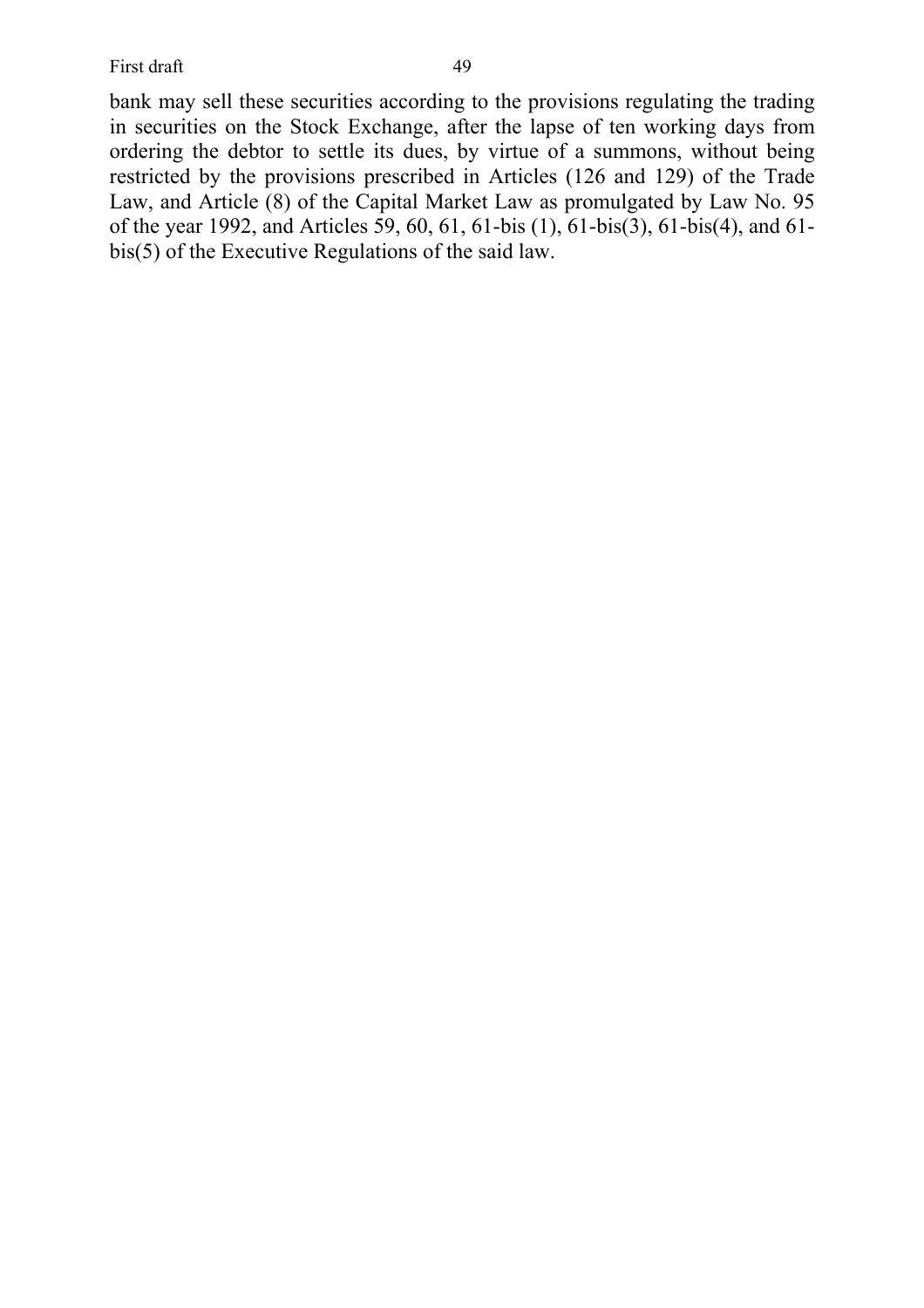bank may sell these securities according to the provisions regulating the trading in securities on the Stock Exchange, after the lapse of ten working days from ordering the debtor to settle its dues, by virtue of a summons, without being restricted by the provisions prescribed in Articles (126 and 129) of the Trade Law, and Article (8) of the Capital Market Law as promulgated by Law No. 95 of the year 1992, and Articles 59, 60, 61, 61-bis (1), 61-bis(3), 61-bis(4), and 61-bis(5) of the Executive Regulations of the said law.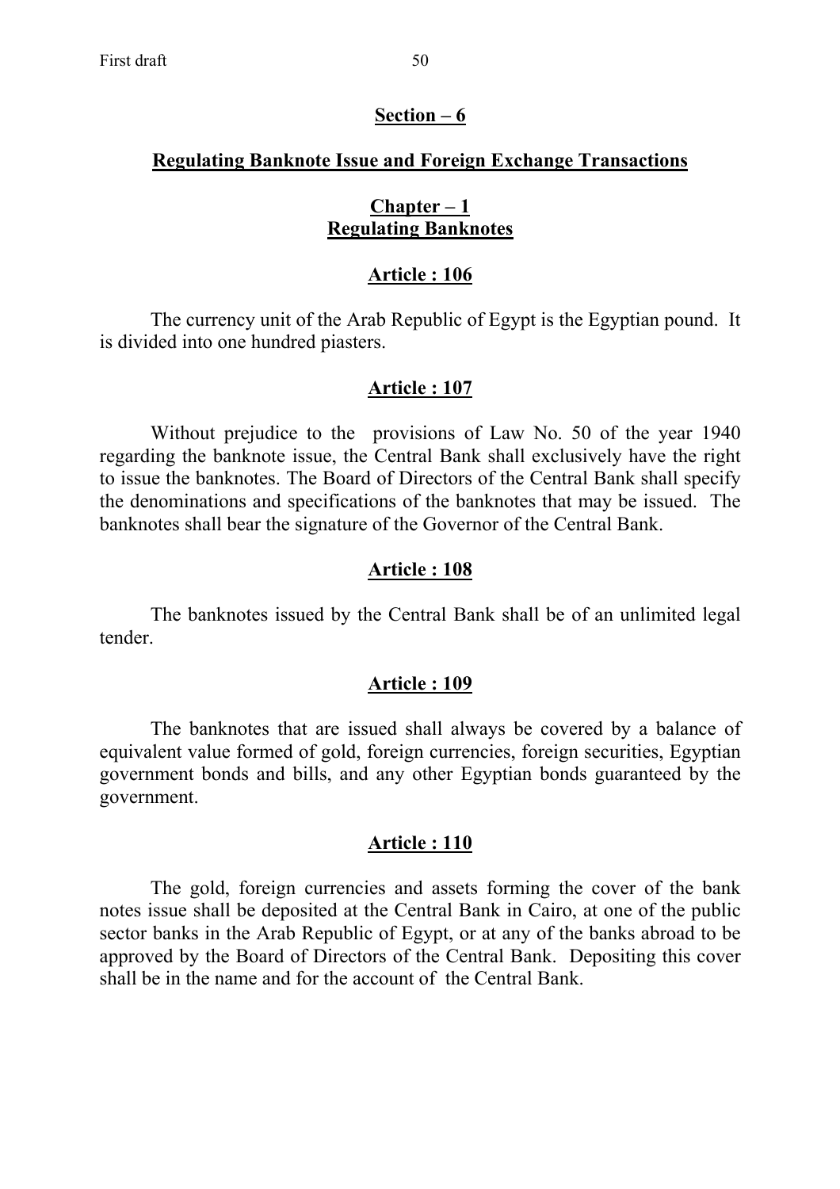## Section – 6

## Regulating Banknote Issue and Foreign Exchange Transactions

### Chapter – 1
### Regulating Banknotes

#### Article : 106

The currency unit of the Arab Republic of Egypt is the Egyptian pound. It is divided into one hundred piasters.

#### Article : 107

Without prejudice to the provisions of Law No. 50 of the year 1940 regarding the banknote issue, the Central Bank shall exclusively have the right to issue the banknotes. The Board of Directors of the Central Bank shall specify the denominations and specifications of the banknotes that may be issued. The banknotes shall bear the signature of the Governor of the Central Bank.

#### Article : 108

The banknotes issued by the Central Bank shall be of an unlimited legal tender.

#### Article : 109

The banknotes that are issued shall always be covered by a balance of equivalent value formed of gold, foreign currencies, foreign securities, Egyptian government bonds and bills, and any other Egyptian bonds guaranteed by the government.

#### Article : 110

The gold, foreign currencies and assets forming the cover of the bank notes issue shall be deposited at the Central Bank in Cairo, at one of the public sector banks in the Arab Republic of Egypt, or at any of the banks abroad to be approved by the Board of Directors of the Central Bank. Depositing this cover shall be in the name and for the account of the Central Bank.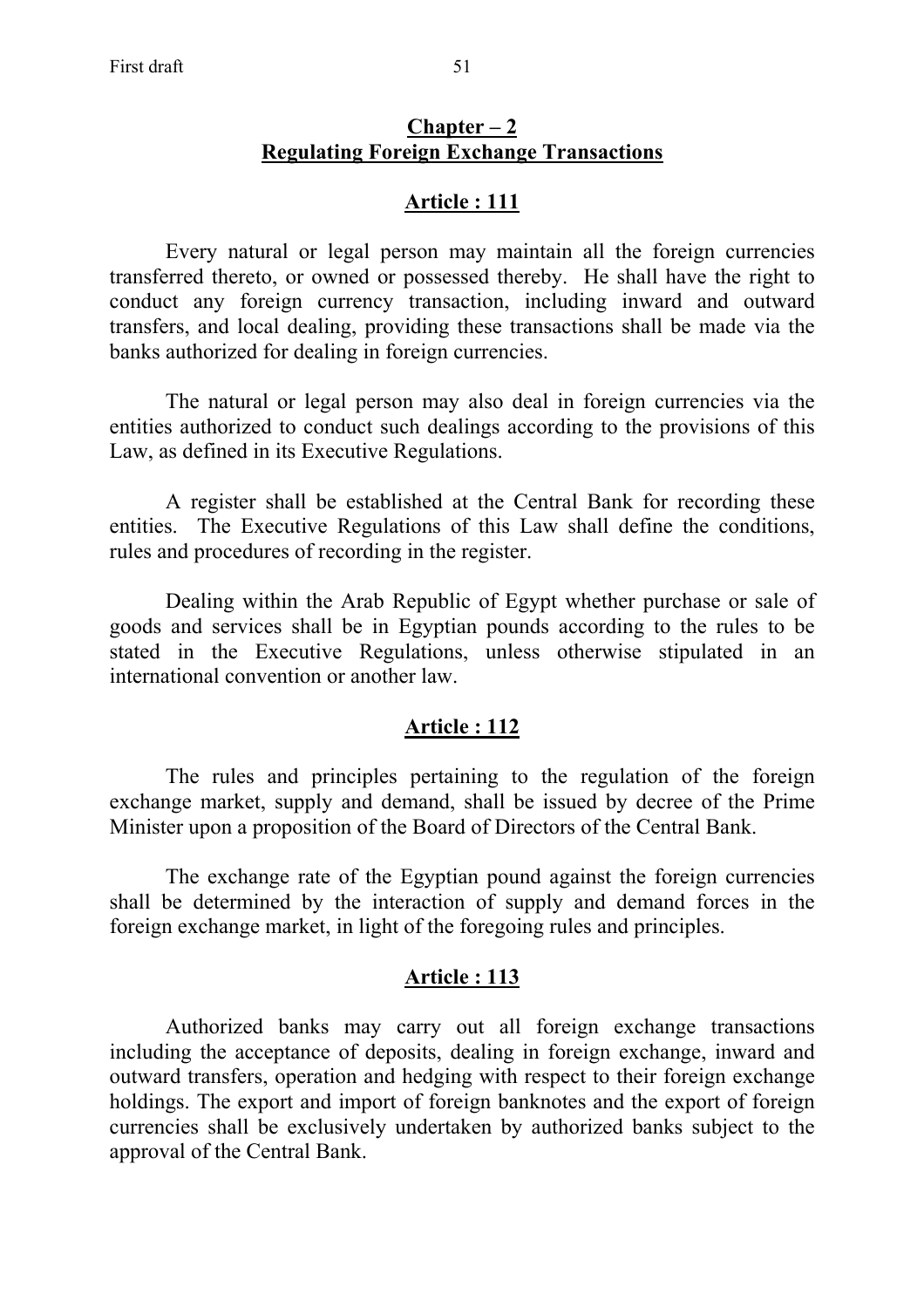## Chapter – 2
## Regulating Foreign Exchange Transactions

### Article : 111

Every natural or legal person may maintain all the foreign currencies transferred thereto, or owned or possessed thereby. He shall have the right to conduct any foreign currency transaction, including inward and outward transfers, and local dealing, providing these transactions shall be made via the banks authorized for dealing in foreign currencies.

The natural or legal person may also deal in foreign currencies via the entities authorized to conduct such dealings according to the provisions of this Law, as defined in its Executive Regulations.

A register shall be established at the Central Bank for recording these entities. The Executive Regulations of this Law shall define the conditions, rules and procedures of recording in the register.

Dealing within the Arab Republic of Egypt whether purchase or sale of goods and services shall be in Egyptian pounds according to the rules to be stated in the Executive Regulations, unless otherwise stipulated in an international convention or another law.

### Article : 112

The rules and principles pertaining to the regulation of the foreign exchange market, supply and demand, shall be issued by decree of the Prime Minister upon a proposition of the Board of Directors of the Central Bank.

The exchange rate of the Egyptian pound against the foreign currencies shall be determined by the interaction of supply and demand forces in the foreign exchange market, in light of the foregoing rules and principles.

### Article : 113

Authorized banks may carry out all foreign exchange transactions including the acceptance of deposits, dealing in foreign exchange, inward and outward transfers, operation and hedging with respect to their foreign exchange holdings. The export and import of foreign banknotes and the export of foreign currencies shall be exclusively undertaken by authorized banks subject to the approval of the Central Bank.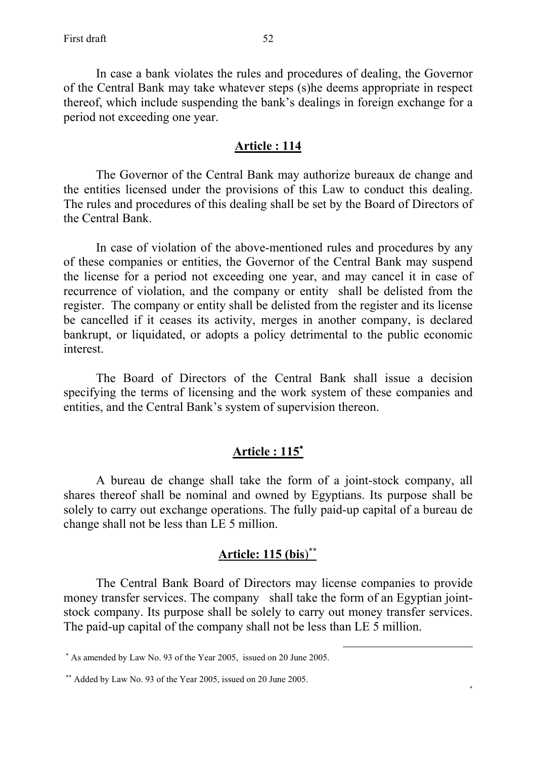In case a bank violates the rules and procedures of dealing, the Governor of the Central Bank may take whatever steps (s)he deems appropriate in respect thereof, which include suspending the bank's dealings in foreign exchange for a period not exceeding one year.

## Article : 114

The Governor of the Central Bank may authorize bureaux de change and the entities licensed under the provisions of this Law to conduct this dealing. The rules and procedures of this dealing shall be set by the Board of Directors of the Central Bank.

In case of violation of the above-mentioned rules and procedures by any of these companies or entities, the Governor of the Central Bank may suspend the license for a period not exceeding one year, and may cancel it in case of recurrence of violation, and the company or entity shall be delisted from the register. The company or entity shall be delisted from the register and its license be cancelled if it ceases its activity, merges in another company, is declared bankrupt, or liquidated, or adopts a policy detrimental to the public economic interest.

The Board of Directors of the Central Bank shall issue a decision specifying the terms of licensing and the work system of these companies and entities, and the Central Bank's system of supervision thereon.

## Article : 115*

A bureau de change shall take the form of a joint-stock company, all shares thereof shall be nominal and owned by Egyptians. Its purpose shall be solely to carry out exchange operations. The fully paid-up capital of a bureau de change shall not be less than LE 5 million.

## Article: 115 (bis)**

The Central Bank Board of Directors may license companies to provide money transfer services. The company shall take the form of an Egyptian joint-stock company. Its purpose shall be solely to carry out money transfer services. The paid-up capital of the company shall not be less than LE 5 million.

---

* As amended by Law No. 93 of the Year 2005, issued on 20 June 2005.

** Added by Law No. 93 of the Year 2005, issued on 20 June 2005.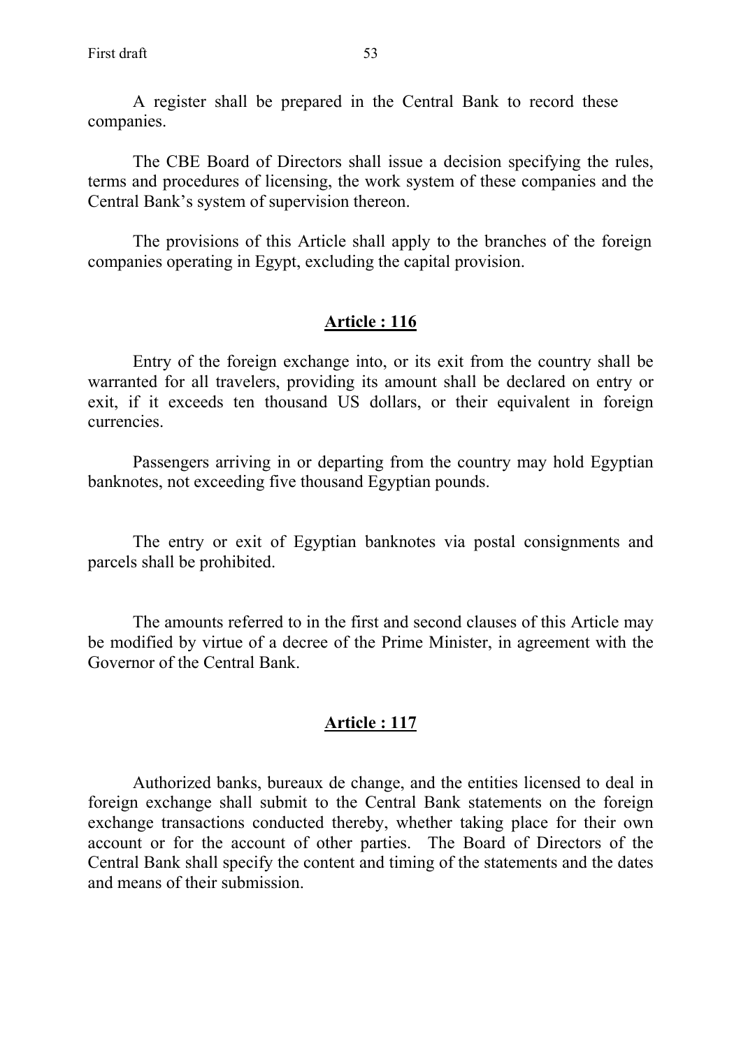A register shall be prepared in the Central Bank to record these companies.

The CBE Board of Directors shall issue a decision specifying the rules, terms and procedures of licensing, the work system of these companies and the Central Bank's system of supervision thereon.

The provisions of this Article shall apply to the branches of the foreign companies operating in Egypt, excluding the capital provision.

## Article : 116

Entry of the foreign exchange into, or its exit from the country shall be warranted for all travelers, providing its amount shall be declared on entry or exit, if it exceeds ten thousand US dollars, or their equivalent in foreign currencies.

Passengers arriving in or departing from the country may hold Egyptian banknotes, not exceeding five thousand Egyptian pounds.

The entry or exit of Egyptian banknotes via postal consignments and parcels shall be prohibited.

The amounts referred to in the first and second clauses of this Article may be modified by virtue of a decree of the Prime Minister, in agreement with the Governor of the Central Bank.

## Article : 117

Authorized banks, bureaux de change, and the entities licensed to deal in foreign exchange shall submit to the Central Bank statements on the foreign exchange transactions conducted thereby, whether taking place for their own account or for the account of other parties. The Board of Directors of the Central Bank shall specify the content and timing of the statements and the dates and means of their submission.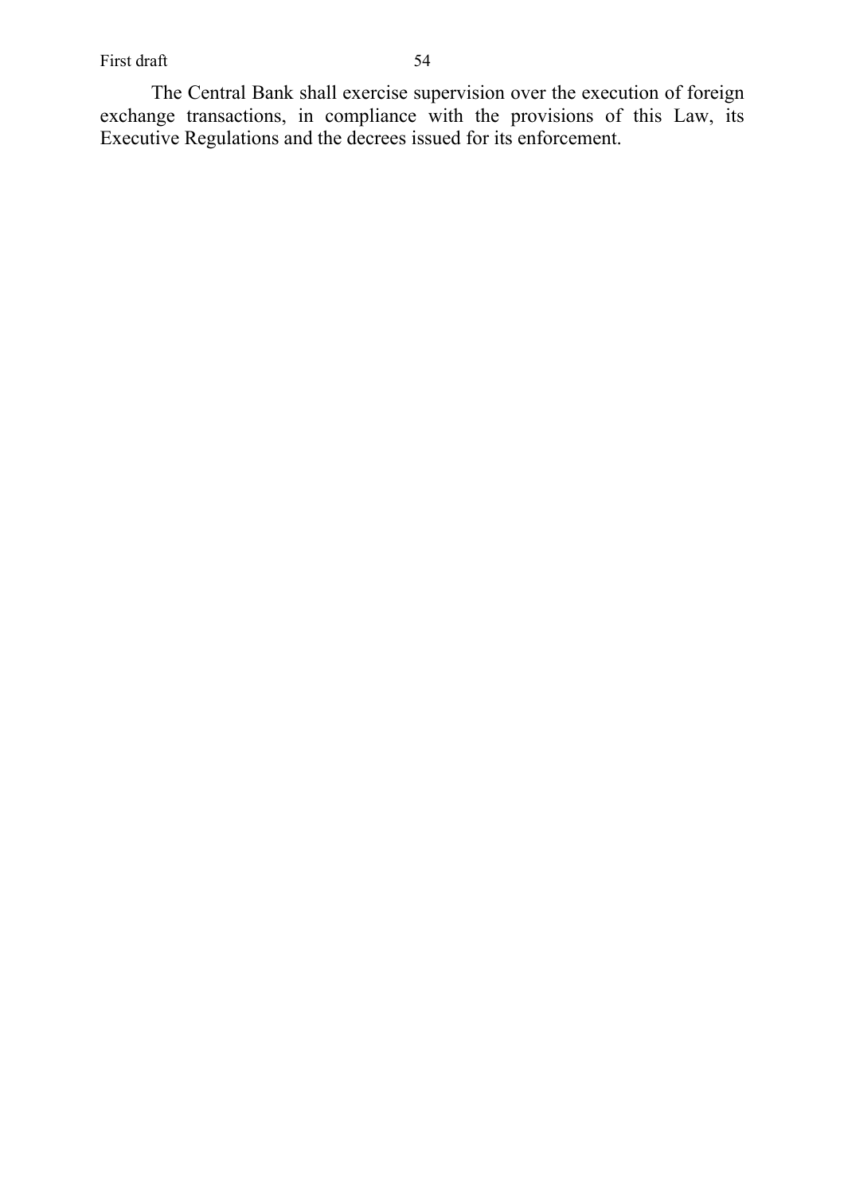The Central Bank shall exercise supervision over the execution of foreign exchange transactions, in compliance with the provisions of this Law, its Executive Regulations and the decrees issued for its enforcement.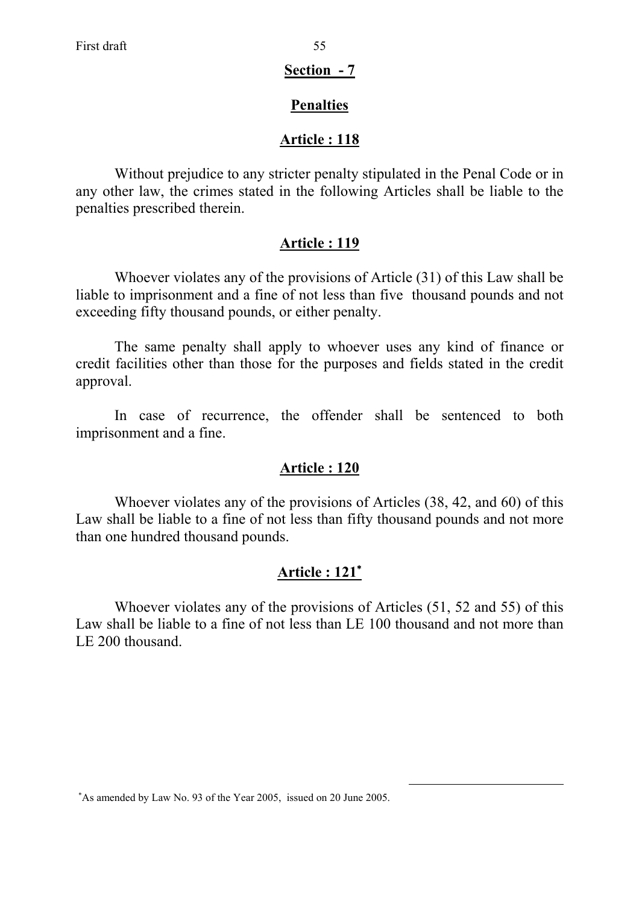## Section - 7

## Penalties

### Article : 118

Without prejudice to any stricter penalty stipulated in the Penal Code or in any other law, the crimes stated in the following Articles shall be liable to the penalties prescribed therein.

### Article : 119

Whoever violates any of the provisions of Article (31) of this Law shall be liable to imprisonment and a fine of not less than five thousand pounds and not exceeding fifty thousand pounds, or either penalty.

The same penalty shall apply to whoever uses any kind of finance or credit facilities other than those for the purposes and fields stated in the credit approval.

In case of recurrence, the offender shall be sentenced to both imprisonment and a fine.

### Article : 120

Whoever violates any of the provisions of Articles (38, 42, and 60) of this Law shall be liable to a fine of not less than fifty thousand pounds and not more than one hundred thousand pounds.

### Article : 121[*]

Whoever violates any of the provisions of Articles (51, 52 and 55) of this Law shall be liable to a fine of not less than LE 100 thousand and not more than LE 200 thousand.

---

[*] As amended by Law No. 93 of the Year 2005, issued on 20 June 2005.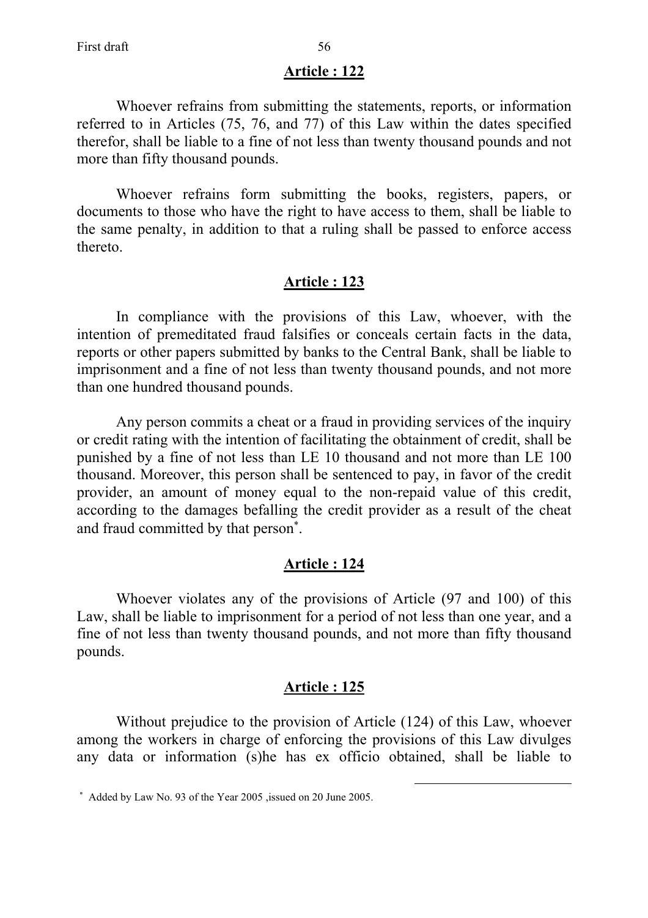## Article : 122

Whoever refrains from submitting the statements, reports, or information referred to in Articles (75, 76, and 77) of this Law within the dates specified therefor, shall be liable to a fine of not less than twenty thousand pounds and not more than fifty thousand pounds.

Whoever refrains form submitting the books, registers, papers, or documents to those who have the right to have access to them, shall be liable to the same penalty, in addition to that a ruling shall be passed to enforce access thereto.

## Article : 123

In compliance with the provisions of this Law, whoever, with the intention of premeditated fraud falsifies or conceals certain facts in the data, reports or other papers submitted by banks to the Central Bank, shall be liable to imprisonment and a fine of not less than twenty thousand pounds, and not more than one hundred thousand pounds.

Any person commits a cheat or a fraud in providing services of the inquiry or credit rating with the intention of facilitating the obtainment of credit, shall be punished by a fine of not less than LE 10 thousand and not more than LE 100 thousand. Moreover, this person shall be sentenced to pay, in favor of the credit provider, an amount of money equal to the non-repaid value of this credit, according to the damages befalling the credit provider as a result of the cheat and fraud committed by that person[*].

## Article : 124

Whoever violates any of the provisions of Article (97 and 100) of this Law, shall be liable to imprisonment for a period of not less than one year, and a fine of not less than twenty thousand pounds, and not more than fifty thousand pounds.

## Article : 125

Without prejudice to the provision of Article (124) of this Law, whoever among the workers in charge of enforcing the provisions of this Law divulges any data or information (s)he has ex officio obtained, shall be liable to

---

[*] Added by Law No. 93 of the Year 2005 ,issued on 20 June 2005.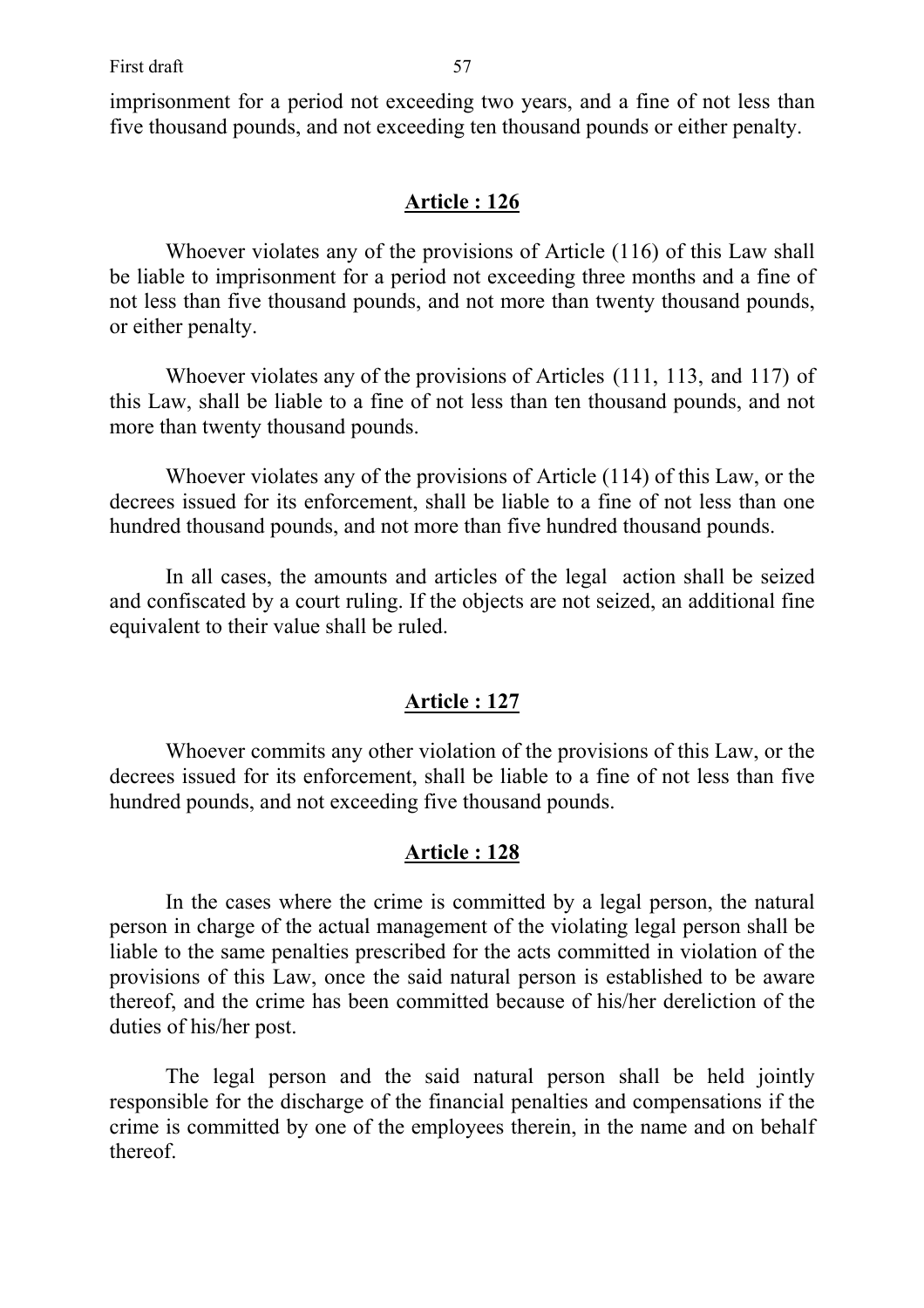imprisonment for a period not exceeding two years, and a fine of not less than five thousand pounds, and not exceeding ten thousand pounds or either penalty.

## Article : 126

Whoever violates any of the provisions of Article (116) of this Law shall be liable to imprisonment for a period not exceeding three months and a fine of not less than five thousand pounds, and not more than twenty thousand pounds, or either penalty.

Whoever violates any of the provisions of Articles (111, 113, and 117) of this Law, shall be liable to a fine of not less than ten thousand pounds, and not more than twenty thousand pounds.

Whoever violates any of the provisions of Article (114) of this Law, or the decrees issued for its enforcement, shall be liable to a fine of not less than one hundred thousand pounds, and not more than five hundred thousand pounds.

In all cases, the amounts and articles of the legal action shall be seized and confiscated by a court ruling. If the objects are not seized, an additional fine equivalent to their value shall be ruled.

## Article : 127

Whoever commits any other violation of the provisions of this Law, or the decrees issued for its enforcement, shall be liable to a fine of not less than five hundred pounds, and not exceeding five thousand pounds.

## Article : 128

In the cases where the crime is committed by a legal person, the natural person in charge of the actual management of the violating legal person shall be liable to the same penalties prescribed for the acts committed in violation of the provisions of this Law, once the said natural person is established to be aware thereof, and the crime has been committed because of his/her dereliction of the duties of his/her post.

The legal person and the said natural person shall be held jointly responsible for the discharge of the financial penalties and compensations if the crime is committed by one of the employees therein, in the name and on behalf thereof.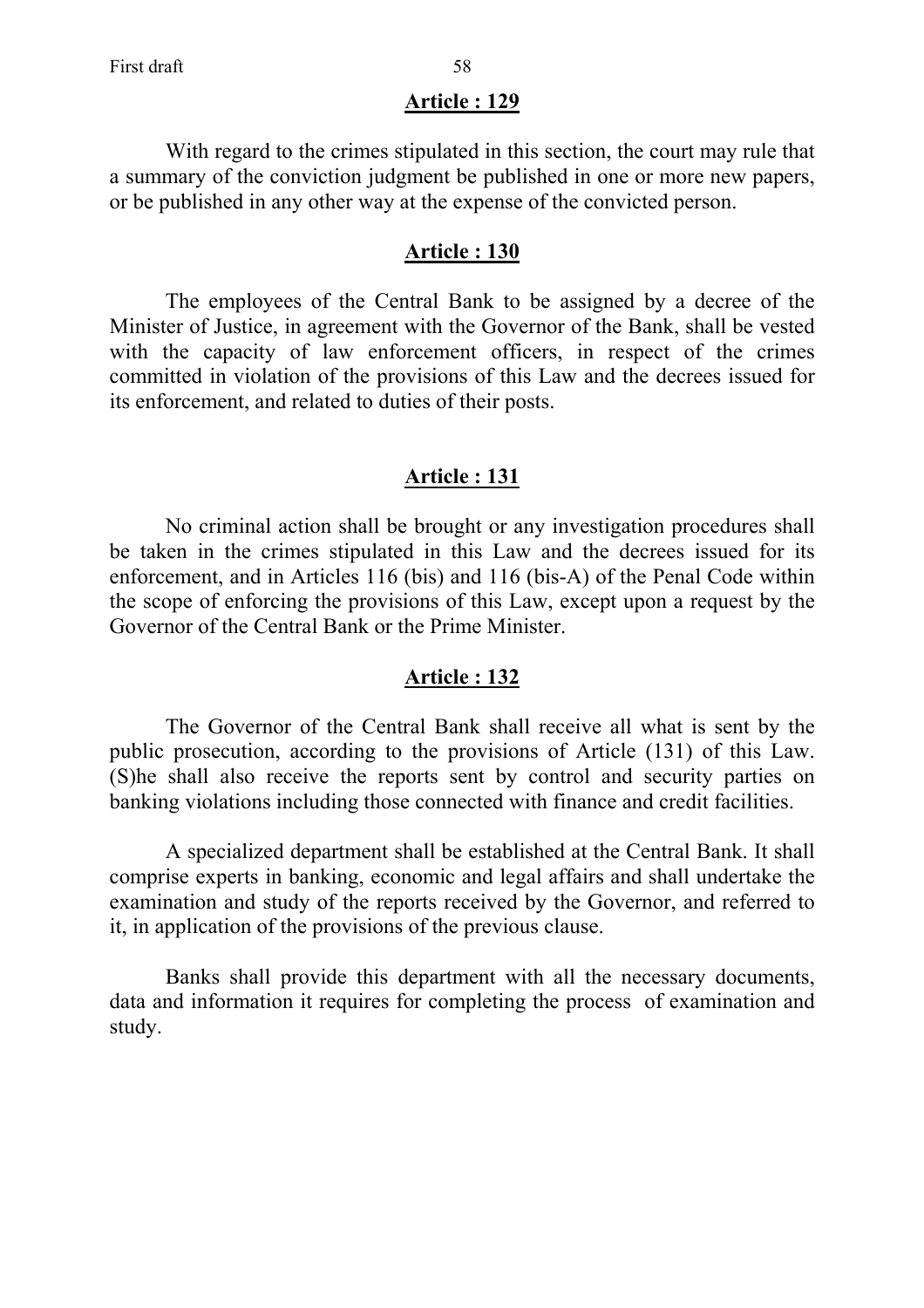## Article : 129

With regard to the crimes stipulated in this section, the court may rule that a summary of the conviction judgment be published in one or more new papers, or be published in any other way at the expense of the convicted person.

## Article : 130

The employees of the Central Bank to be assigned by a decree of the Minister of Justice, in agreement with the Governor of the Bank, shall be vested with the capacity of law enforcement officers, in respect of the crimes committed in violation of the provisions of this Law and the decrees issued for its enforcement, and related to duties of their posts.

## Article : 131

No criminal action shall be brought or any investigation procedures shall be taken in the crimes stipulated in this Law and the decrees issued for its enforcement, and in Articles 116 (bis) and 116 (bis-A) of the Penal Code within the scope of enforcing the provisions of this Law, except upon a request by the Governor of the Central Bank or the Prime Minister.

## Article : 132

The Governor of the Central Bank shall receive all what is sent by the public prosecution, according to the provisions of Article (131) of this Law. (S)he shall also receive the reports sent by control and security parties on banking violations including those connected with finance and credit facilities.

A specialized department shall be established at the Central Bank. It shall comprise experts in banking, economic and legal affairs and shall undertake the examination and study of the reports received by the Governor, and referred to it, in application of the provisions of the previous clause.

Banks shall provide this department with all the necessary documents, data and information it requires for completing the process of examination and study.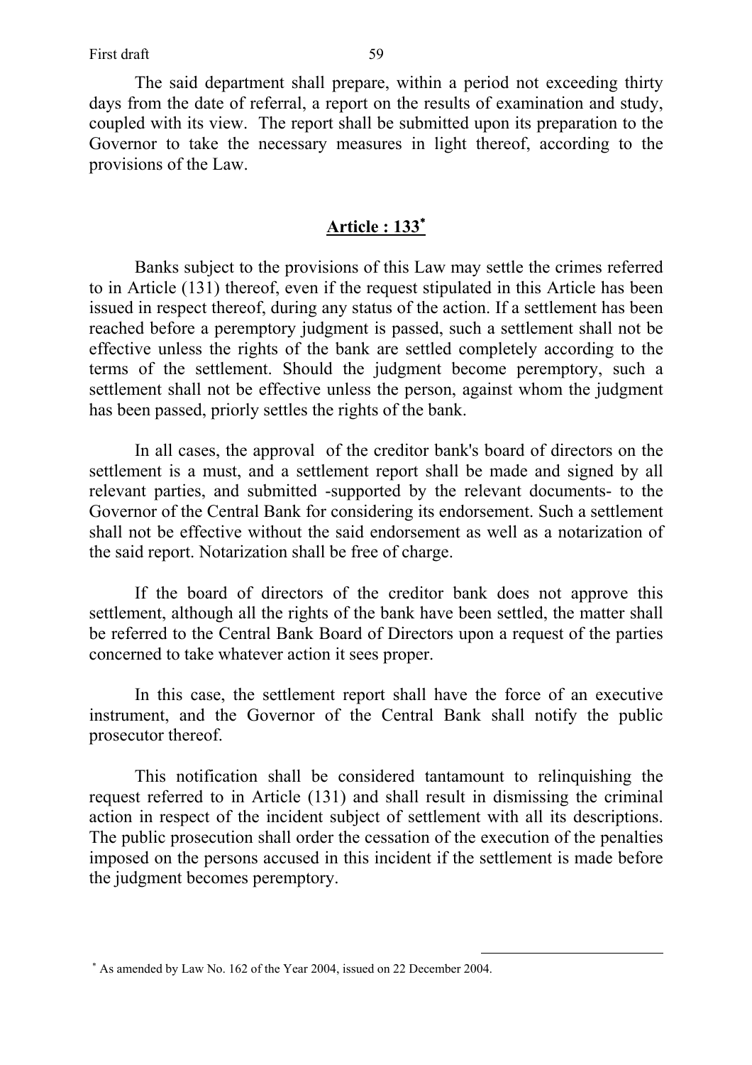The said department shall prepare, within a period not exceeding thirty days from the date of referral, a report on the results of examination and study, coupled with its view. The report shall be submitted upon its preparation to the Governor to take the necessary measures in light thereof, according to the provisions of the Law.

## Article : 133*

Banks subject to the provisions of this Law may settle the crimes referred to in Article (131) thereof, even if the request stipulated in this Article has been issued in respect thereof, during any status of the action. If a settlement has been reached before a peremptory judgment is passed, such a settlement shall not be effective unless the rights of the bank are settled completely according to the terms of the settlement. Should the judgment become peremptory, such a settlement shall not be effective unless the person, against whom the judgment has been passed, priorly settles the rights of the bank.

In all cases, the approval of the creditor bank's board of directors on the settlement is a must, and a settlement report shall be made and signed by all relevant parties, and submitted -supported by the relevant documents- to the Governor of the Central Bank for considering its endorsement. Such a settlement shall not be effective without the said endorsement as well as a notarization of the said report. Notarization shall be free of charge.

If the board of directors of the creditor bank does not approve this settlement, although all the rights of the bank have been settled, the matter shall be referred to the Central Bank Board of Directors upon a request of the parties concerned to take whatever action it sees proper.

In this case, the settlement report shall have the force of an executive instrument, and the Governor of the Central Bank shall notify the public prosecutor thereof.

This notification shall be considered tantamount to relinquishing the request referred to in Article (131) and shall result in dismissing the criminal action in respect of the incident subject of settlement with all its descriptions. The public prosecution shall order the cessation of the execution of the penalties imposed on the persons accused in this incident if the settlement is made before the judgment becomes peremptory.

---

* As amended by Law No. 162 of the Year 2004, issued on 22 December 2004.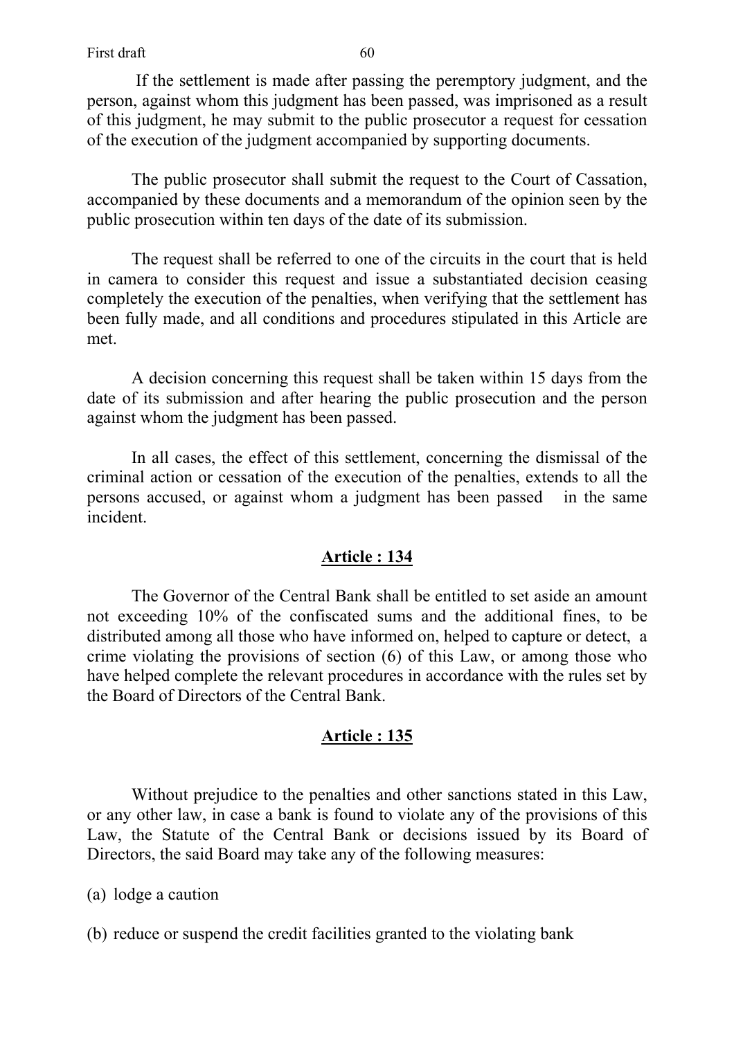If the settlement is made after passing the peremptory judgment, and the person, against whom this judgment has been passed, was imprisoned as a result of this judgment, he may submit to the public prosecutor a request for cessation of the execution of the judgment accompanied by supporting documents.

The public prosecutor shall submit the request to the Court of Cassation, accompanied by these documents and a memorandum of the opinion seen by the public prosecution within ten days of the date of its submission.

The request shall be referred to one of the circuits in the court that is held in camera to consider this request and issue a substantiated decision ceasing completely the execution of the penalties, when verifying that the settlement has been fully made, and all conditions and procedures stipulated in this Article are met.

A decision concerning this request shall be taken within 15 days from the date of its submission and after hearing the public prosecution and the person against whom the judgment has been passed.

In all cases, the effect of this settlement, concerning the dismissal of the criminal action or cessation of the execution of the penalties, extends to all the persons accused, or against whom a judgment has been passed in the same incident.

## Article : 134

The Governor of the Central Bank shall be entitled to set aside an amount not exceeding 10% of the confiscated sums and the additional fines, to be distributed among all those who have informed on, helped to capture or detect, a crime violating the provisions of section (6) of this Law, or among those who have helped complete the relevant procedures in accordance with the rules set by the Board of Directors of the Central Bank.

## Article : 135

Without prejudice to the penalties and other sanctions stated in this Law, or any other law, in case a bank is found to violate any of the provisions of this Law, the Statute of the Central Bank or decisions issued by its Board of Directors, the said Board may take any of the following measures:

(a) lodge a caution

(b) reduce or suspend the credit facilities granted to the violating bank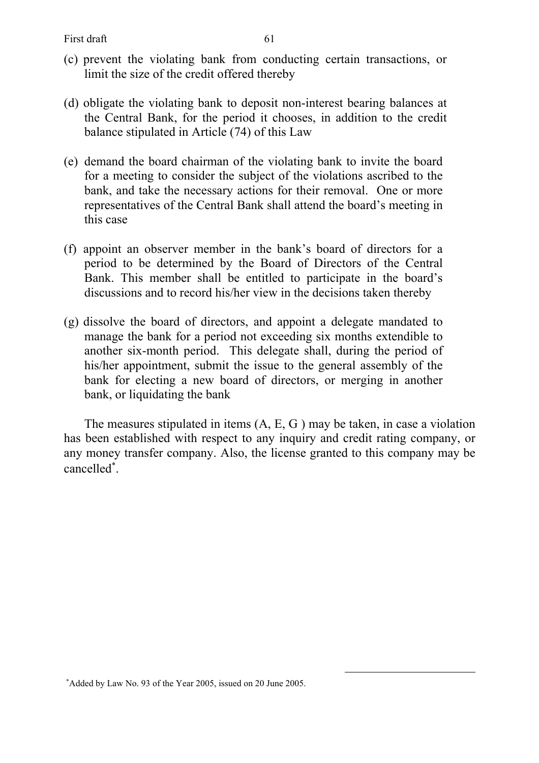(c) prevent the violating bank from conducting certain transactions, or limit the size of the credit offered thereby

(d) obligate the violating bank to deposit non-interest bearing balances at the Central Bank, for the period it chooses, in addition to the credit balance stipulated in Article (74) of this Law

(e) demand the board chairman of the violating bank to invite the board for a meeting to consider the subject of the violations ascribed to the bank, and take the necessary actions for their removal. One or more representatives of the Central Bank shall attend the board's meeting in this case

(f) appoint an observer member in the bank's board of directors for a period to be determined by the Board of Directors of the Central Bank. This member shall be entitled to participate in the board's discussions and to record his/her view in the decisions taken thereby

(g) dissolve the board of directors, and appoint a delegate mandated to manage the bank for a period not exceeding six months extendible to another six-month period. This delegate shall, during the period of his/her appointment, submit the issue to the general assembly of the bank for electing a new board of directors, or merging in another bank, or liquidating the bank

The measures stipulated in items (A, E, G ) may be taken, in case a violation has been established with respect to any inquiry and credit rating company, or any money transfer company. Also, the license granted to this company may be cancelled*.

---

*Added by Law No. 93 of the Year 2005, issued on 20 June 2005.